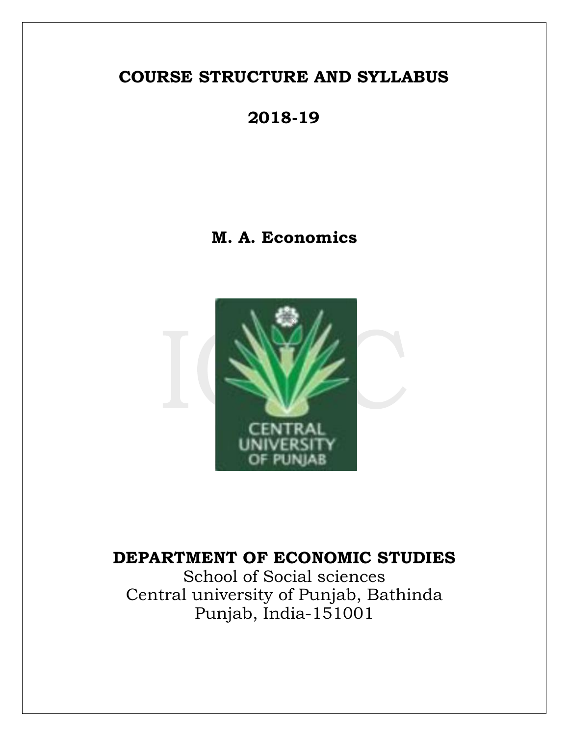# COURSE STRUCTURE AND SYLLABUS

# 2018-19

## M. A. Economics

## DEPARTMENT OF ECONOMIC STUDIES

School of Social sciences
Central university of Punjab, Bathinda
Punjab, India-151001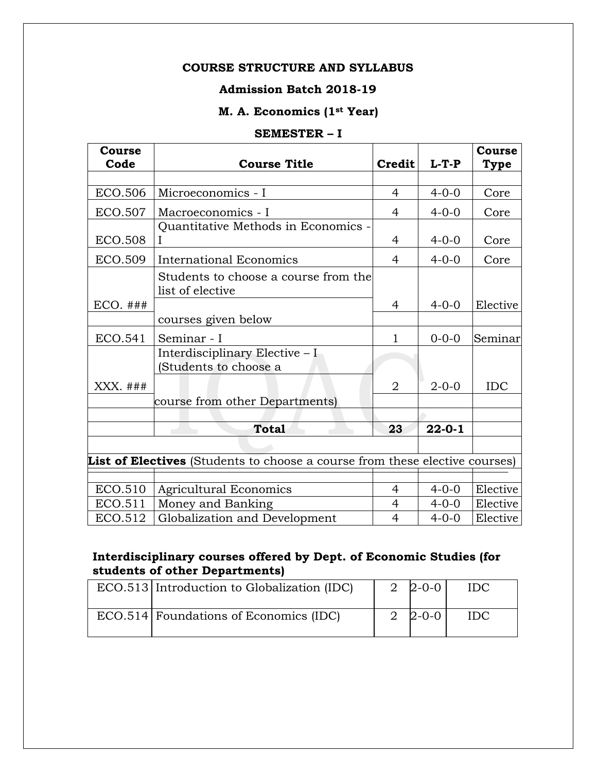**COURSE STRUCTURE AND SYLLABUS**

**Admission Batch 2018-19**

**M. A. Economics (1st Year)**

**SEMESTER – I**

| Course Code | Course Title | Credit | L-T-P | Course Type |
|---|---|---|---|---|
| ECO.506 | Microeconomics - I | 4 | 4-0-0 | Core |
| ECO.507 | Macroeconomics - I | 4 | 4-0-0 | Core |
| ECO.508 | Quantitative Methods in Economics - I | 4 | 4-0-0 | Core |
| ECO.509 | International Economics | 4 | 4-0-0 | Core |
| ECO. ### | Students to choose a course from the list of elective courses given below | 4 | 4-0-0 | Elective |
| ECO.541 | Seminar - I | 1 | 0-0-0 | Seminar |
| XXX. ### | Interdisciplinary Elective – I (Students to choose a course from other Departments) | 2 | 2-0-0 | IDC |
| | **Total** | **23** | **22-0-1** | |

**List of Electives** (Students to choose a course from these elective courses)

| Course Code | Course Title | Credit | L-T-P | Course Type |
|---|---|---|---|---|
| ECO.510 | Agricultural Economics | 4 | 4-0-0 | Elective |
| ECO.511 | Money and Banking | 4 | 4-0-0 | Elective |
| ECO.512 | Globalization and Development | 4 | 4-0-0 | Elective |

**Interdisciplinary courses offered by Dept. of Economic Studies (for students of other Departments)**

| Course Code | Course Title | Credit | L-T-P | Course Type |
|---|---|---|---|---|
| ECO.513 | Introduction to Globalization (IDC) | 2 | 2-0-0 | IDC |
| ECO.514 | Foundations of Economics (IDC) | 2 | 2-0-0 | IDC |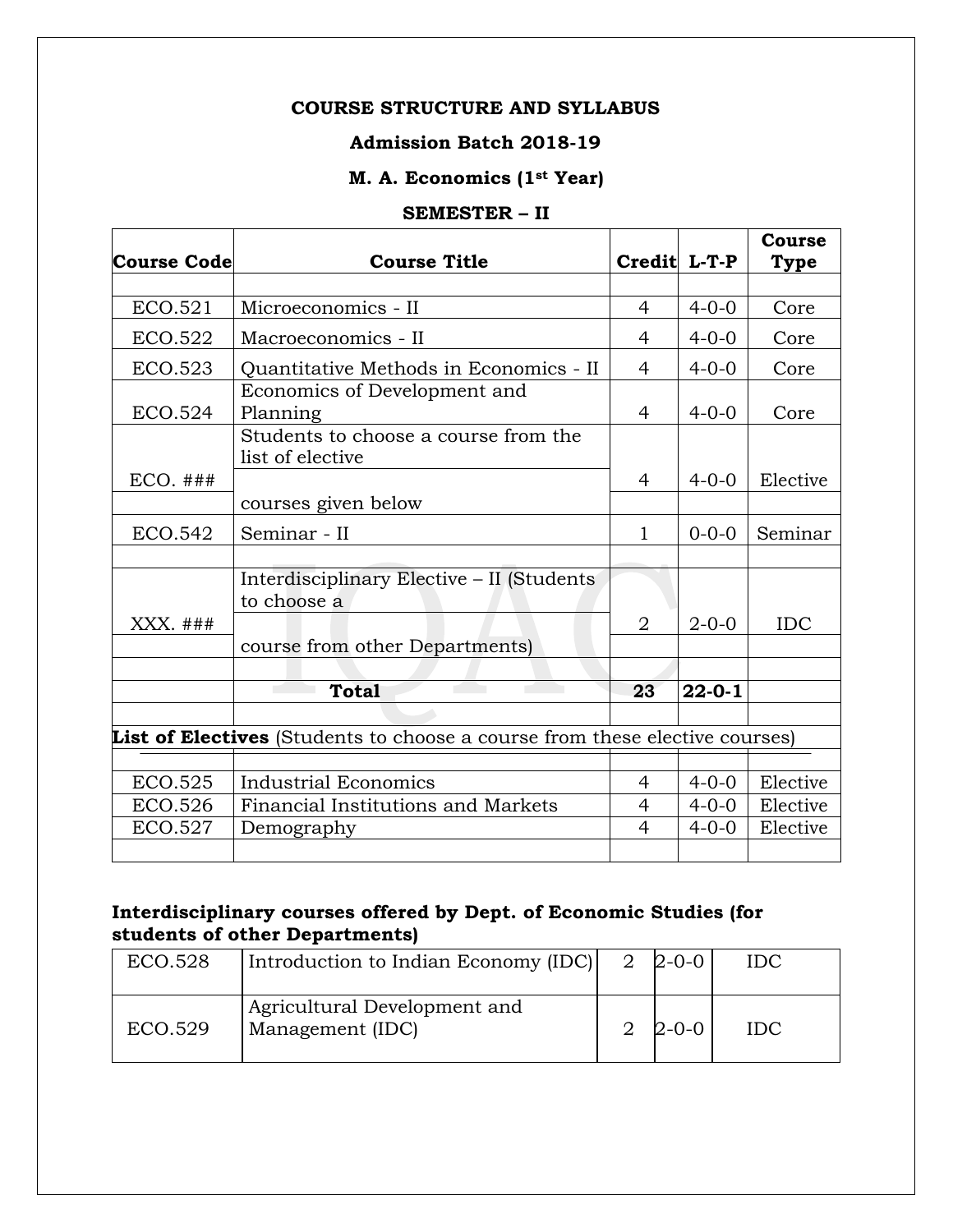**COURSE STRUCTURE AND SYLLABUS**

**Admission Batch 2018-19**

**M. A. Economics (1st Year)**

**SEMESTER – II**

| Course Code | Course Title | Credit | L-T-P | Course Type |
|---|---|---|---|---|
| ECO.521 | Microeconomics - II | 4 | 4-0-0 | Core |
| ECO.522 | Macroeconomics - II | 4 | 4-0-0 | Core |
| ECO.523 | Quantitative Methods in Economics - II | 4 | 4-0-0 | Core |
| ECO.524 | Economics of Development and Planning | 4 | 4-0-0 | Core |
| ECO. ### | Students to choose a course from the list of elective courses given below | 4 | 4-0-0 | Elective |
| ECO.542 | Seminar - II | 1 | 0-0-0 | Seminar |
| XXX. ### | Interdisciplinary Elective – II (Students to choose a course from other Departments) | 2 | 2-0-0 | IDC |
| | **Total** | **23** | **22-0-1** | |

**List of Electives** (Students to choose a course from these elective courses)

| Course Code | Course Title | Credit | L-T-P | Course Type |
|---|---|---|---|---|
| ECO.525 | Industrial Economics | 4 | 4-0-0 | Elective |
| ECO.526 | Financial Institutions and Markets | 4 | 4-0-0 | Elective |
| ECO.527 | Demography | 4 | 4-0-0 | Elective |

**Interdisciplinary courses offered by Dept. of Economic Studies (for students of other Departments)**

| Course Code | Course Title | Credit | L-T-P | Course Type |
|---|---|---|---|---|
| ECO.528 | Introduction to Indian Economy (IDC) | 2 | 2-0-0 | IDC |
| ECO.529 | Agricultural Development and Management (IDC) | 2 | 2-0-0 | IDC |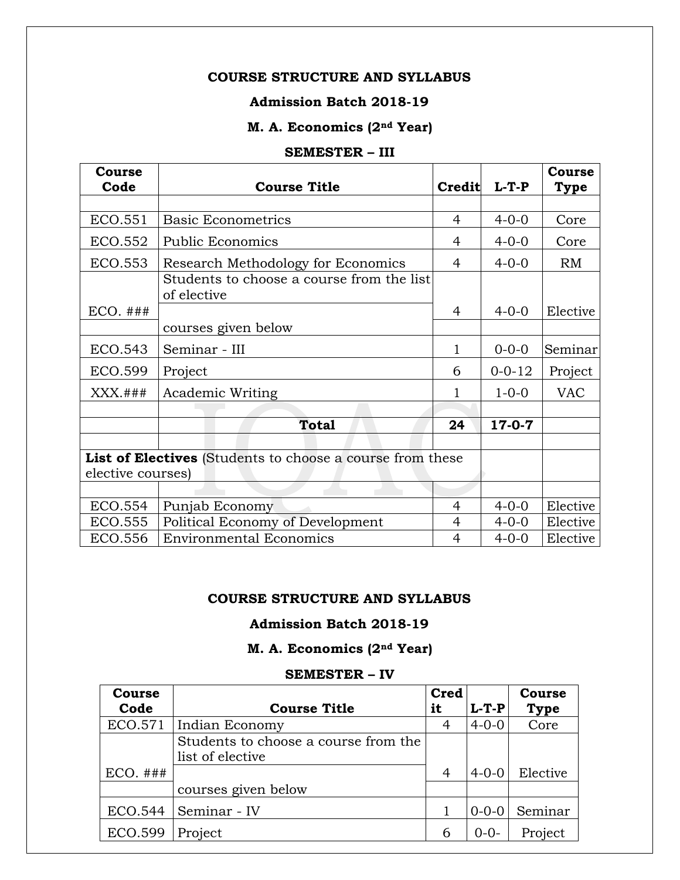**COURSE STRUCTURE AND SYLLABUS**

**Admission Batch 2018-19**

**M. A. Economics (2nd Year)**

**SEMESTER – III**

| Course Code | Course Title | Credit | L-T-P | Course Type |
|---|---|---|---|---|
| | | | | |
| ECO.551 | Basic Econometrics | 4 | 4-0-0 | Core |
| ECO.552 | Public Economics | 4 | 4-0-0 | Core |
| ECO.553 | Research Methodology for Economics | 4 | 4-0-0 | RM |
| ECO. ### | Students to choose a course from the list of elective courses given below | 4 | 4-0-0 | Elective |
| ECO.543 | Seminar - III | 1 | 0-0-0 | Seminar |
| ECO.599 | Project | 6 | 0-0-12 | Project |
| XXX.### | Academic Writing | 1 | 1-0-0 | VAC |
| | | | | |
| | **Total** | **24** | **17-0-7** | |
| | | | | |
| **List of Electives** (Students to choose a course from these elective courses) | | | | |
| | | | | |
| ECO.554 | Punjab Economy | 4 | 4-0-0 | Elective |
| ECO.555 | Political Economy of Development | 4 | 4-0-0 | Elective |
| ECO.556 | Environmental Economics | 4 | 4-0-0 | Elective |

**COURSE STRUCTURE AND SYLLABUS**

**Admission Batch 2018-19**

**M. A. Economics (2nd Year)**

**SEMESTER – IV**

| Course Code | Course Title | Credit | L-T-P | Course Type |
|---|---|---|---|---|
| ECO.571 | Indian Economy | 4 | 4-0-0 | Core |
| ECO. ### | Students to choose a course from the list of elective courses given below | 4 | 4-0-0 | Elective |
| ECO.544 | Seminar - IV | 1 | 0-0-0 | Seminar |
| ECO.599 | Project | 6 | 0-0- | Project |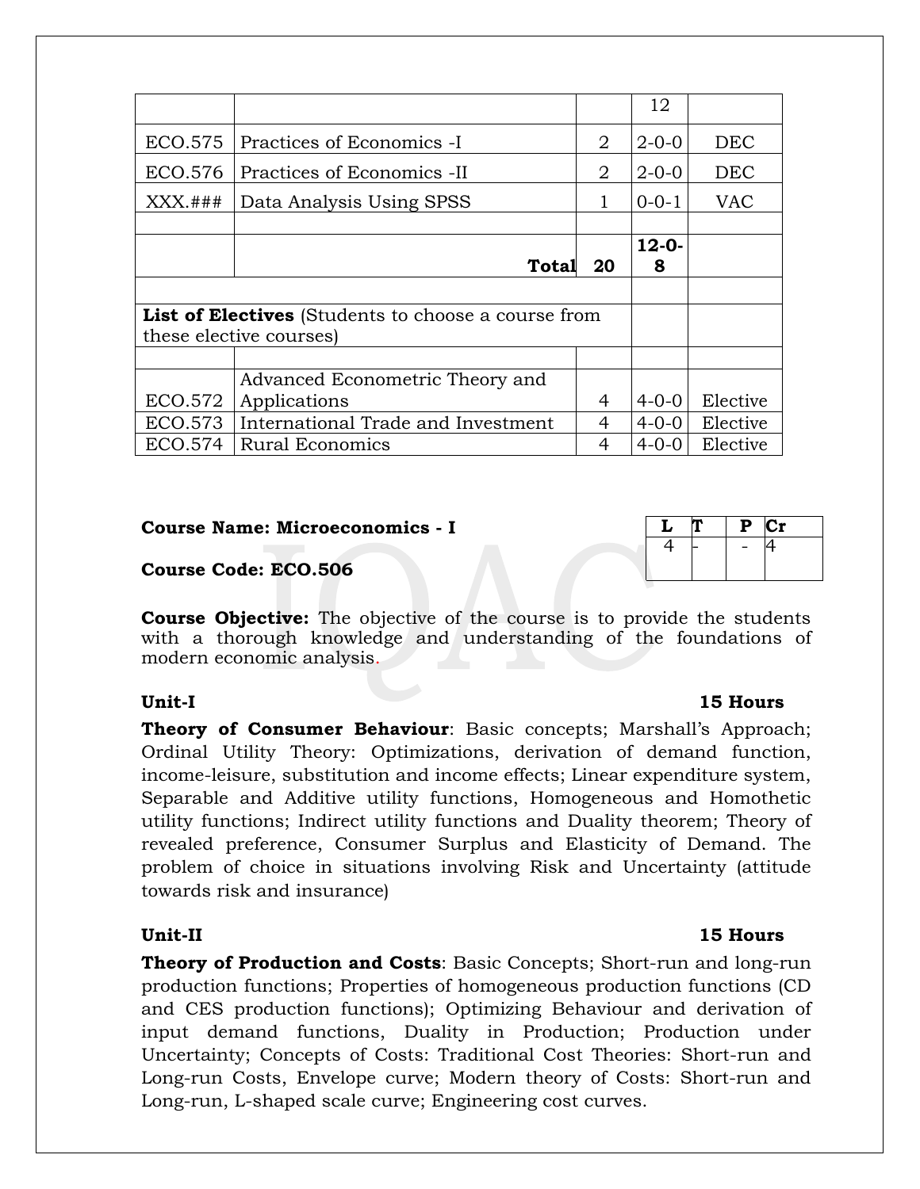| | | | 12 | |
|---|---|---|---|---|
| ECO.575 | Practices of Economics -I | 2 | 2-0-0 | DEC |
| ECO.576 | Practices of Economics -II | 2 | 2-0-0 | DEC |
| XXX.### | Data Analysis Using SPSS | 1 | 0-0-1 | VAC |
| | | | | |
| | **Total** | **20** | **12-0-8** | |
| | | | | |
| **List of Electives** (Students to choose a course from these elective courses) | | | | |
| | | | | |
| ECO.572 | Advanced Econometric Theory and Applications | 4 | 4-0-0 | Elective |
| ECO.573 | International Trade and Investment | 4 | 4-0-0 | Elective |
| ECO.574 | Rural Economics | 4 | 4-0-0 | Elective |

**Course Name: Microeconomics - I**

**Course Code: ECO.506**

| L | T | P | Cr |
|---|---|---|---|
| 4 | - | - | 4 |

**Course Objective:** The objective of the course is to provide the students with a thorough knowledge and understanding of the foundations of modern economic analysis.

**Unit-I** **15 Hours**

**Theory of Consumer Behaviour**: Basic concepts; Marshall's Approach; Ordinal Utility Theory: Optimizations, derivation of demand function, income-leisure, substitution and income effects; Linear expenditure system, Separable and Additive utility functions, Homogeneous and Homothetic utility functions; Indirect utility functions and Duality theorem; Theory of revealed preference, Consumer Surplus and Elasticity of Demand. The problem of choice in situations involving Risk and Uncertainty (attitude towards risk and insurance)

**Unit-II** **15 Hours**

**Theory of Production and Costs**: Basic Concepts; Short-run and long-run production functions; Properties of homogeneous production functions (CD and CES production functions); Optimizing Behaviour and derivation of input demand functions, Duality in Production; Production under Uncertainty; Concepts of Costs: Traditional Cost Theories: Short-run and Long-run Costs, Envelope curve; Modern theory of Costs: Short-run and Long-run, L-shaped scale curve; Engineering cost curves.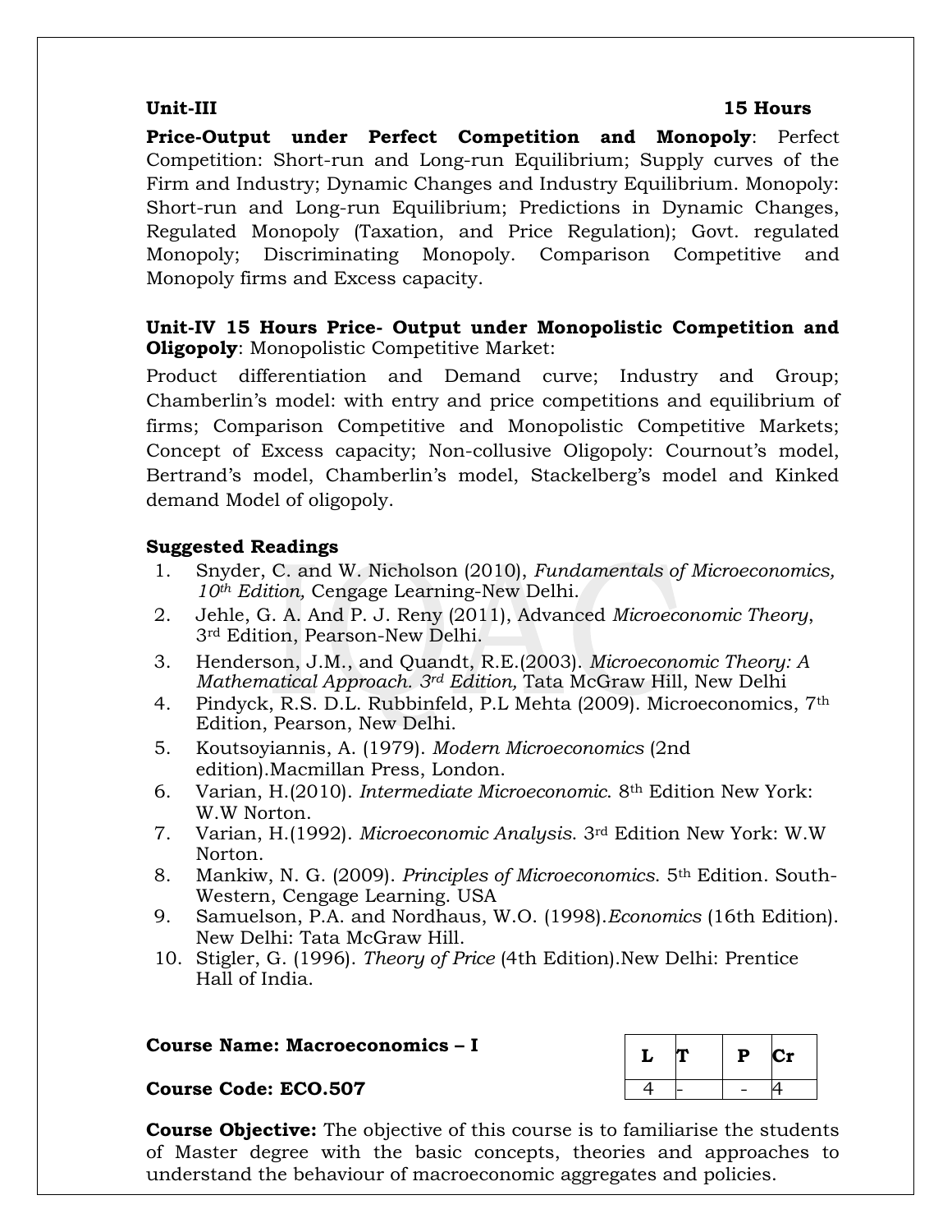**Unit-III** **15 Hours**

**Price-Output under Perfect Competition and Monopoly**: Perfect Competition: Short-run and Long-run Equilibrium; Supply curves of the Firm and Industry; Dynamic Changes and Industry Equilibrium. Monopoly: Short-run and Long-run Equilibrium; Predictions in Dynamic Changes, Regulated Monopoly (Taxation, and Price Regulation); Govt. regulated Monopoly; Discriminating Monopoly. Comparison Competitive and Monopoly firms and Excess capacity.

**Unit-IV 15 Hours Price- Output under Monopolistic Competition and Oligopoly**: Monopolistic Competitive Market:

Product differentiation and Demand curve; Industry and Group; Chamberlin's model: with entry and price competitions and equilibrium of firms; Comparison Competitive and Monopolistic Competitive Markets; Concept of Excess capacity; Non-collusive Oligopoly: Cournout's model, Bertrand's model, Chamberlin's model, Stackelberg's model and Kinked demand Model of oligopoly.

**Suggested Readings**

1. Snyder, C. and W. Nicholson (2010), *Fundamentals of Microeconomics, 10th Edition,* Cengage Learning-New Delhi.
2. Jehle, G. A. And P. J. Reny (2011), Advanced *Microeconomic Theory*, 3rd Edition, Pearson-New Delhi.
3. Henderson, J.M., and Quandt, R.E.(2003). *Microeconomic Theory: A Mathematical Approach. 3rd Edition,* Tata McGraw Hill, New Delhi
4. Pindyck, R.S. D.L. Rubbinfeld, P.L Mehta (2009). Microeconomics, 7th Edition, Pearson, New Delhi.
5. Koutsoyiannis, A. (1979). *Modern Microeconomics* (2nd edition).Macmillan Press, London.
6. Varian, H.(2010). *Intermediate Microeconomic.* 8th Edition New York: W.W Norton.
7. Varian, H.(1992). *Microeconomic Analysis.* 3rd Edition New York: W.W Norton.
8. Mankiw, N. G. (2009). *Principles of Microeconomics.* 5th Edition. South-Western, Cengage Learning. USA
9. Samuelson, P.A. and Nordhaus, W.O. (1998).*Economics* (16th Edition). New Delhi: Tata McGraw Hill.
10. Stigler, G. (1996). *Theory of Price* (4th Edition).New Delhi: Prentice Hall of India.

**Course Name: Macroeconomics – I**

**Course Code: ECO.507**

| L | T | P | Cr |
|---|---|---|---|
| 4 | - | - | 4 |

**Course Objective:** The objective of this course is to familiarise the students of Master degree with the basic concepts, theories and approaches to understand the behaviour of macroeconomic aggregates and policies.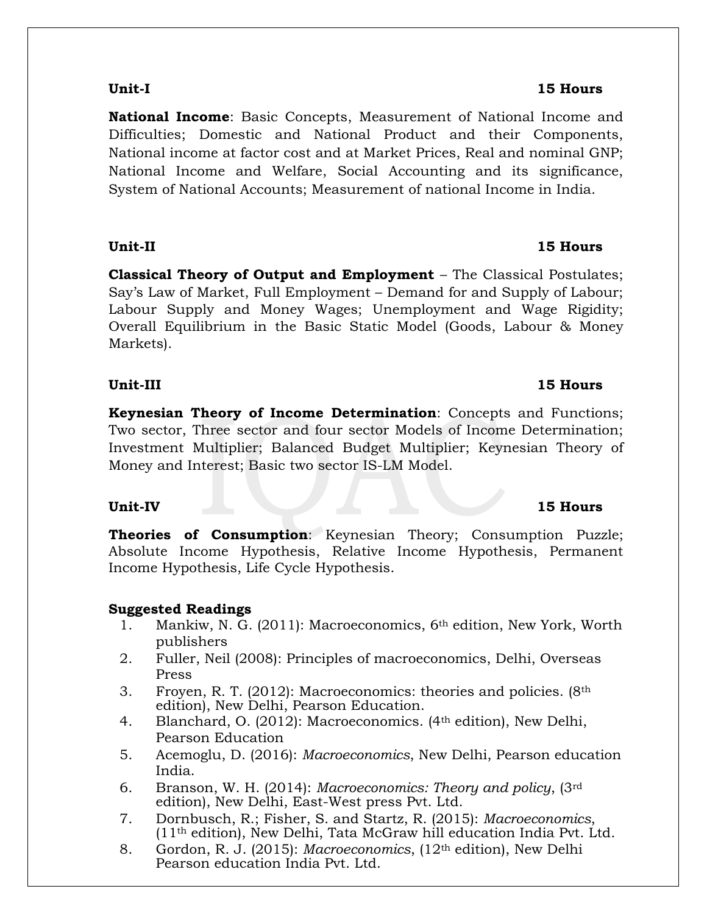**Unit-I** **15 Hours**

**National Income**: Basic Concepts, Measurement of National Income and Difficulties; Domestic and National Product and their Components, National income at factor cost and at Market Prices, Real and nominal GNP; National Income and Welfare, Social Accounting and its significance, System of National Accounts; Measurement of national Income in India.

**Unit-II** **15 Hours**

**Classical Theory of Output and Employment** – The Classical Postulates; Say's Law of Market, Full Employment – Demand for and Supply of Labour; Labour Supply and Money Wages; Unemployment and Wage Rigidity; Overall Equilibrium in the Basic Static Model (Goods, Labour & Money Markets).

**Unit-III** **15 Hours**

**Keynesian Theory of Income Determination**: Concepts and Functions; Two sector, Three sector and four sector Models of Income Determination; Investment Multiplier; Balanced Budget Multiplier; Keynesian Theory of Money and Interest; Basic two sector IS-LM Model.

**Unit-IV** **15 Hours**

**Theories of Consumption**: Keynesian Theory; Consumption Puzzle; Absolute Income Hypothesis, Relative Income Hypothesis, Permanent Income Hypothesis, Life Cycle Hypothesis.

**Suggested Readings**

1. Mankiw, N. G. (2011): Macroeconomics, 6th edition, New York, Worth publishers
2. Fuller, Neil (2008): Principles of macroeconomics, Delhi, Overseas Press
3. Froyen, R. T. (2012): Macroeconomics: theories and policies. (8th edition), New Delhi, Pearson Education.
4. Blanchard, O. (2012): Macroeconomics. (4th edition), New Delhi, Pearson Education
5. Acemoglu, D. (2016): *Macroeconomics*, New Delhi, Pearson education India.
6. Branson, W. H. (2014): *Macroeconomics: Theory and policy*, (3rd edition), New Delhi, East-West press Pvt. Ltd.
7. Dornbusch, R.; Fisher, S. and Startz, R. (2015): *Macroeconomics*, (11th edition), New Delhi, Tata McGraw hill education India Pvt. Ltd.
8. Gordon, R. J. (2015): *Macroeconomics*, (12th edition), New Delhi Pearson education India Pvt. Ltd.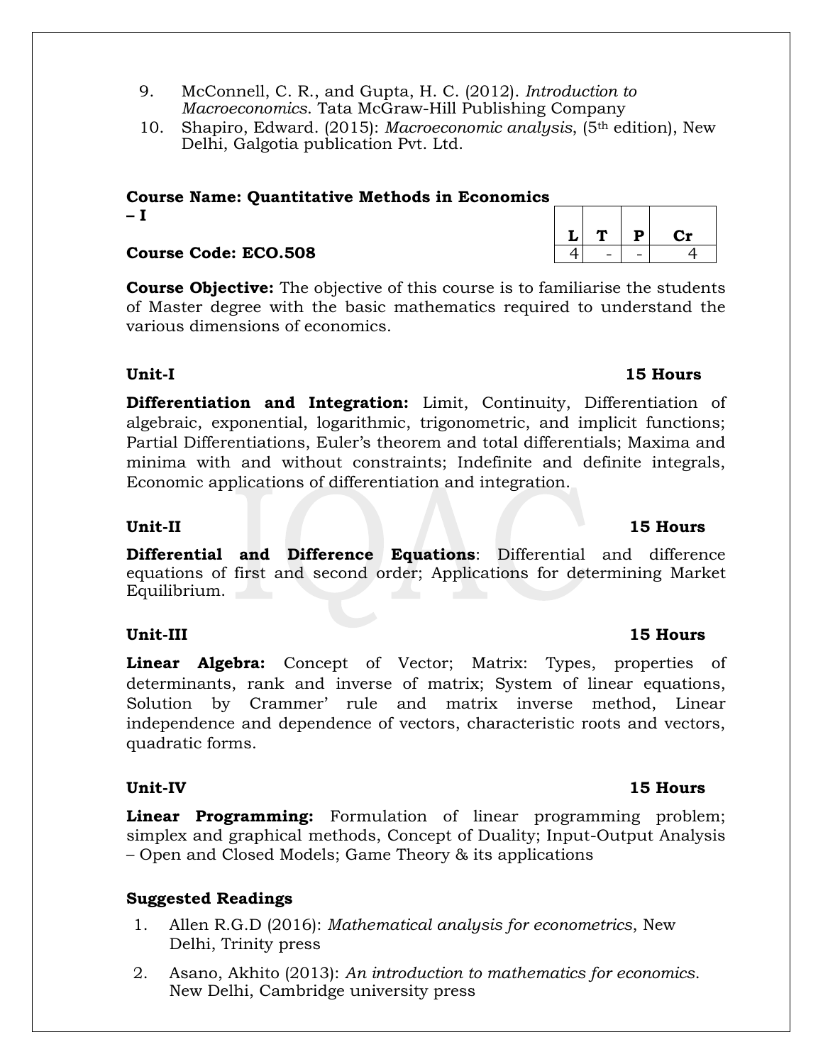9. McConnell, C. R., and Gupta, H. C. (2012). *Introduction to Macroeconomics*. Tata McGraw-Hill Publishing Company
10. Shapiro, Edward. (2015): *Macroeconomic analysis*, (5th edition), New Delhi, Galgotia publication Pvt. Ltd.

**Course Name: Quantitative Methods in Economics – I**

**Course Code: ECO.508**

| L | T | P | Cr |
|---|---|---|---|
| 4 | - | - | 4 |

**Course Objective:** The objective of this course is to familiarise the students of Master degree with the basic mathematics required to understand the various dimensions of economics.

**Unit-I** **15 Hours**

**Differentiation and Integration:** Limit, Continuity, Differentiation of algebraic, exponential, logarithmic, trigonometric, and implicit functions; Partial Differentiations, Euler's theorem and total differentials; Maxima and minima with and without constraints; Indefinite and definite integrals, Economic applications of differentiation and integration.

**Unit-II** **15 Hours**

**Differential and Difference Equations**: Differential and difference equations of first and second order; Applications for determining Market Equilibrium.

**Unit-III** **15 Hours**

**Linear Algebra:** Concept of Vector; Matrix: Types, properties of determinants, rank and inverse of matrix; System of linear equations, Solution by Crammer' rule and matrix inverse method, Linear independence and dependence of vectors, characteristic roots and vectors, quadratic forms.

**Unit-IV** **15 Hours**

**Linear Programming:** Formulation of linear programming problem; simplex and graphical methods, Concept of Duality; Input-Output Analysis – Open and Closed Models; Game Theory & its applications

**Suggested Readings**

1. Allen R.G.D (2016): *Mathematical analysis for econometrics*, New Delhi, Trinity press
2. Asano, Akhito (2013): *An introduction to mathematics for economics*. New Delhi, Cambridge university press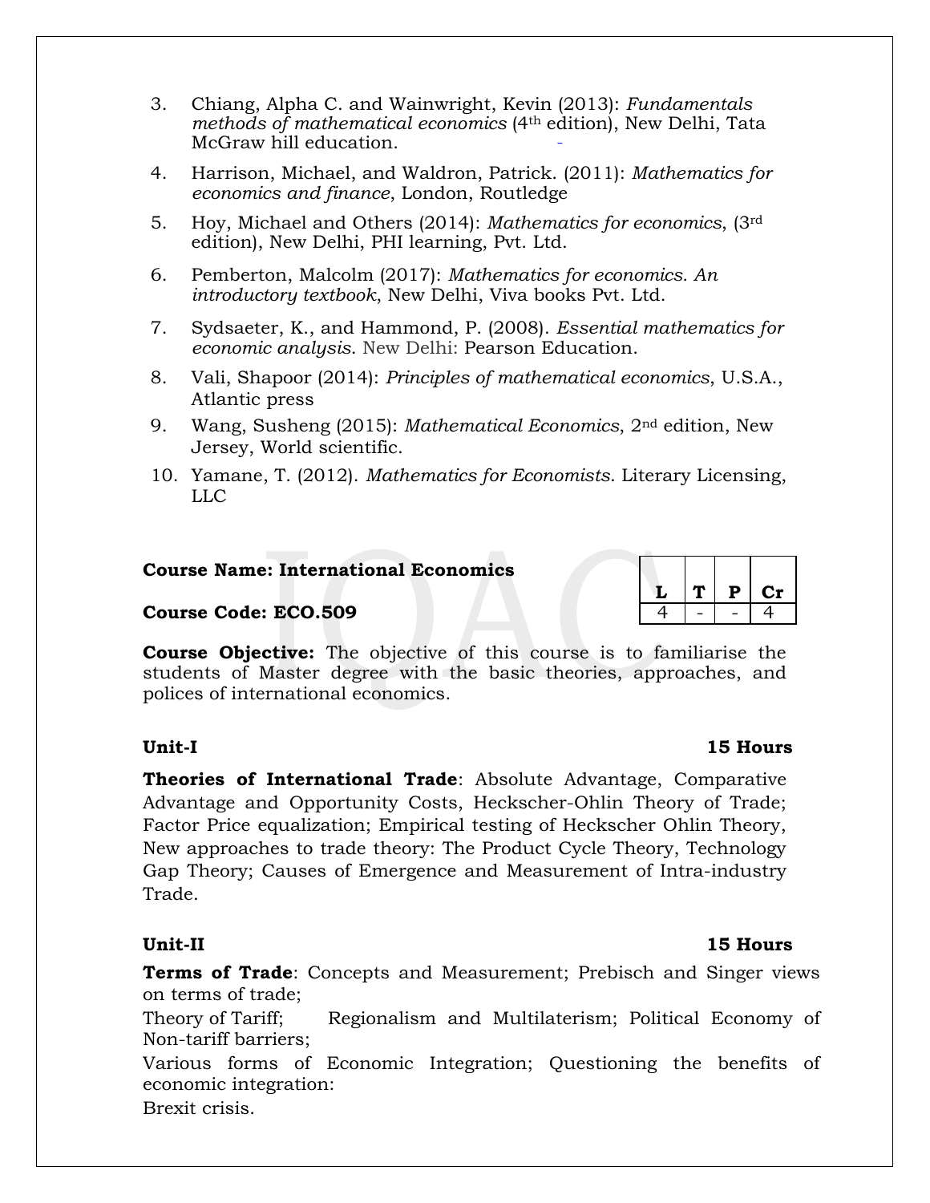3. Chiang, Alpha C. and Wainwright, Kevin (2013): *Fundamentals methods of mathematical economics* (4th edition), New Delhi, Tata McGraw hill education.
4. Harrison, Michael, and Waldron, Patrick. (2011): *Mathematics for economics and finance*, London, Routledge
5. Hoy, Michael and Others (2014): *Mathematics for economics*, (3rd edition), New Delhi, PHI learning, Pvt. Ltd.
6. Pemberton, Malcolm (2017): *Mathematics for economics. An introductory textbook*, New Delhi, Viva books Pvt. Ltd.
7. Sydsaeter, K., and Hammond, P. (2008). *Essential mathematics for economic analysis*. New Delhi: Pearson Education.
8. Vali, Shapoor (2014): *Principles of mathematical economics*, U.S.A., Atlantic press
9. Wang, Susheng (2015): *Mathematical Economics*, 2nd edition, New Jersey, World scientific.
10. Yamane, T. (2012). *Mathematics for Economists*. Literary Licensing, LLC

**Course Name: International Economics**

**Course Code: ECO.509**

| L | T | P | Cr |
|---|---|---|---|
| 4 | - | - | 4 |

**Course Objective:** The objective of this course is to familiarise the students of Master degree with the basic theories, approaches, and polices of international economics.

**Unit-I** **15 Hours**

**Theories of International Trade**: Absolute Advantage, Comparative Advantage and Opportunity Costs, Heckscher-Ohlin Theory of Trade; Factor Price equalization; Empirical testing of Heckscher Ohlin Theory, New approaches to trade theory: The Product Cycle Theory, Technology Gap Theory; Causes of Emergence and Measurement of Intra-industry Trade.

**Unit-II** **15 Hours**

**Terms of Trade**: Concepts and Measurement; Prebisch and Singer views on terms of trade;

Theory of Tariff; Regionalism and Multilaterism; Political Economy of Non-tariff barriers;

Various forms of Economic Integration; Questioning the benefits of economic integration:

Brexit crisis.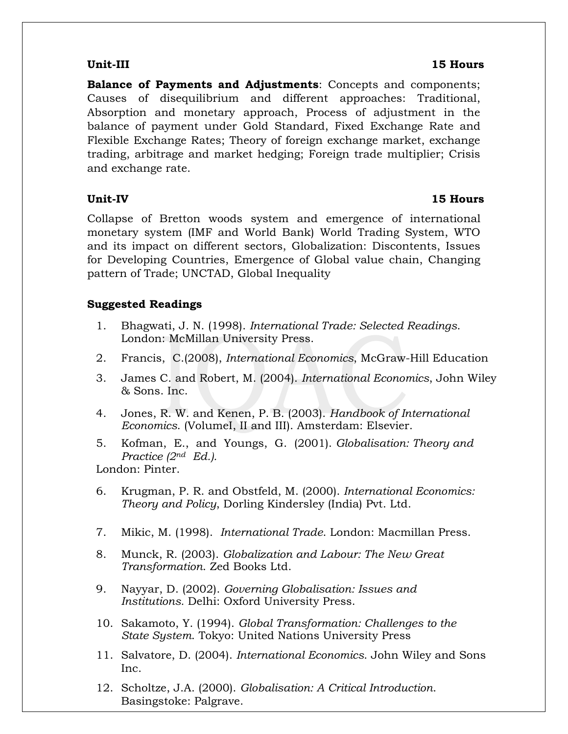**Unit-III** **15 Hours**

**Balance of Payments and Adjustments**: Concepts and components; Causes of disequilibrium and different approaches: Traditional, Absorption and monetary approach, Process of adjustment in the balance of payment under Gold Standard, Fixed Exchange Rate and Flexible Exchange Rates; Theory of foreign exchange market, exchange trading, arbitrage and market hedging; Foreign trade multiplier; Crisis and exchange rate.

**Unit-IV** **15 Hours**

Collapse of Bretton woods system and emergence of international monetary system (IMF and World Bank) World Trading System, WTO and its impact on different sectors, Globalization: Discontents, Issues for Developing Countries, Emergence of Global value chain, Changing pattern of Trade; UNCTAD, Global Inequality

**Suggested Readings**

1. Bhagwati, J. N. (1998). *International Trade: Selected Readings*. London: McMillan University Press.
2. Francis, C.(2008), *International Economics*, McGraw-Hill Education
3. James C. and Robert, M. (2004). *International Economics*, John Wiley & Sons. Inc.
4. Jones, R. W. and Kenen, P. B. (2003). *Handbook of International Economics.* (VolumeI, II and III). Amsterdam: Elsevier.
5. Kofman, E., and Youngs, G. (2001). *Globalisation: Theory and Practice (2nd Ed.).* London: Pinter.
6. Krugman, P. R. and Obstfeld, M. (2000). *International Economics: Theory and Policy*, Dorling Kindersley (India) Pvt. Ltd.
7. Mikic, M. (1998). *International Trade.* London: Macmillan Press.
8. Munck, R. (2003). *Globalization and Labour: The New Great Transformation*. Zed Books Ltd.
9. Nayyar, D. (2002). *Governing Globalisation: Issues and Institutions.* Delhi: Oxford University Press.
10. Sakamoto, Y. (1994). *Global Transformation: Challenges to the State System*. Tokyo: United Nations University Press
11. Salvatore, D. (2004). *International Economics*. John Wiley and Sons Inc.
12. Scholtze, J.A. (2000). *Globalisation: A Critical Introduction*. Basingstoke: Palgrave.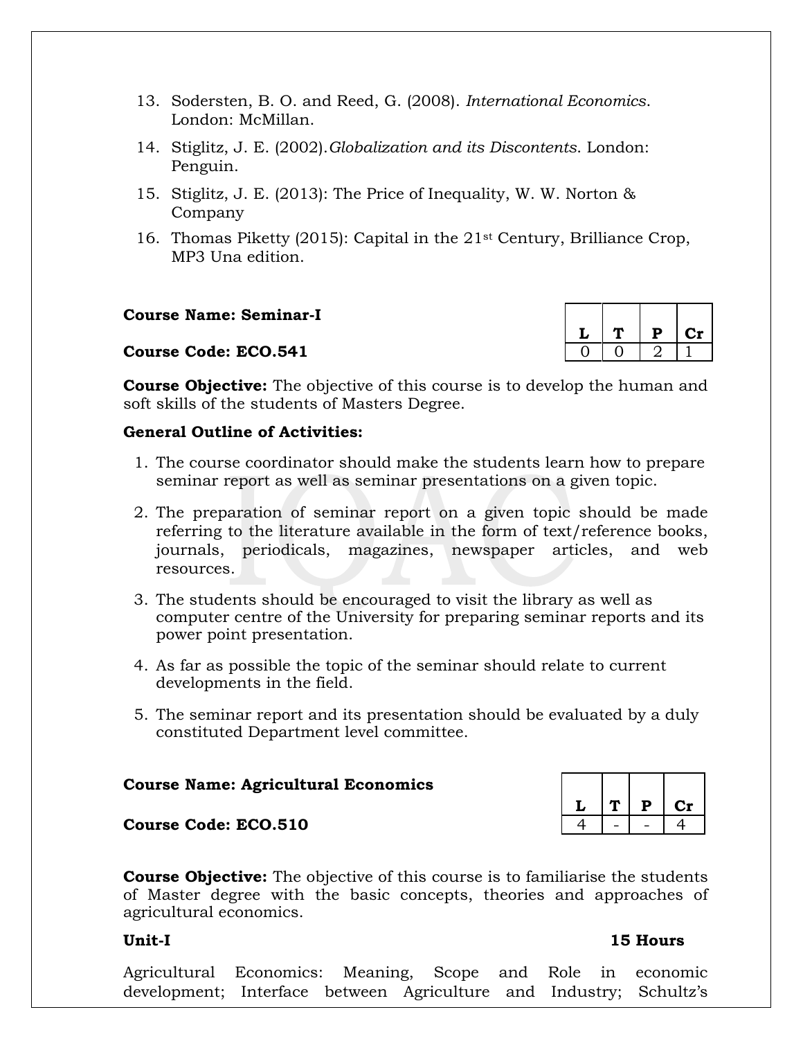13. Sodersten, B. O. and Reed, G. (2008). *International Economics*. London: McMillan.
14. Stiglitz, J. E. (2002).*Globalization and its Discontents*. London: Penguin.
15. Stiglitz, J. E. (2013): The Price of Inequality, W. W. Norton & Company
16. Thomas Piketty (2015): Capital in the 21st Century, Brilliance Crop, MP3 Una edition.

**Course Name: Seminar-I**

**Course Code: ECO.541**

| L | T | P | Cr |
|---|---|---|---|
| 0 | 0 | 2 | 1 |

**Course Objective:** The objective of this course is to develop the human and soft skills of the students of Masters Degree.

**General Outline of Activities:**

1. The course coordinator should make the students learn how to prepare seminar report as well as seminar presentations on a given topic.
2. The preparation of seminar report on a given topic should be made referring to the literature available in the form of text/reference books, journals, periodicals, magazines, newspaper articles, and web resources.
3. The students should be encouraged to visit the library as well as computer centre of the University for preparing seminar reports and its power point presentation.
4. As far as possible the topic of the seminar should relate to current developments in the field.
5. The seminar report and its presentation should be evaluated by a duly constituted Department level committee.

**Course Name: Agricultural Economics**

**Course Code: ECO.510**

| L | T | P | Cr |
|---|---|---|---|
| 4 | - | - | 4 |

**Course Objective:** The objective of this course is to familiarise the students of Master degree with the basic concepts, theories and approaches of agricultural economics.

**Unit-I** **15 Hours**

Agricultural Economics: Meaning, Scope and Role in economic development; Interface between Agriculture and Industry; Schultz's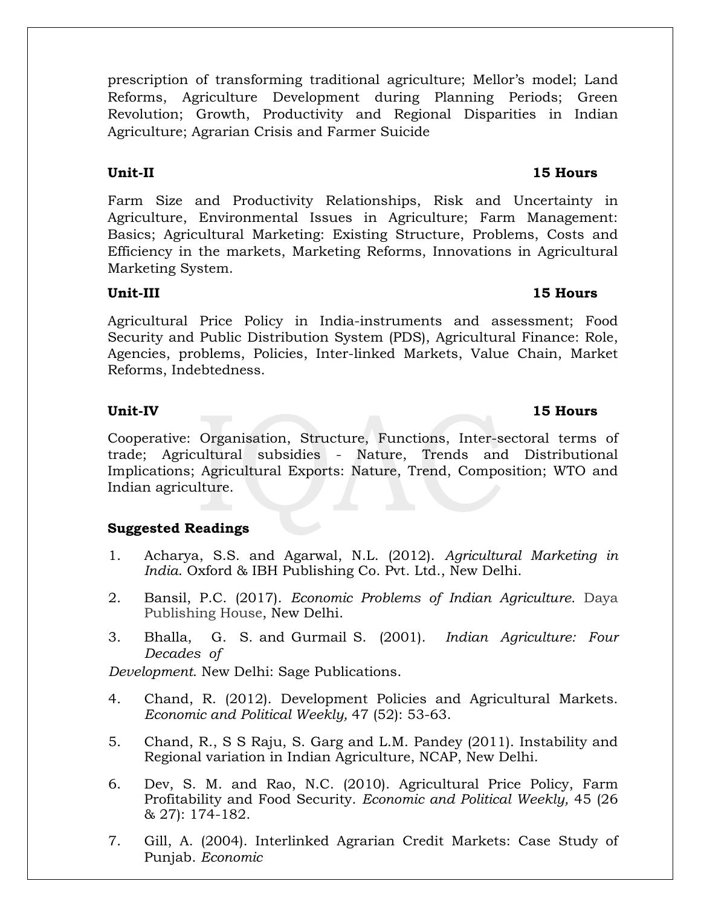prescription of transforming traditional agriculture; Mellor's model; Land Reforms, Agriculture Development during Planning Periods; Green Revolution; Growth, Productivity and Regional Disparities in Indian Agriculture; Agrarian Crisis and Farmer Suicide

**Unit-II** **15 Hours**

Farm Size and Productivity Relationships, Risk and Uncertainty in Agriculture, Environmental Issues in Agriculture; Farm Management: Basics; Agricultural Marketing: Existing Structure, Problems, Costs and Efficiency in the markets, Marketing Reforms, Innovations in Agricultural Marketing System.

**Unit-III** **15 Hours**

Agricultural Price Policy in India-instruments and assessment; Food Security and Public Distribution System (PDS), Agricultural Finance: Role, Agencies, problems, Policies, Inter-linked Markets, Value Chain, Market Reforms, Indebtedness.

**Unit-IV** **15 Hours**

Cooperative: Organisation, Structure, Functions, Inter-sectoral terms of trade; Agricultural subsidies - Nature, Trends and Distributional Implications; Agricultural Exports: Nature, Trend, Composition; WTO and Indian agriculture.

**Suggested Readings**

1. Acharya, S.S. and Agarwal, N.L. (2012). *Agricultural Marketing in India*. Oxford & IBH Publishing Co. Pvt. Ltd., New Delhi.
2. Bansil, P.C. (2017). *Economic Problems of Indian Agriculture.* Daya Publishing House, New Delhi.
3. Bhalla, G. S. and Gurmail S. (2001). *Indian Agriculture: Four Decades of Development*. New Delhi: Sage Publications.
4. Chand, R. (2012). Development Policies and Agricultural Markets. *Economic and Political Weekly,* 47 (52): 53-63.
5. Chand, R., S S Raju, S. Garg and L.M. Pandey (2011). Instability and Regional variation in Indian Agriculture, NCAP, New Delhi.
6. Dev, S. M. and Rao, N.C. (2010). Agricultural Price Policy, Farm Profitability and Food Security. *Economic and Political Weekly,* 45 (26 & 27): 174-182.
7. Gill, A. (2004). Interlinked Agrarian Credit Markets: Case Study of Punjab. *Economic*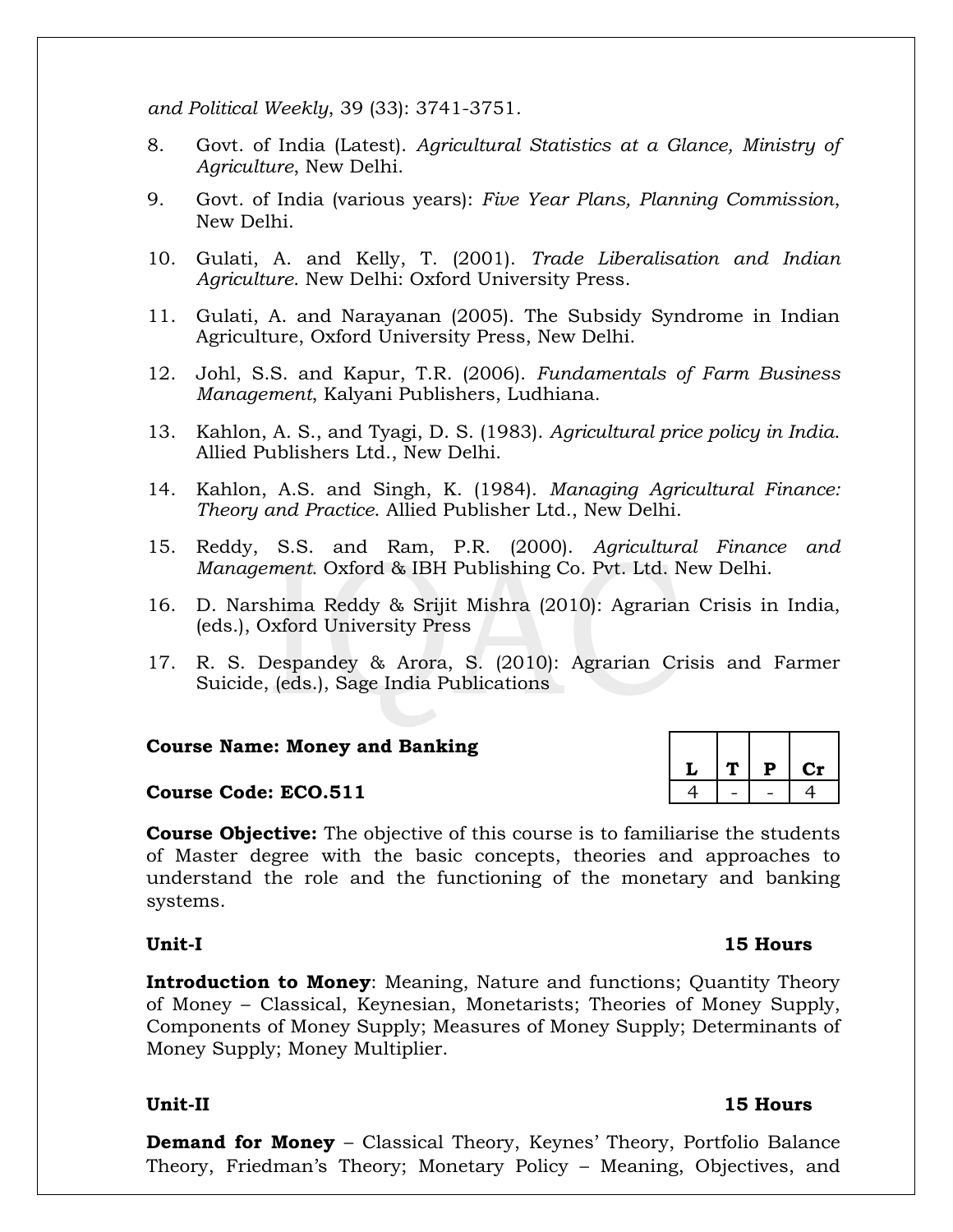*and Political Weekly*, 39 (33): 3741-3751.

8. Govt. of India (Latest). *Agricultural Statistics at a Glance, Ministry of Agriculture*, New Delhi.
9. Govt. of India (various years): *Five Year Plans, Planning Commission*, New Delhi.
10. Gulati, A. and Kelly, T. (2001). *Trade Liberalisation and Indian Agriculture*. New Delhi: Oxford University Press.
11. Gulati, A. and Narayanan (2005). The Subsidy Syndrome in Indian Agriculture, Oxford University Press, New Delhi.
12. Johl, S.S. and Kapur, T.R. (2006). *Fundamentals of Farm Business Management*, Kalyani Publishers, Ludhiana.
13. Kahlon, A. S., and Tyagi, D. S. (1983). *Agricultural price policy in India*. Allied Publishers Ltd., New Delhi.
14. Kahlon, A.S. and Singh, K. (1984). *Managing Agricultural Finance: Theory and Practice*. Allied Publisher Ltd., New Delhi.
15. Reddy, S.S. and Ram, P.R. (2000). *Agricultural Finance and Management*. Oxford & IBH Publishing Co. Pvt. Ltd. New Delhi.
16. D. Narshima Reddy & Srijit Mishra (2010): Agrarian Crisis in India, (eds.), Oxford University Press
17. R. S. Despandey & Arora, S. (2010): Agrarian Crisis and Farmer Suicide, (eds.), Sage India Publications

**Course Name: Money and Banking**

**Course Code: ECO.511**

| L | T | P | Cr |
|---|---|---|---|
| 4 | - | - | 4 |

**Course Objective:** The objective of this course is to familiarise the students of Master degree with the basic concepts, theories and approaches to understand the role and the functioning of the monetary and banking systems.

**Unit-I** **15 Hours**

**Introduction to Money**: Meaning, Nature and functions; Quantity Theory of Money – Classical, Keynesian, Monetarists; Theories of Money Supply, Components of Money Supply; Measures of Money Supply; Determinants of Money Supply; Money Multiplier.

**Unit-II** **15 Hours**

**Demand for Money** – Classical Theory, Keynes' Theory, Portfolio Balance Theory, Friedman's Theory; Monetary Policy – Meaning, Objectives, and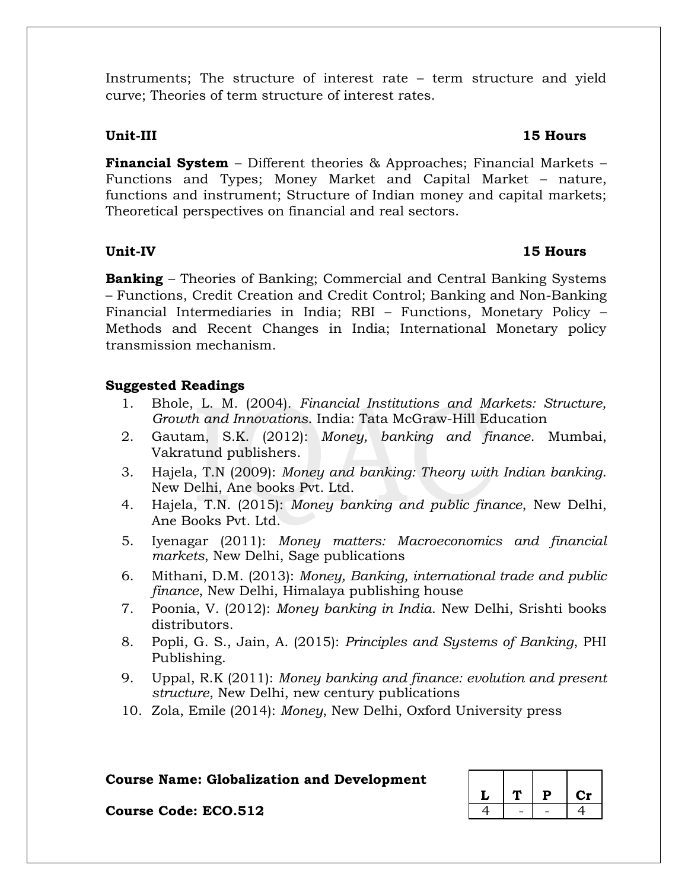Instruments; The structure of interest rate – term structure and yield curve; Theories of term structure of interest rates.

**Unit-III** **15 Hours**

**Financial System** – Different theories & Approaches; Financial Markets – Functions and Types; Money Market and Capital Market – nature, functions and instrument; Structure of Indian money and capital markets; Theoretical perspectives on financial and real sectors.

**Unit-IV** **15 Hours**

**Banking** – Theories of Banking; Commercial and Central Banking Systems – Functions, Credit Creation and Credit Control; Banking and Non-Banking Financial Intermediaries in India; RBI – Functions, Monetary Policy – Methods and Recent Changes in India; International Monetary policy transmission mechanism.

**Suggested Readings**

1. Bhole, L. M. (2004). *Financial Institutions and Markets: Structure, Growth and Innovations*. India: Tata McGraw-Hill Education
2. Gautam, S.K. (2012): *Money, banking and finance*. Mumbai, Vakratund publishers.
3. Hajela, T.N (2009): *Money and banking: Theory with Indian banking*. New Delhi, Ane books Pvt. Ltd.
4. Hajela, T.N. (2015): *Money banking and public finance*, New Delhi, Ane Books Pvt. Ltd.
5. Iyenagar (2011): *Money matters: Macroeconomics and financial markets*, New Delhi, Sage publications
6. Mithani, D.M. (2013): *Money, Banking, international trade and public finance*, New Delhi, Himalaya publishing house
7. Poonia, V. (2012): *Money banking in India*. New Delhi, Srishti books distributors.
8. Popli, G. S., Jain, A. (2015): *Principles and Systems of Banking*, PHI Publishing.
9. Uppal, R.K (2011): *Money banking and finance: evolution and present structure*, New Delhi, new century publications
10. Zola, Emile (2014): *Money*, New Delhi, Oxford University press

**Course Name: Globalization and Development**

**Course Code: ECO.512**

| L | T | P | Cr |
|---|---|---|---|
| 4 | - | - | 4 |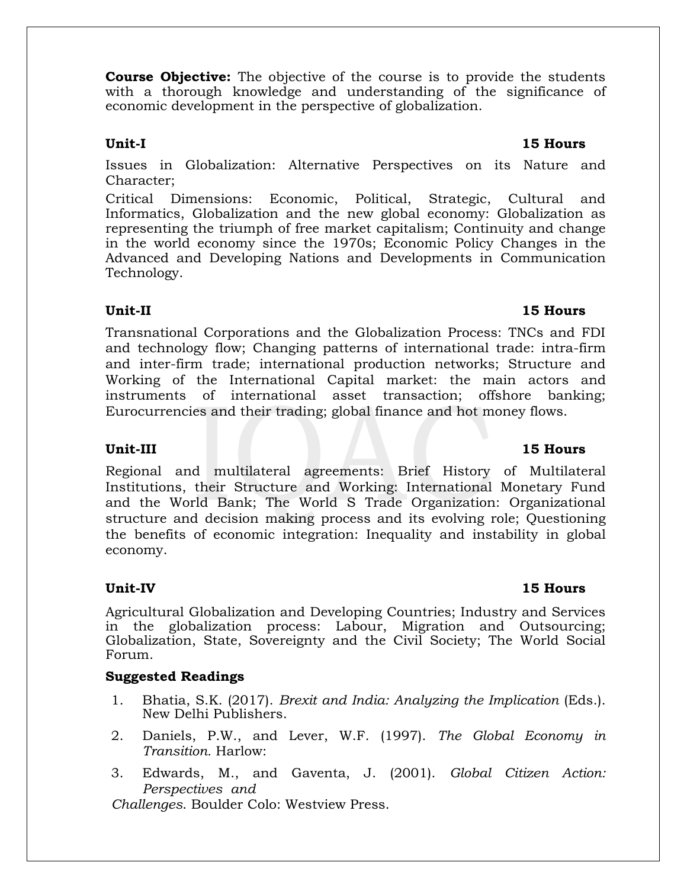**Course Objective:** The objective of the course is to provide the students with a thorough knowledge and understanding of the significance of economic development in the perspective of globalization.

**Unit-I** **15 Hours**

Issues in Globalization: Alternative Perspectives on its Nature and Character;

Critical Dimensions: Economic, Political, Strategic, Cultural and Informatics, Globalization and the new global economy: Globalization as representing the triumph of free market capitalism; Continuity and change in the world economy since the 1970s; Economic Policy Changes in the Advanced and Developing Nations and Developments in Communication Technology.

**Unit-II** **15 Hours**

Transnational Corporations and the Globalization Process: TNCs and FDI and technology flow; Changing patterns of international trade: intra-firm and inter-firm trade; international production networks; Structure and Working of the International Capital market: the main actors and instruments of international asset transaction; offshore banking; Eurocurrencies and their trading; global finance and hot money flows.

**Unit-III** **15 Hours**

Regional and multilateral agreements: Brief History of Multilateral Institutions, their Structure and Working: International Monetary Fund and the World Bank; The World S Trade Organization: Organizational structure and decision making process and its evolving role; Questioning the benefits of economic integration: Inequality and instability in global economy.

**Unit-IV** **15 Hours**

Agricultural Globalization and Developing Countries; Industry and Services in the globalization process: Labour, Migration and Outsourcing; Globalization, State, Sovereignty and the Civil Society; The World Social Forum.

**Suggested Readings**

1. Bhatia, S.K. (2017). *Brexit and India: Analyzing the Implication* (Eds.). New Delhi Publishers.
2. Daniels, P.W., and Lever, W.F. (1997). *The Global Economy in Transition.* Harlow:
3. Edwards, M., and Gaventa, J. (2001). *Global Citizen Action: Perspectives and Challenges.* Boulder Colo: Westview Press.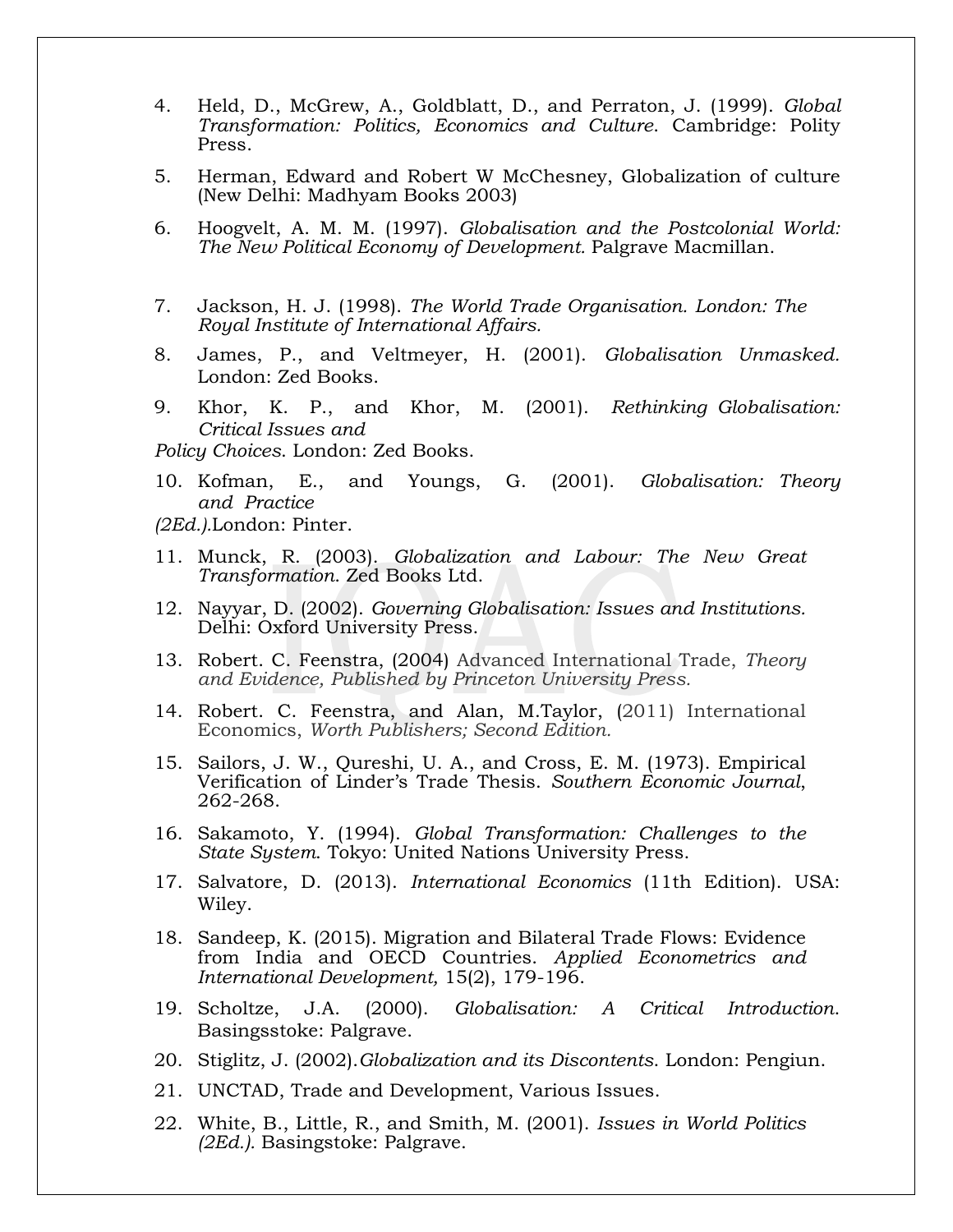4. Held, D., McGrew, A., Goldblatt, D., and Perraton, J. (1999). *Global Transformation: Politics, Economics and Culture*. Cambridge: Polity Press.

5. Herman, Edward and Robert W McChesney, Globalization of culture (New Delhi: Madhyam Books 2003)

6. Hoogvelt, A. M. M. (1997). *Globalisation and the Postcolonial World: The New Political Economy of Development.* Palgrave Macmillan.

7. Jackson, H. J. (1998). *The World Trade Organisation. London: The Royal Institute of International Affairs.*

8. James, P., and Veltmeyer, H. (2001). *Globalisation Unmasked.* London: Zed Books.

9. Khor, K. P., and Khor, M. (2001). *Rethinking Globalisation: Critical Issues and Policy Choices*. London: Zed Books.

10. Kofman, E., and Youngs, G. (2001). *Globalisation: Theory and Practice (2Ed.).*London: Pinter.

11. Munck, R. (2003). *Globalization and Labour: The New Great Transformation*. Zed Books Ltd.

12. Nayyar, D. (2002). *Governing Globalisation: Issues and Institutions.* Delhi: Oxford University Press.

13. Robert. C. Feenstra, (2004) Advanced International Trade, *Theory and Evidence, Published by Princeton University Press.*

14. Robert. C. Feenstra, and Alan, M.Taylor, (2011) International Economics, *Worth Publishers; Second Edition.*

15. Sailors, J. W., Qureshi, U. A., and Cross, E. M. (1973). Empirical Verification of Linder's Trade Thesis. *Southern Economic Journal*, 262-268.

16. Sakamoto, Y. (1994). *Global Transformation: Challenges to the State System*. Tokyo: United Nations University Press.

17. Salvatore, D. (2013). *International Economics* (11th Edition). USA: Wiley.

18. Sandeep, K. (2015). Migration and Bilateral Trade Flows: Evidence from India and OECD Countries. *Applied Econometrics and International Development,* 15(2), 179-196.

19. Scholtze, J.A. (2000). *Globalisation: A Critical Introduction*. Basingsstoke: Palgrave.

20. Stiglitz, J. (2002).*Globalization and its Discontents*. London: Pengiun.

21. UNCTAD, Trade and Development, Various Issues.

22. White, B., Little, R., and Smith, M. (2001). *Issues in World Politics (2Ed.).* Basingstoke: Palgrave.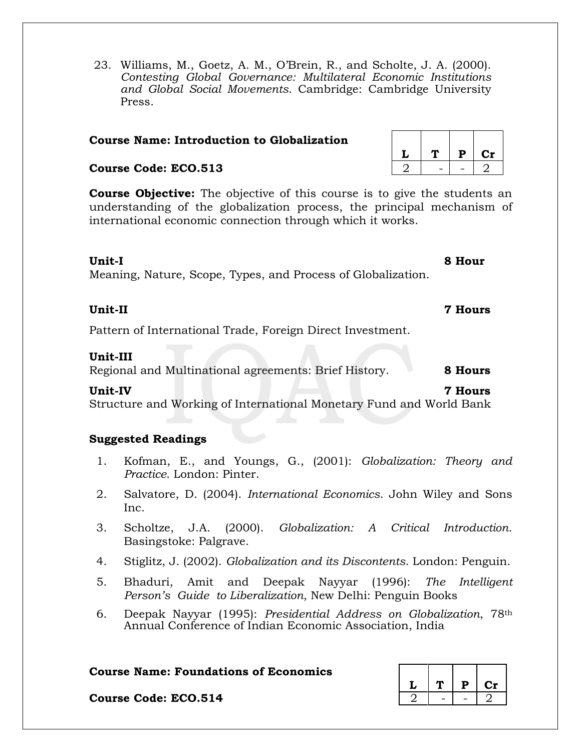23. Williams, M., Goetz, A. M., O'Brein, R., and Scholte, J. A. (2000). *Contesting Global Governance: Multilateral Economic Institutions and Global Social Movements*. Cambridge: Cambridge University Press.

**Course Name: Introduction to Globalization**

**Course Code: ECO.513**

| L | T | P | Cr |
|---|---|---|---|
| 2 | - | - | 2 |

**Course Objective:** The objective of this course is to give the students an understanding of the globalization process, the principal mechanism of international economic connection through which it works.

**Unit-I** **8 Hour**

Meaning, Nature, Scope, Types, and Process of Globalization.

**Unit-II** **7 Hours**

Pattern of International Trade, Foreign Direct Investment.

**Unit-III**

Regional and Multinational agreements: Brief History. **8 Hours**

**Unit-IV** **7 Hours**

Structure and Working of International Monetary Fund and World Bank

**Suggested Readings**

1. Kofman, E., and Youngs, G., (2001): *Globalization: Theory and Practice*. London: Pinter.
2. Salvatore, D. (2004). *International Economics*. John Wiley and Sons Inc.
3. Scholtze, J.A. (2000). *Globalization: A Critical Introduction*. Basingstoke: Palgrave.
4. Stiglitz, J. (2002). *Globalization and its Discontents*. London: Penguin.
5. Bhaduri, Amit and Deepak Nayyar (1996): *The Intelligent Person's Guide to Liberalization*, New Delhi: Penguin Books
6. Deepak Nayyar (1995): *Presidential Address on Globalization*, 78th Annual Conference of Indian Economic Association, India

**Course Name: Foundations of Economics**

**Course Code: ECO.514**

| L | T | P | Cr |
|---|---|---|---|
| 2 | - | - | 2 |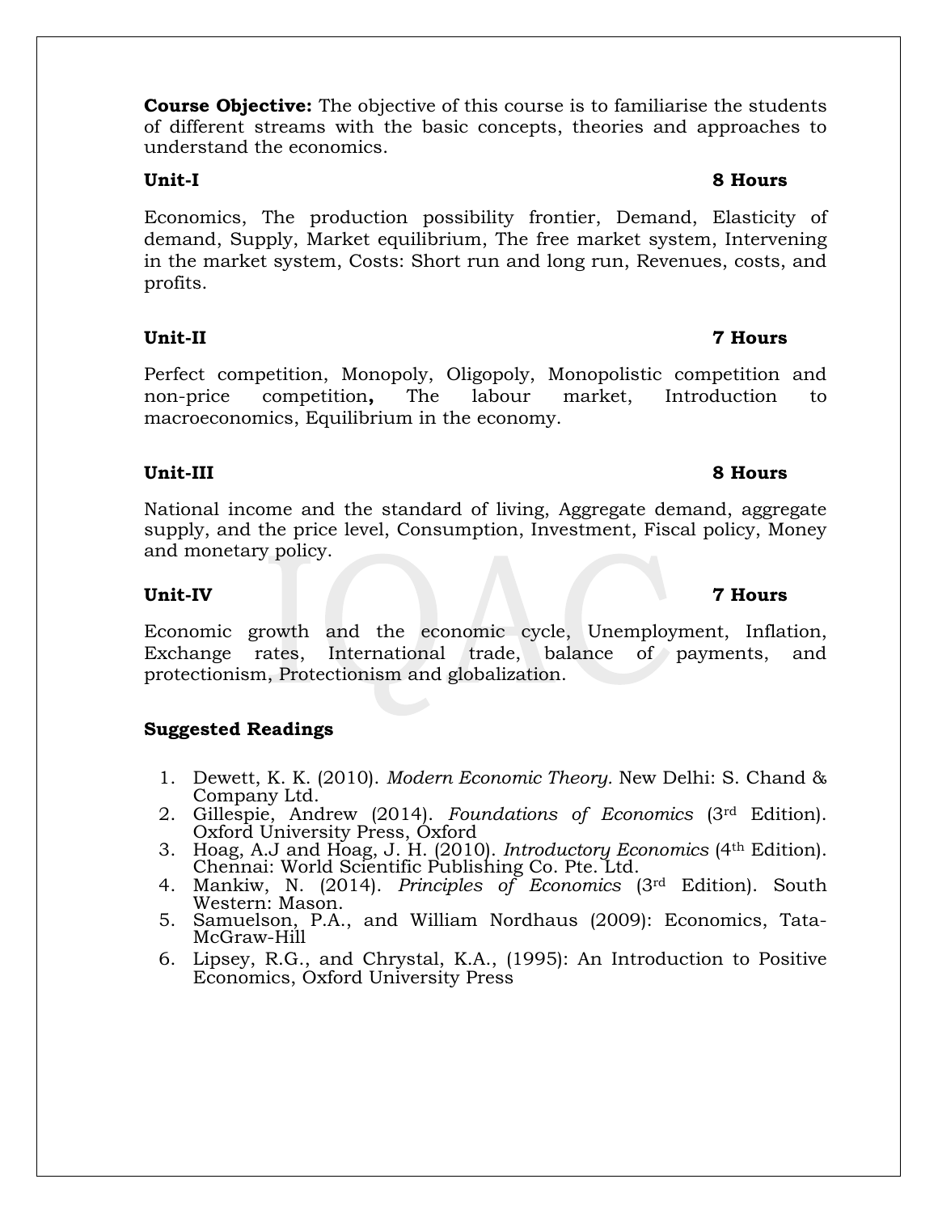**Course Objective:** The objective of this course is to familiarise the students of different streams with the basic concepts, theories and approaches to understand the economics.

**Unit-I** **8 Hours**

Economics, The production possibility frontier, Demand, Elasticity of demand, Supply, Market equilibrium, The free market system, Intervening in the market system, Costs: Short run and long run, Revenues, costs, and profits.

**Unit-II** **7 Hours**

Perfect competition, Monopoly, Oligopoly, Monopolistic competition and non-price competition**,** The labour market, Introduction to macroeconomics, Equilibrium in the economy.

**Unit-III** **8 Hours**

National income and the standard of living, Aggregate demand, aggregate supply, and the price level, Consumption, Investment, Fiscal policy, Money and monetary policy.

**Unit-IV** **7 Hours**

Economic growth and the economic cycle, Unemployment, Inflation, Exchange rates, International trade, balance of payments, and protectionism, Protectionism and globalization.

**Suggested Readings**

1. Dewett, K. K. (2010). *Modern Economic Theory*. New Delhi: S. Chand & Company Ltd.
2. Gillespie, Andrew (2014). *Foundations of Economics* (3rd Edition). Oxford University Press, Oxford
3. Hoag, A.J and Hoag, J. H. (2010). *Introductory Economics* (4th Edition). Chennai: World Scientific Publishing Co. Pte. Ltd.
4. Mankiw, N. (2014). *Principles of Economics* (3rd Edition). South Western: Mason.
5. Samuelson, P.A., and William Nordhaus (2009): Economics, Tata-McGraw-Hill
6. Lipsey, R.G., and Chrystal, K.A., (1995): An Introduction to Positive Economics, Oxford University Press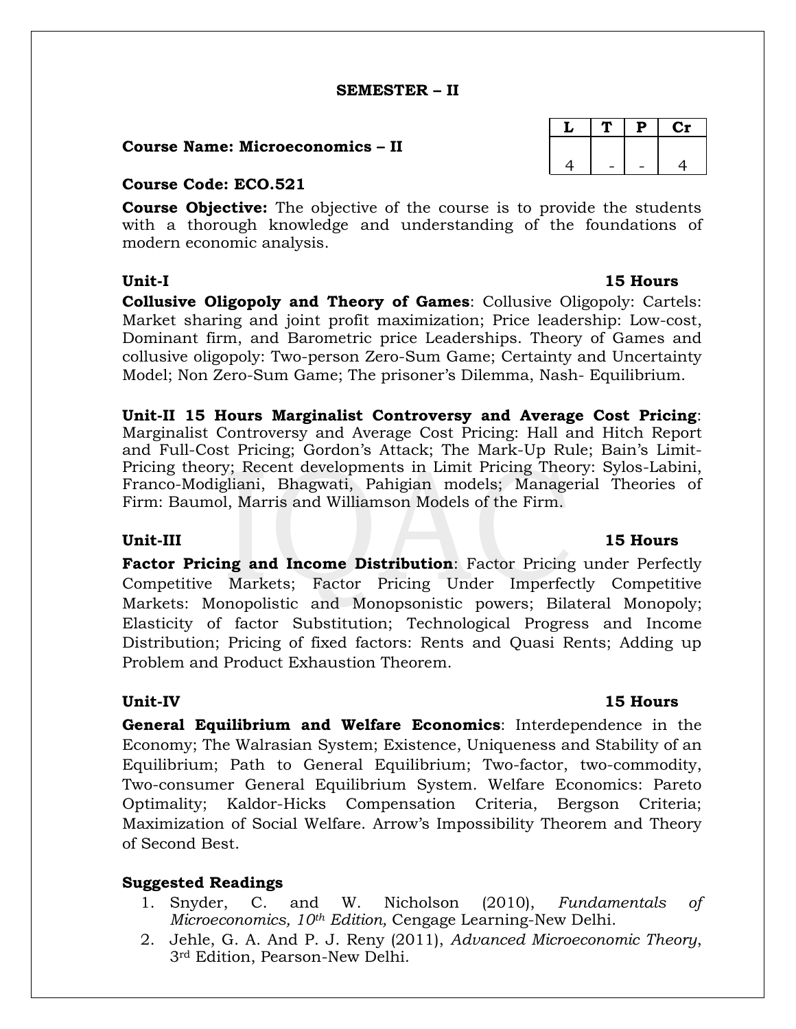**SEMESTER – II**

**Course Name: Microeconomics – II**

| L | T | P | Cr |
|---|---|---|---|
| 4 | - | - | 4 |

**Course Code: ECO.521**

**Course Objective:** The objective of the course is to provide the students with a thorough knowledge and understanding of the foundations of modern economic analysis.

**Unit-I** **15 Hours**

**Collusive Oligopoly and Theory of Games**: Collusive Oligopoly: Cartels: Market sharing and joint profit maximization; Price leadership: Low-cost, Dominant firm, and Barometric price Leaderships. Theory of Games and collusive oligopoly: Two-person Zero-Sum Game; Certainty and Uncertainty Model; Non Zero-Sum Game; The prisoner's Dilemma, Nash- Equilibrium.

**Unit-II 15 Hours Marginalist Controversy and Average Cost Pricing**: Marginalist Controversy and Average Cost Pricing: Hall and Hitch Report and Full-Cost Pricing; Gordon's Attack; The Mark-Up Rule; Bain's Limit-Pricing theory; Recent developments in Limit Pricing Theory: Sylos-Labini, Franco-Modigliani, Bhagwati, Pahigian models; Managerial Theories of Firm: Baumol, Marris and Williamson Models of the Firm.

**Unit-III** **15 Hours**

**Factor Pricing and Income Distribution**: Factor Pricing under Perfectly Competitive Markets; Factor Pricing Under Imperfectly Competitive Markets: Monopolistic and Monopsonistic powers; Bilateral Monopoly; Elasticity of factor Substitution; Technological Progress and Income Distribution; Pricing of fixed factors: Rents and Quasi Rents; Adding up Problem and Product Exhaustion Theorem.

**Unit-IV** **15 Hours**

**General Equilibrium and Welfare Economics**: Interdependence in the Economy; The Walrasian System; Existence, Uniqueness and Stability of an Equilibrium; Path to General Equilibrium; Two-factor, two-commodity, Two-consumer General Equilibrium System. Welfare Economics: Pareto Optimality; Kaldor-Hicks Compensation Criteria, Bergson Criteria; Maximization of Social Welfare. Arrow's Impossibility Theorem and Theory of Second Best.

**Suggested Readings**

1. Snyder, C. and W. Nicholson (2010), *Fundamentals of Microeconomics, 10th Edition,* Cengage Learning-New Delhi.
2. Jehle, G. A. And P. J. Reny (2011), *Advanced Microeconomic Theory*, 3rd Edition, Pearson-New Delhi.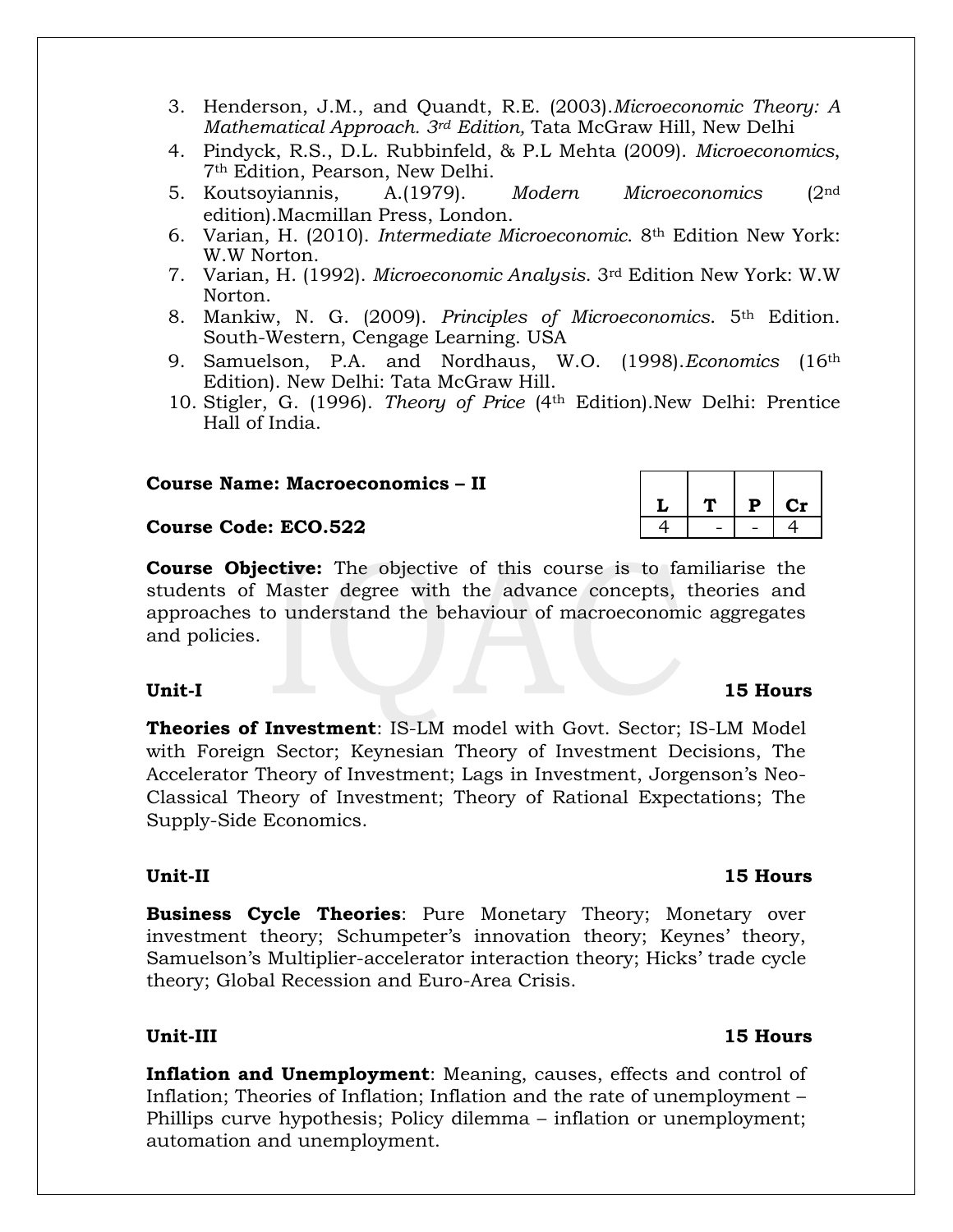3. Henderson, J.M., and Quandt, R.E. (2003).*Microeconomic Theory: A Mathematical Approach. 3rd Edition,* Tata McGraw Hill, New Delhi
4. Pindyck, R.S., D.L. Rubbinfeld, & P.L Mehta (2009). *Microeconomics*, 7th Edition, Pearson, New Delhi.
5. Koutsoyiannis, A.(1979). *Modern Microeconomics* (2nd edition).Macmillan Press, London.
6. Varian, H. (2010). *Intermediate Microeconomic*. 8th Edition New York: W.W Norton.
7. Varian, H. (1992). *Microeconomic Analysis*. 3rd Edition New York: W.W Norton.
8. Mankiw, N. G. (2009). *Principles of Microeconomics*. 5th Edition. South-Western, Cengage Learning. USA
9. Samuelson, P.A. and Nordhaus, W.O. (1998).*Economics* (16th Edition). New Delhi: Tata McGraw Hill.
10. Stigler, G. (1996). *Theory of Price* (4th Edition).New Delhi: Prentice Hall of India.

**Course Name: Macroeconomics – II**

**Course Code: ECO.522**

| L | T | P | Cr |
|---|---|---|---|
| 4 | - | - | 4 |

**Course Objective:** The objective of this course is to familiarise the students of Master degree with the advance concepts, theories and approaches to understand the behaviour of macroeconomic aggregates and policies.

**Unit-I** **15 Hours**

**Theories of Investment**: IS-LM model with Govt. Sector; IS-LM Model with Foreign Sector; Keynesian Theory of Investment Decisions, The Accelerator Theory of Investment; Lags in Investment, Jorgenson's Neo-Classical Theory of Investment; Theory of Rational Expectations; The Supply-Side Economics.

**Unit-II** **15 Hours**

**Business Cycle Theories**: Pure Monetary Theory; Monetary over investment theory; Schumpeter's innovation theory; Keynes' theory, Samuelson's Multiplier-accelerator interaction theory; Hicks' trade cycle theory; Global Recession and Euro-Area Crisis.

**Unit-III** **15 Hours**

**Inflation and Unemployment**: Meaning, causes, effects and control of Inflation; Theories of Inflation; Inflation and the rate of unemployment – Phillips curve hypothesis; Policy dilemma – inflation or unemployment; automation and unemployment.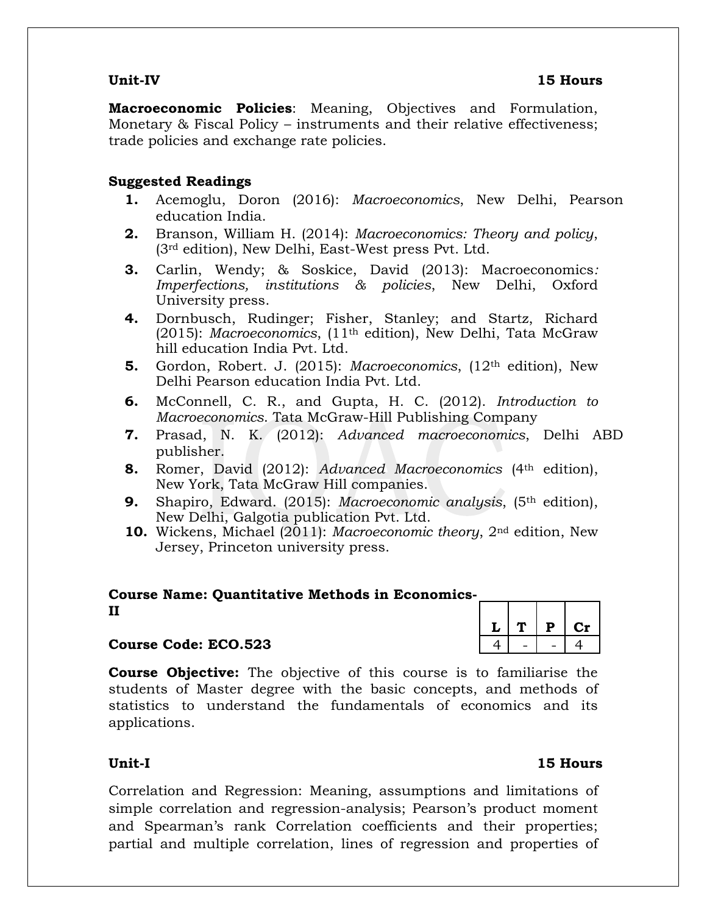**Unit-IV** **15 Hours**

**Macroeconomic Policies**: Meaning, Objectives and Formulation, Monetary & Fiscal Policy – instruments and their relative effectiveness; trade policies and exchange rate policies.

**Suggested Readings**

1. Acemoglu, Doron (2016): *Macroeconomics*, New Delhi, Pearson education India.
2. Branson, William H. (2014): *Macroeconomics: Theory and policy*, (3rd edition), New Delhi, East-West press Pvt. Ltd.
3. Carlin, Wendy; & Soskice, David (2013): Macroeconomics*: Imperfections, institutions & policies*, New Delhi, Oxford University press.
4. Dornbusch, Rudinger; Fisher, Stanley; and Startz, Richard (2015): *Macroeconomics*, (11th edition), New Delhi, Tata McGraw hill education India Pvt. Ltd.
5. Gordon, Robert. J. (2015): *Macroeconomics*, (12th edition), New Delhi Pearson education India Pvt. Ltd.
6. McConnell, C. R., and Gupta, H. C. (2012). *Introduction to Macroeconomics*. Tata McGraw-Hill Publishing Company
7. Prasad, N. K. (2012): *Advanced macroeconomics*, Delhi ABD publisher.
8. Romer, David (2012): *Advanced Macroeconomics* (4th edition), New York, Tata McGraw Hill companies.
9. Shapiro, Edward. (2015): *Macroeconomic analysis*, (5th edition), New Delhi, Galgotia publication Pvt. Ltd.
10. Wickens, Michael (2011): *Macroeconomic theory*, 2nd edition, New Jersey, Princeton university press.

**Course Name: Quantitative Methods in Economics-II**

**Course Code: ECO.523**

| L | T | P | Cr |
|---|---|---|---|
| 4 | - | - | 4 |

**Course Objective:** The objective of this course is to familiarise the students of Master degree with the basic concepts, and methods of statistics to understand the fundamentals of economics and its applications.

**Unit-I** **15 Hours**

Correlation and Regression: Meaning, assumptions and limitations of simple correlation and regression-analysis; Pearson's product moment and Spearman's rank Correlation coefficients and their properties; partial and multiple correlation, lines of regression and properties of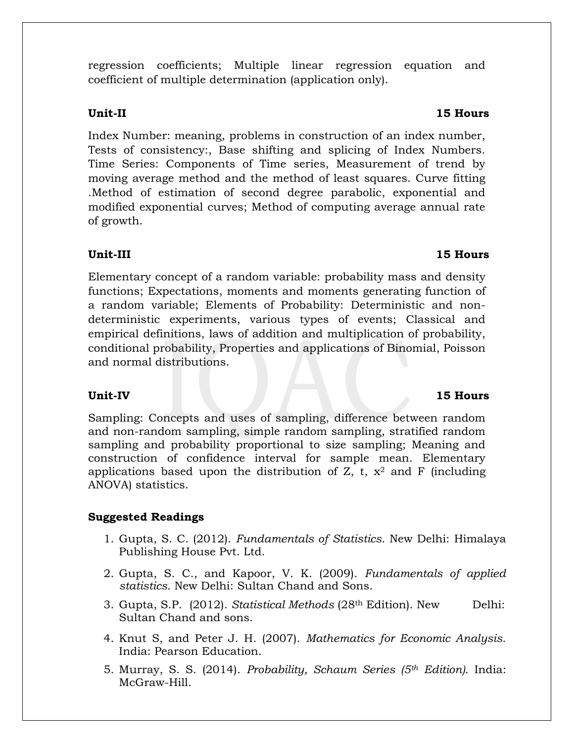regression coefficients; Multiple linear regression equation and coefficient of multiple determination (application only).

**Unit-II** **15 Hours**

Index Number: meaning, problems in construction of an index number, Tests of consistency:, Base shifting and splicing of Index Numbers. Time Series: Components of Time series, Measurement of trend by moving average method and the method of least squares. Curve fitting .Method of estimation of second degree parabolic, exponential and modified exponential curves; Method of computing average annual rate of growth.

**Unit-III** **15 Hours**

Elementary concept of a random variable: probability mass and density functions; Expectations, moments and moments generating function of a random variable; Elements of Probability: Deterministic and non-deterministic experiments, various types of events; Classical and empirical definitions, laws of addition and multiplication of probability, conditional probability, Properties and applications of Binomial, Poisson and normal distributions.

**Unit-IV** **15 Hours**

Sampling: Concepts and uses of sampling, difference between random and non-random sampling, simple random sampling, stratified random sampling and probability proportional to size sampling; Meaning and construction of confidence interval for sample mean. Elementary applications based upon the distribution of Z, t, $x^2$ and F (including ANOVA) statistics.

**Suggested Readings**

1. Gupta, S. C. (2012). *Fundamentals of Statistics*. New Delhi: Himalaya Publishing House Pvt. Ltd.
2. Gupta, S. C., and Kapoor, V. K. (2009). *Fundamentals of applied statistics*. New Delhi: Sultan Chand and Sons.
3. Gupta, S.P. (2012). *Statistical Methods* (28th Edition). New Delhi: Sultan Chand and sons.
4. Knut S, and Peter J. H. (2007). *Mathematics for Economic Analysis*. India: Pearson Education.
5. Murray, S. S. (2014). *Probability, Schaum Series (5th Edition)*. India: McGraw-Hill.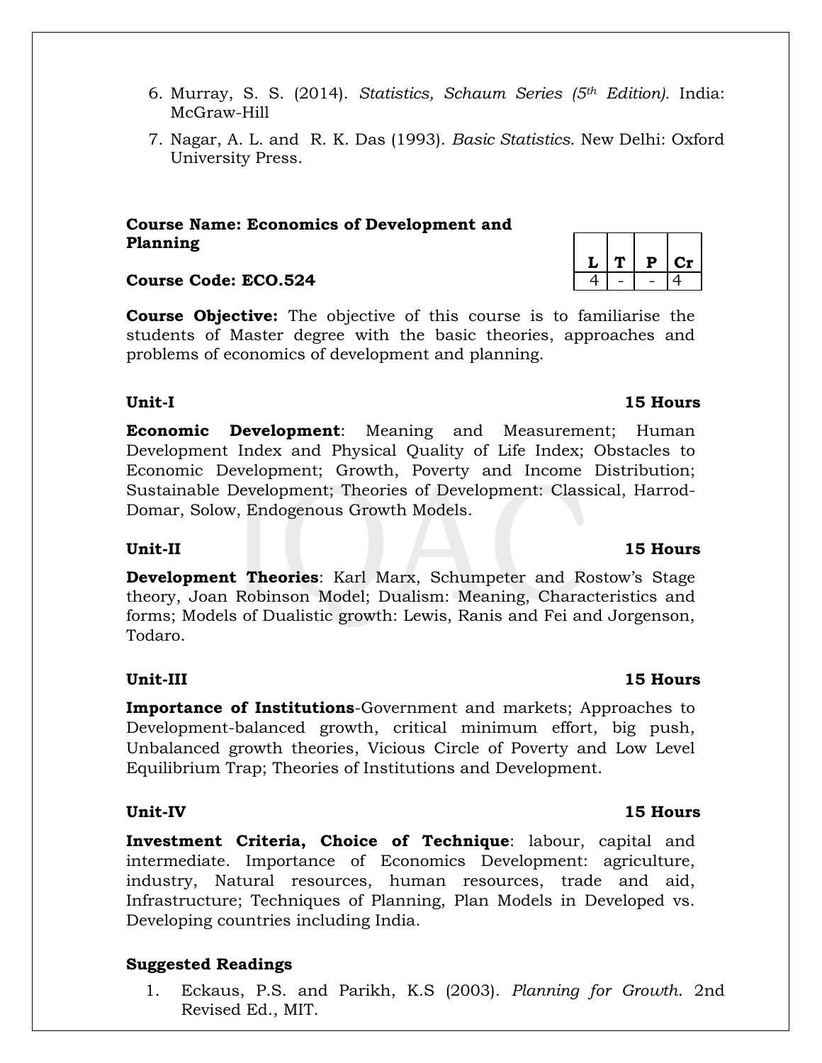6. Murray, S. S. (2014). *Statistics, Schaum Series (5th Edition).* India: McGraw-Hill
7. Nagar, A. L. and R. K. Das (1993). *Basic Statistics*. New Delhi: Oxford University Press.

**Course Name: Economics of Development and Planning**

**Course Code: ECO.524**

| L | T | P | Cr |
|---|---|---|---|
| 4 | - | - | 4 |

**Course Objective:** The objective of this course is to familiarise the students of Master degree with the basic theories, approaches and problems of economics of development and planning.

**Unit-I** **15 Hours**

**Economic Development**: Meaning and Measurement; Human Development Index and Physical Quality of Life Index; Obstacles to Economic Development; Growth, Poverty and Income Distribution; Sustainable Development; Theories of Development: Classical, Harrod-Domar, Solow, Endogenous Growth Models.

**Unit-II** **15 Hours**

**Development Theories**: Karl Marx, Schumpeter and Rostow's Stage theory, Joan Robinson Model; Dualism: Meaning, Characteristics and forms; Models of Dualistic growth: Lewis, Ranis and Fei and Jorgenson, Todaro.

**Unit-III** **15 Hours**

**Importance of Institutions**-Government and markets; Approaches to Development-balanced growth, critical minimum effort, big push, Unbalanced growth theories, Vicious Circle of Poverty and Low Level Equilibrium Trap; Theories of Institutions and Development.

**Unit-IV** **15 Hours**

**Investment Criteria, Choice of Technique**: labour, capital and intermediate. Importance of Economics Development: agriculture, industry, Natural resources, human resources, trade and aid, Infrastructure; Techniques of Planning, Plan Models in Developed vs. Developing countries including India.

**Suggested Readings**

1. Eckaus, P.S. and Parikh, K.S (2003). *Planning for Growth*. 2nd Revised Ed., MIT.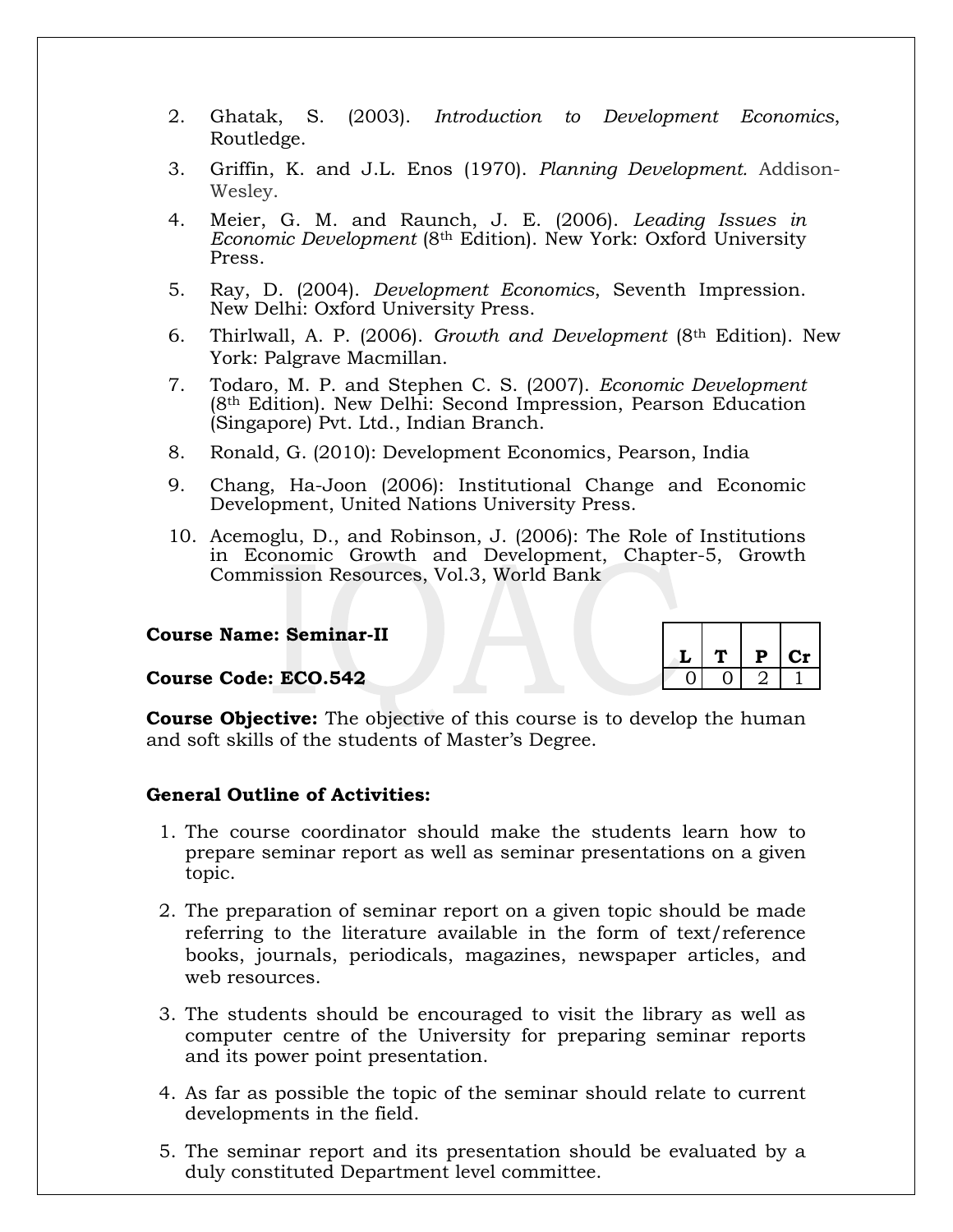2. Ghatak, S. (2003). *Introduction to Development Economics*, Routledge.
3. Griffin, K. and J.L. Enos (1970). *Planning Development.* Addison-Wesley.
4. Meier, G. M. and Raunch, J. E. (2006). *Leading Issues in Economic Development* (8th Edition). New York: Oxford University Press.
5. Ray, D. (2004). *Development Economics,* Seventh Impression. New Delhi: Oxford University Press.
6. Thirlwall, A. P. (2006). *Growth and Development* (8th Edition). New York: Palgrave Macmillan.
7. Todaro, M. P. and Stephen C. S. (2007). *Economic Development* (8th Edition). New Delhi: Second Impression, Pearson Education (Singapore) Pvt. Ltd., Indian Branch.
8. Ronald, G. (2010): Development Economics, Pearson, India
9. Chang, Ha-Joon (2006): Institutional Change and Economic Development, United Nations University Press.
10. Acemoglu, D., and Robinson, J. (2006): The Role of Institutions in Economic Growth and Development, Chapter-5, Growth Commission Resources, Vol.3, World Bank

**Course Name: Seminar-II**

**Course Code: ECO.542**

| L | T | P | Cr |
|---|---|---|---|
| 0 | 0 | 2 | 1 |

**Course Objective:** The objective of this course is to develop the human and soft skills of the students of Master's Degree.

**General Outline of Activities:**

1. The course coordinator should make the students learn how to prepare seminar report as well as seminar presentations on a given topic.
2. The preparation of seminar report on a given topic should be made referring to the literature available in the form of text/reference books, journals, periodicals, magazines, newspaper articles, and web resources.
3. The students should be encouraged to visit the library as well as computer centre of the University for preparing seminar reports and its power point presentation.
4. As far as possible the topic of the seminar should relate to current developments in the field.
5. The seminar report and its presentation should be evaluated by a duly constituted Department level committee.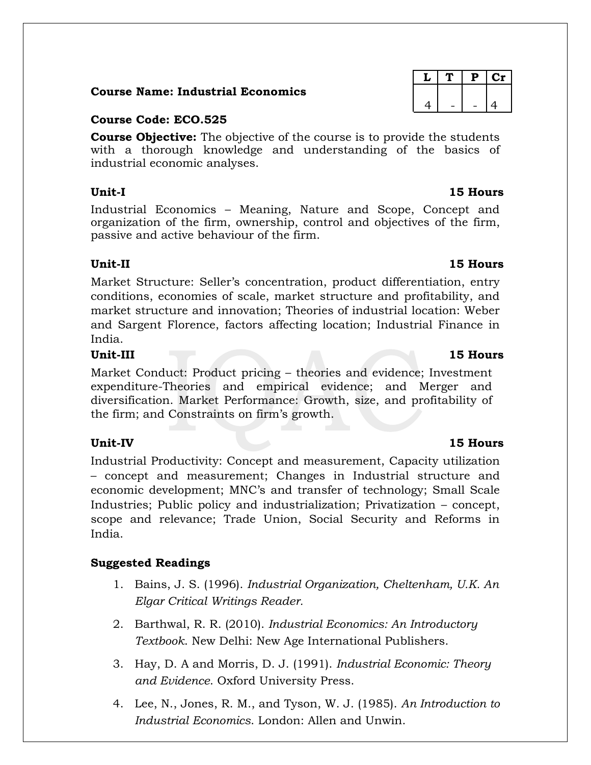**Course Name: Industrial Economics**

| L | T | P | Cr |
|---|---|---|---|
| 4 | - | - | 4 |

**Course Code: ECO.525**

**Course Objective:** The objective of the course is to provide the students with a thorough knowledge and understanding of the basics of industrial economic analyses.

**Unit-I 15 Hours**

Industrial Economics – Meaning, Nature and Scope, Concept and organization of the firm, ownership, control and objectives of the firm, passive and active behaviour of the firm.

**Unit-II 15 Hours**

Market Structure: Seller's concentration, product differentiation, entry conditions, economies of scale, market structure and profitability, and market structure and innovation; Theories of industrial location: Weber and Sargent Florence, factors affecting location; Industrial Finance in India.

**Unit-III 15 Hours**

Market Conduct: Product pricing – theories and evidence; Investment expenditure-Theories and empirical evidence; and Merger and diversification. Market Performance: Growth, size, and profitability of the firm; and Constraints on firm's growth.

**Unit-IV 15 Hours**

Industrial Productivity: Concept and measurement, Capacity utilization – concept and measurement; Changes in Industrial structure and economic development; MNC's and transfer of technology; Small Scale Industries; Public policy and industrialization; Privatization – concept, scope and relevance; Trade Union, Social Security and Reforms in India.

**Suggested Readings**

1. Bains, J. S. (1996). *Industrial Organization, Cheltenham, U.K. An Elgar Critical Writings Reader.*
2. Barthwal, R. R. (2010). *Industrial Economics: An Introductory Textbook*. New Delhi: New Age International Publishers.
3. Hay, D. A and Morris, D. J. (1991). *Industrial Economic: Theory and Evidence*. Oxford University Press.
4. Lee, N., Jones, R. M., and Tyson, W. J. (1985). *An Introduction to Industrial Economics*. London: Allen and Unwin.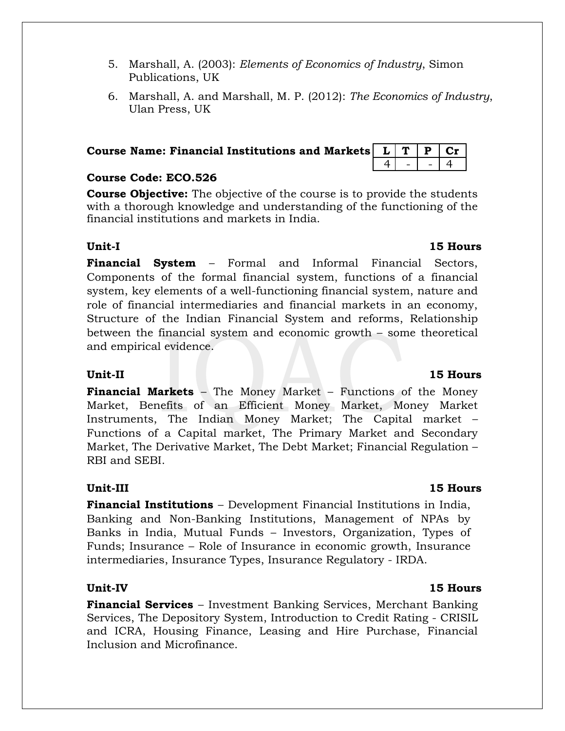5. Marshall, A. (2003): *Elements of Economics of Industry*, Simon Publications, UK
6. Marshall, A. and Marshall, M. P. (2012): *The Economics of Industry*, Ulan Press, UK

**Course Name: Financial Institutions and Markets**

| L | T | P | Cr |
|---|---|---|---|
| 4 | - | - | 4 |

**Course Code: ECO.526**

**Course Objective:** The objective of the course is to provide the students with a thorough knowledge and understanding of the functioning of the financial institutions and markets in India.

**Unit-I** **15 Hours**

**Financial System** – Formal and Informal Financial Sectors, Components of the formal financial system, functions of a financial system, key elements of a well-functioning financial system, nature and role of financial intermediaries and financial markets in an economy, Structure of the Indian Financial System and reforms, Relationship between the financial system and economic growth – some theoretical and empirical evidence.

**Unit-II** **15 Hours**

**Financial Markets** – The Money Market – Functions of the Money Market, Benefits of an Efficient Money Market, Money Market Instruments, The Indian Money Market; The Capital market – Functions of a Capital market, The Primary Market and Secondary Market, The Derivative Market, The Debt Market; Financial Regulation – RBI and SEBI.

**Unit-III** **15 Hours**

**Financial Institutions** – Development Financial Institutions in India, Banking and Non-Banking Institutions, Management of NPAs by Banks in India, Mutual Funds – Investors, Organization, Types of Funds; Insurance – Role of Insurance in economic growth, Insurance intermediaries, Insurance Types, Insurance Regulatory - IRDA.

**Unit-IV** **15 Hours**

**Financial Services** – Investment Banking Services, Merchant Banking Services, The Depository System, Introduction to Credit Rating - CRISIL and ICRA, Housing Finance, Leasing and Hire Purchase, Financial Inclusion and Microfinance.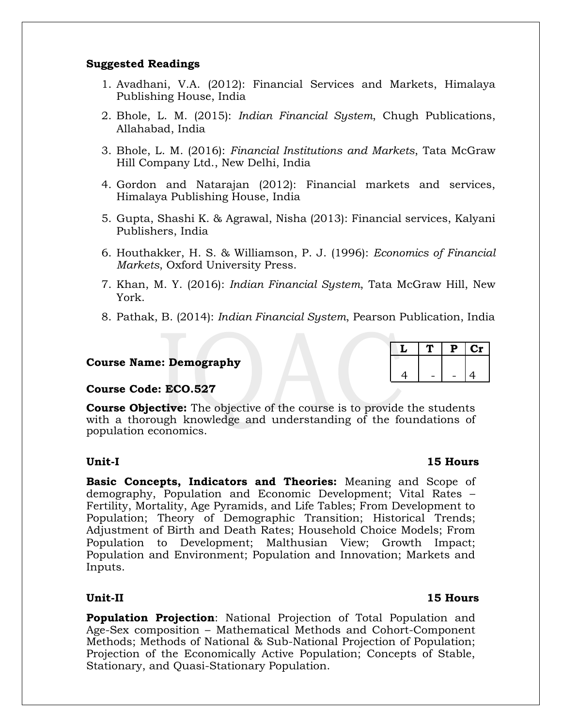**Suggested Readings**

1. Avadhani, V.A. (2012): Financial Services and Markets, Himalaya Publishing House, India
2. Bhole, L. M. (2015): *Indian Financial System*, Chugh Publications, Allahabad, India
3. Bhole, L. M. (2016): *Financial Institutions and Markets*, Tata McGraw Hill Company Ltd., New Delhi, India
4. Gordon and Natarajan (2012): Financial markets and services, Himalaya Publishing House, India
5. Gupta, Shashi K. & Agrawal, Nisha (2013): Financial services, Kalyani Publishers, India
6. Houthakker, H. S. & Williamson, P. J. (1996): *Economics of Financial Markets*, Oxford University Press.
7. Khan, M. Y. (2016): *Indian Financial System*, Tata McGraw Hill, New York.
8. Pathak, B. (2014): *Indian Financial System*, Pearson Publication, India

**Course Name: Demography**

| L | T | P | Cr |
|---|---|---|---|
| 4 | - | - | 4 |

**Course Code: ECO.527**

**Course Objective:** The objective of the course is to provide the students with a thorough knowledge and understanding of the foundations of population economics.

**Unit-I** **15 Hours**

**Basic Concepts, Indicators and Theories:** Meaning and Scope of demography, Population and Economic Development; Vital Rates – Fertility, Mortality, Age Pyramids, and Life Tables; From Development to Population; Theory of Demographic Transition; Historical Trends; Adjustment of Birth and Death Rates; Household Choice Models; From Population to Development; Malthusian View; Growth Impact; Population and Environment; Population and Innovation; Markets and Inputs.

**Unit-II** **15 Hours**

**Population Projection**: National Projection of Total Population and Age-Sex composition – Mathematical Methods and Cohort-Component Methods; Methods of National & Sub-National Projection of Population; Projection of the Economically Active Population; Concepts of Stable, Stationary, and Quasi-Stationary Population.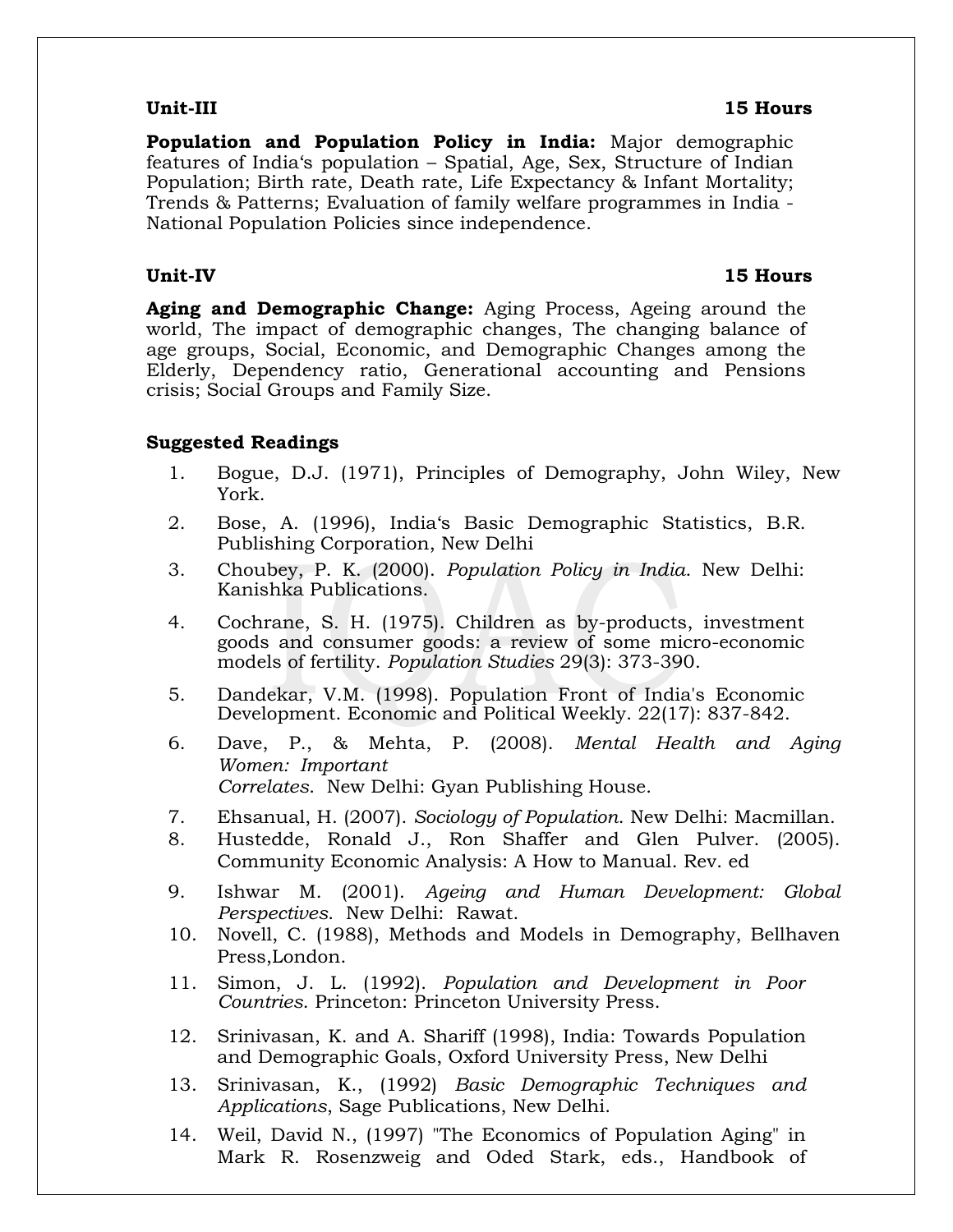**Unit-III** **15 Hours**

**Population and Population Policy in India:** Major demographic features of India's population – Spatial, Age, Sex, Structure of Indian Population; Birth rate, Death rate, Life Expectancy & Infant Mortality; Trends & Patterns; Evaluation of family welfare programmes in India - National Population Policies since independence.

**Unit-IV** **15 Hours**

**Aging and Demographic Change:** Aging Process, Ageing around the world, The impact of demographic changes, The changing balance of age groups, Social, Economic, and Demographic Changes among the Elderly, Dependency ratio, Generational accounting and Pensions crisis; Social Groups and Family Size.

**Suggested Readings**

1. Bogue, D.J. (1971), Principles of Demography, John Wiley, New York.
2. Bose, A. (1996), India's Basic Demographic Statistics, B.R. Publishing Corporation, New Delhi
3. Choubey, P. K. (2000). *Population Policy in India.* New Delhi: Kanishka Publications.
4. Cochrane, S. H. (1975). Children as by-products, investment goods and consumer goods: a review of some micro-economic models of fertility. *Population Studies* 29(3): 373-390.
5. Dandekar, V.M. (1998). Population Front of India's Economic Development. Economic and Political Weekly. 22(17): 837-842.
6. Dave, P., & Mehta, P. (2008). *Mental Health and Aging Women: Important Correlates.* New Delhi: Gyan Publishing House.
7. Ehsanual, H. (2007). *Sociology of Population.* New Delhi: Macmillan.
8. Hustedde, Ronald J., Ron Shaffer and Glen Pulver. (2005). Community Economic Analysis: A How to Manual. Rev. ed
9. Ishwar M. (2001). *Ageing and Human Development: Global Perspectives.* New Delhi: Rawat.
10. Novell, C. (1988), Methods and Models in Demography, Bellhaven Press,London.
11. Simon, J. L. (1992). *Population and Development in Poor Countries.* Princeton: Princeton University Press.
12. Srinivasan, K. and A. Shariff (1998), India: Towards Population and Demographic Goals, Oxford University Press, New Delhi
13. Srinivasan, K., (1992) *Basic Demographic Techniques and Applications*, Sage Publications, New Delhi.
14. Weil, David N., (1997) "The Economics of Population Aging" in Mark R. Rosenzweig and Oded Stark, eds., Handbook of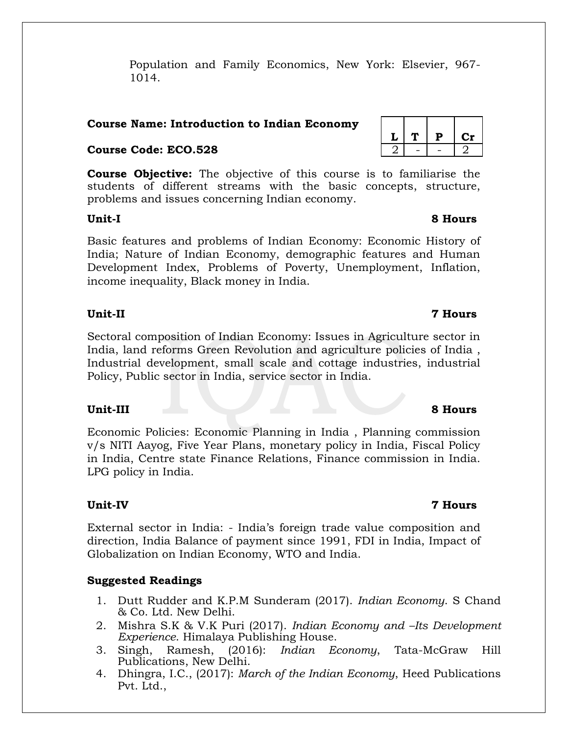Population and Family Economics, New York: Elsevier, 967-1014.

**Course Name: Introduction to Indian Economy**

**Course Code: ECO.528**

| L | T | P | Cr |
|---|---|---|---|
| 2 | - | - | 2 |

**Course Objective:** The objective of this course is to familiarise the students of different streams with the basic concepts, structure, problems and issues concerning Indian economy.

**Unit-I** **8 Hours**

Basic features and problems of Indian Economy: Economic History of India; Nature of Indian Economy, demographic features and Human Development Index, Problems of Poverty, Unemployment, Inflation, income inequality, Black money in India.

**Unit-II** **7 Hours**

Sectoral composition of Indian Economy: Issues in Agriculture sector in India, land reforms Green Revolution and agriculture policies of India , Industrial development, small scale and cottage industries, industrial Policy, Public sector in India, service sector in India.

**Unit-III** **8 Hours**

Economic Policies: Economic Planning in India , Planning commission v/s NITI Aayog, Five Year Plans, monetary policy in India, Fiscal Policy in India, Centre state Finance Relations, Finance commission in India. LPG policy in India.

**Unit-IV** **7 Hours**

External sector in India: - India's foreign trade value composition and direction, India Balance of payment since 1991, FDI in India, Impact of Globalization on Indian Economy, WTO and India.

**Suggested Readings**

1. Dutt Rudder and K.P.M Sunderam (2017). *Indian Economy*. S Chand & Co. Ltd. New Delhi.
2. Mishra S.K & V.K Puri (2017). *Indian Economy and –Its Development Experience*. Himalaya Publishing House.
3. Singh, Ramesh, (2016): *Indian Economy*, Tata-McGraw Hill Publications, New Delhi.
4. Dhingra, I.C., (2017): *March of the Indian Economy*, Heed Publications Pvt. Ltd.,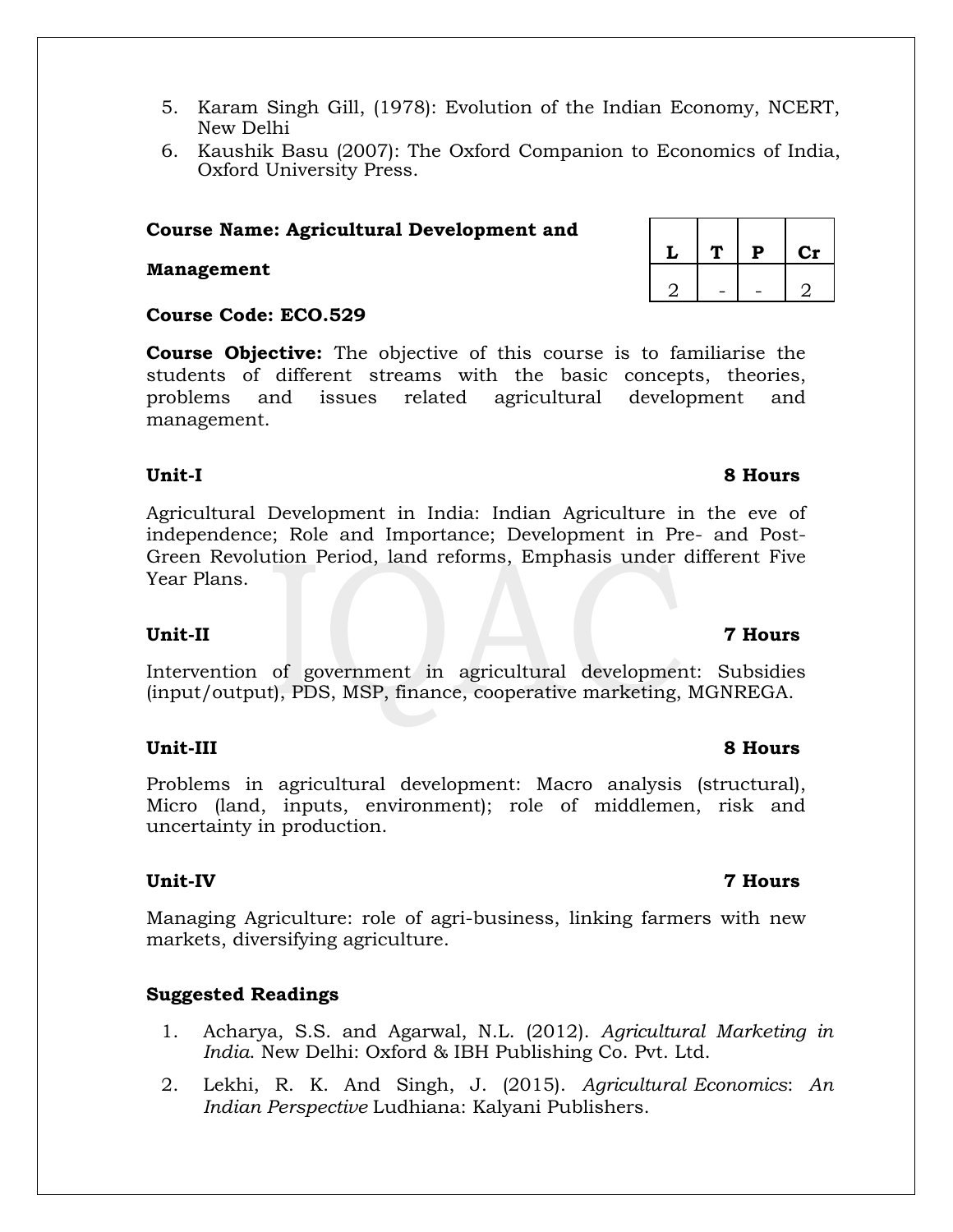5. Karam Singh Gill, (1978): Evolution of the Indian Economy, NCERT, New Delhi
6. Kaushik Basu (2007): The Oxford Companion to Economics of India, Oxford University Press.

**Course Name: Agricultural Development and Management**

**Course Code: ECO.529**

| L | T | P | Cr |
|---|---|---|---|
| 2 | - | - | 2 |

**Course Objective:** The objective of this course is to familiarise the students of different streams with the basic concepts, theories, problems and issues related agricultural development and management.

**Unit-I** **8 Hours**

Agricultural Development in India: Indian Agriculture in the eve of independence; Role and Importance; Development in Pre- and Post-Green Revolution Period, land reforms, Emphasis under different Five Year Plans.

**Unit-II** **7 Hours**

Intervention of government in agricultural development: Subsidies (input/output), PDS, MSP, finance, cooperative marketing, MGNREGA.

**Unit-III** **8 Hours**

Problems in agricultural development: Macro analysis (structural), Micro (land, inputs, environment); role of middlemen, risk and uncertainty in production.

**Unit-IV** **7 Hours**

Managing Agriculture: role of agri-business, linking farmers with new markets, diversifying agriculture.

**Suggested Readings**

1. Acharya, S.S. and Agarwal, N.L. (2012). *Agricultural Marketing in India*. New Delhi: Oxford & IBH Publishing Co. Pvt. Ltd.
2. Lekhi, R. K. And Singh, J. (2015). *Agricultural Economics*: *An Indian Perspective* Ludhiana: Kalyani Publishers.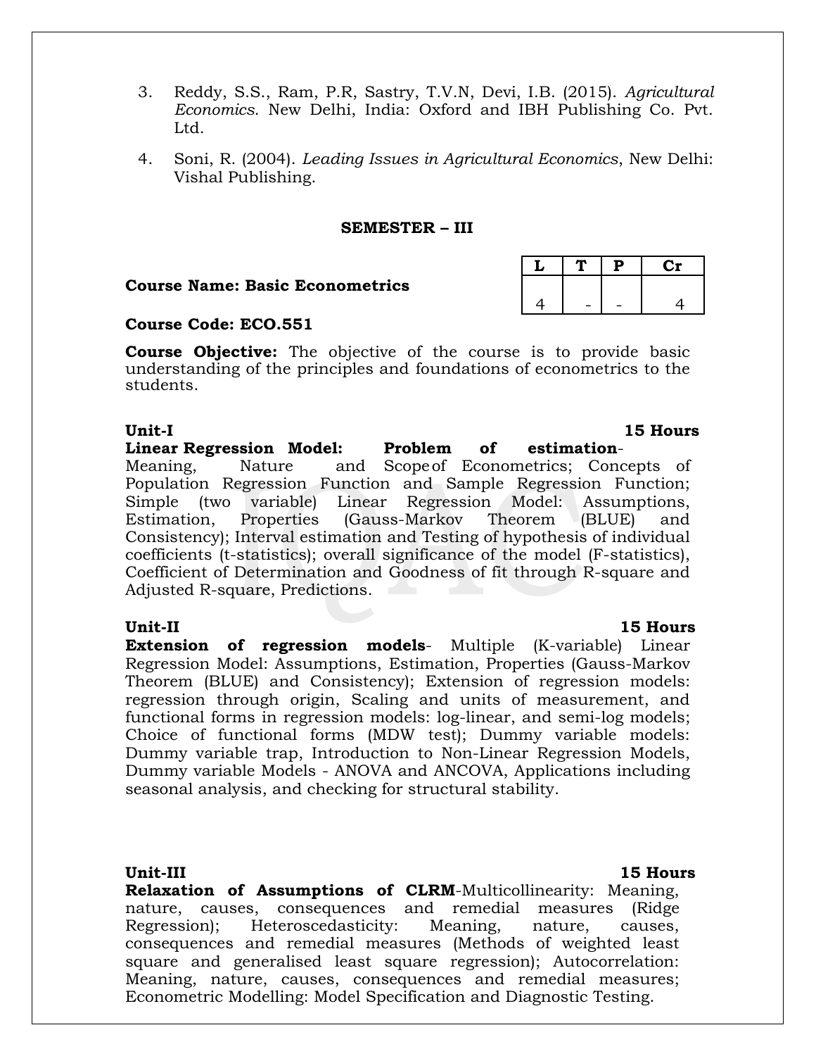3. Reddy, S.S., Ram, P.R, Sastry, T.V.N, Devi, I.B. (2015). *Agricultural Economics.* New Delhi, India: Oxford and IBH Publishing Co. Pvt. Ltd.

4. Soni, R. (2004). *Leading Issues in Agricultural Economics*, New Delhi: Vishal Publishing.

## SEMESTER – III

**Course Name: Basic Econometrics**

| L | T | P | Cr |
|---|---|---|---|
| 4 | - | - | 4 |

**Course Code: ECO.551**

**Course Objective:** The objective of the course is to provide basic understanding of the principles and foundations of econometrics to the students.

**Unit-I** **15 Hours**

**Linear Regression Model: Problem of estimation**- Meaning, Nature and Scope of Econometrics; Concepts of Population Regression Function and Sample Regression Function; Simple (two variable) Linear Regression Model: Assumptions, Estimation, Properties (Gauss-Markov Theorem (BLUE) and Consistency); Interval estimation and Testing of hypothesis of individual coefficients (t-statistics); overall significance of the model (F-statistics), Coefficient of Determination and Goodness of fit through R-square and Adjusted R-square, Predictions.

**Unit-II** **15 Hours**

**Extension of regression models**- Multiple (K-variable) Linear Regression Model: Assumptions, Estimation, Properties (Gauss-Markov Theorem (BLUE) and Consistency); Extension of regression models: regression through origin, Scaling and units of measurement, and functional forms in regression models: log-linear, and semi-log models; Choice of functional forms (MDW test); Dummy variable models: Dummy variable trap, Introduction to Non-Linear Regression Models, Dummy variable Models - ANOVA and ANCOVA, Applications including seasonal analysis, and checking for structural stability.

**Unit-III** **15 Hours**

**Relaxation of Assumptions of CLRM**-Multicollinearity: Meaning, nature, causes, consequences and remedial measures (Ridge Regression); Heteroscedasticity: Meaning, nature, causes, consequences and remedial measures (Methods of weighted least square and generalised least square regression); Autocorrelation: Meaning, nature, causes, consequences and remedial measures; Econometric Modelling: Model Specification and Diagnostic Testing.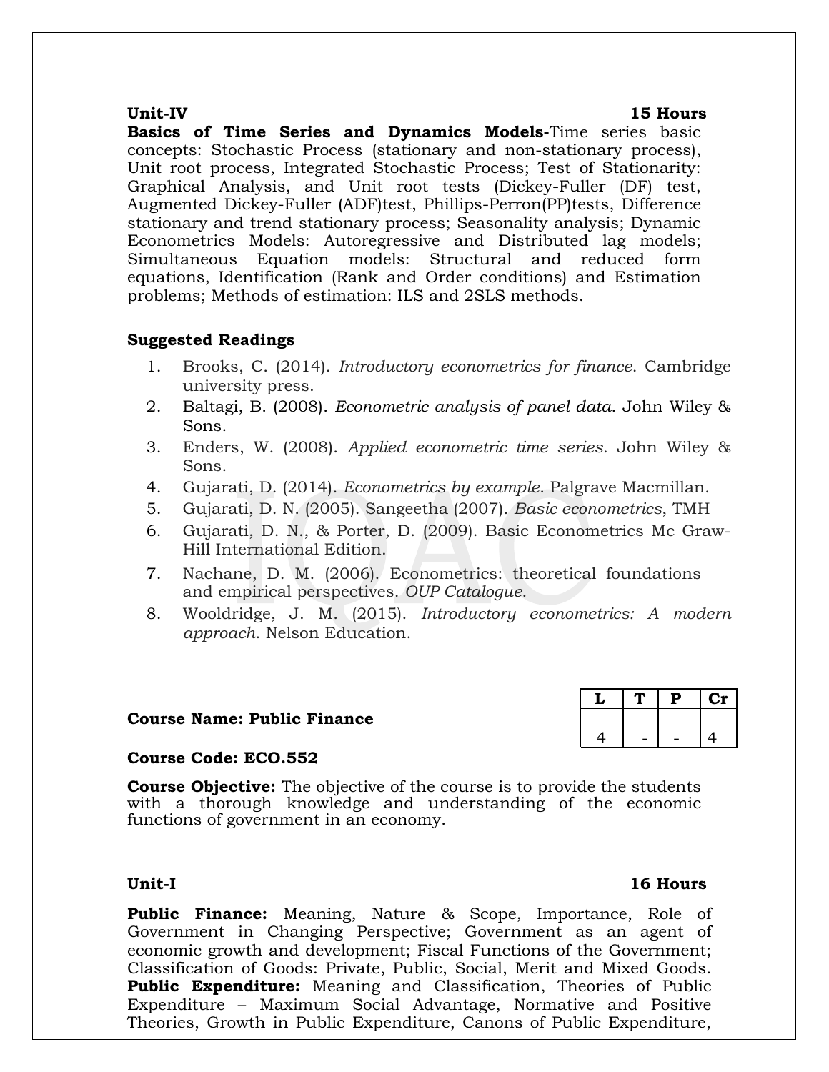**Unit-IV 15 Hours**

**Basics of Time Series and Dynamics Models-**Time series basic concepts: Stochastic Process (stationary and non-stationary process), Unit root process, Integrated Stochastic Process; Test of Stationarity: Graphical Analysis, and Unit root tests (Dickey-Fuller (DF) test, Augmented Dickey-Fuller (ADF)test, Phillips-Perron(PP)tests, Difference stationary and trend stationary process; Seasonality analysis; Dynamic Econometrics Models: Autoregressive and Distributed lag models; Simultaneous Equation models: Structural and reduced form equations, Identification (Rank and Order conditions) and Estimation problems; Methods of estimation: ILS and 2SLS methods.

**Suggested Readings**

1. Brooks, C. (2014). *Introductory econometrics for finance*. Cambridge university press.
2. Baltagi, B. (2008). *Econometric analysis of panel data*. John Wiley & Sons.
3. Enders, W. (2008). *Applied econometric time series*. John Wiley & Sons.
4. Gujarati, D. (2014). *Econometrics by example*. Palgrave Macmillan.
5. Gujarati, D. N. (2005). Sangeetha (2007). *Basic econometrics*, TMH
6. Gujarati, D. N., & Porter, D. (2009). Basic Econometrics Mc Graw-Hill International Edition.
7. Nachane, D. M. (2006). Econometrics: theoretical foundations and empirical perspectives. *OUP Catalogue*.
8. Wooldridge, J. M. (2015). *Introductory econometrics: A modern approach*. Nelson Education.

**Course Name: Public Finance**

| L | T | P | Cr |
|---|---|---|---|
| 4 | - | - | 4 |

**Course Code: ECO.552**

**Course Objective:** The objective of the course is to provide the students with a thorough knowledge and understanding of the economic functions of government in an economy.

**Unit-I 16 Hours**

**Public Finance:** Meaning, Nature & Scope, Importance, Role of Government in Changing Perspective; Government as an agent of economic growth and development; Fiscal Functions of the Government; Classification of Goods: Private, Public, Social, Merit and Mixed Goods. **Public Expenditure:** Meaning and Classification, Theories of Public Expenditure – Maximum Social Advantage, Normative and Positive Theories, Growth in Public Expenditure, Canons of Public Expenditure,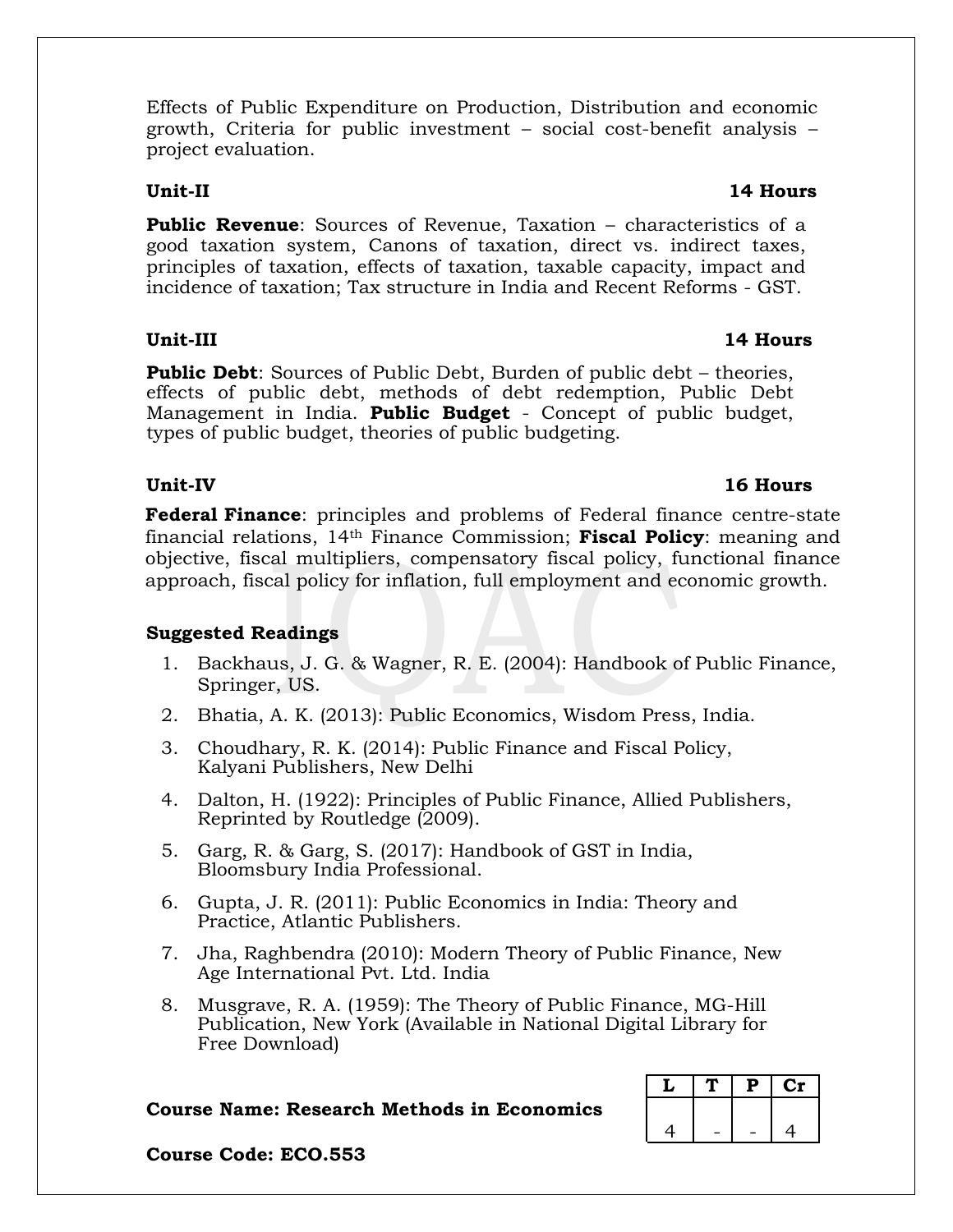Effects of Public Expenditure on Production, Distribution and economic growth, Criteria for public investment – social cost-benefit analysis – project evaluation.

**Unit-II** **14 Hours**

**Public Revenue**: Sources of Revenue, Taxation – characteristics of a good taxation system, Canons of taxation, direct vs. indirect taxes, principles of taxation, effects of taxation, taxable capacity, impact and incidence of taxation; Tax structure in India and Recent Reforms - GST.

**Unit-III** **14 Hours**

**Public Debt**: Sources of Public Debt, Burden of public debt – theories, effects of public debt, methods of debt redemption, Public Debt Management in India. **Public Budget** - Concept of public budget, types of public budget, theories of public budgeting.

**Unit-IV** **16 Hours**

**Federal Finance**: principles and problems of Federal finance centre-state financial relations, 14th Finance Commission; **Fiscal Policy**: meaning and objective, fiscal multipliers, compensatory fiscal policy, functional finance approach, fiscal policy for inflation, full employment and economic growth.

**Suggested Readings**

1. Backhaus, J. G. & Wagner, R. E. (2004): Handbook of Public Finance, Springer, US.
2. Bhatia, A. K. (2013): Public Economics, Wisdom Press, India.
3. Choudhary, R. K. (2014): Public Finance and Fiscal Policy, Kalyani Publishers, New Delhi
4. Dalton, H. (1922): Principles of Public Finance, Allied Publishers, Reprinted by Routledge (2009).
5. Garg, R. & Garg, S. (2017): Handbook of GST in India, Bloomsbury India Professional.
6. Gupta, J. R. (2011): Public Economics in India: Theory and Practice, Atlantic Publishers.
7. Jha, Raghbendra (2010): Modern Theory of Public Finance, New Age International Pvt. Ltd. India
8. Musgrave, R. A. (1959): The Theory of Public Finance, MG-Hill Publication, New York (Available in National Digital Library for Free Download)

**Course Name: Research Methods in Economics**

| L | T | P | Cr |
|---|---|---|---|
| 4 | - | - | 4 |

**Course Code: ECO.553**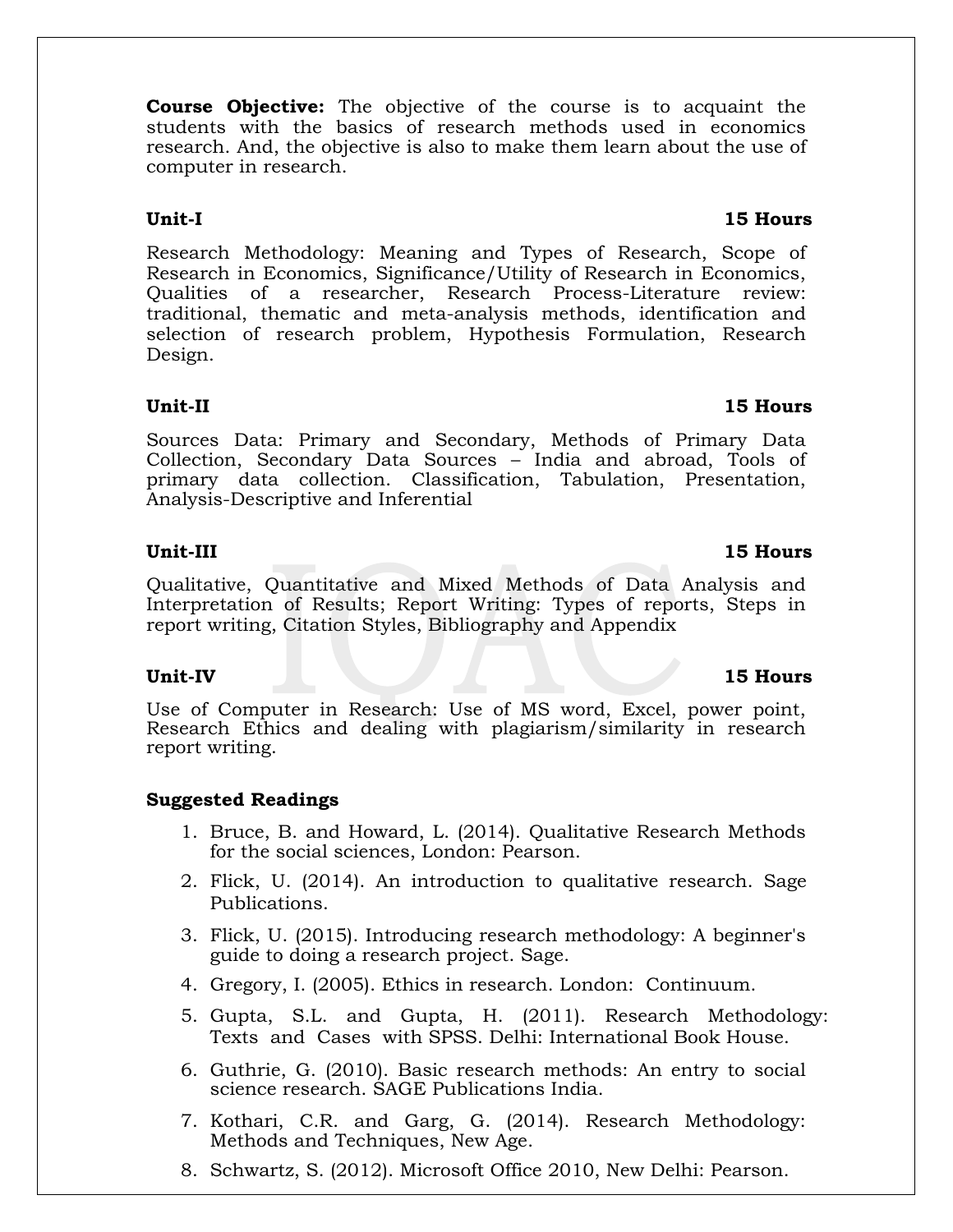**Course Objective:** The objective of the course is to acquaint the students with the basics of research methods used in economics research. And, the objective is also to make them learn about the use of computer in research.

**Unit-I** **15 Hours**

Research Methodology: Meaning and Types of Research, Scope of Research in Economics, Significance/Utility of Research in Economics, Qualities of a researcher, Research Process-Literature review: traditional, thematic and meta-analysis methods, identification and selection of research problem, Hypothesis Formulation, Research Design.

**Unit-II** **15 Hours**

Sources Data: Primary and Secondary, Methods of Primary Data Collection, Secondary Data Sources – India and abroad, Tools of primary data collection. Classification, Tabulation, Presentation, Analysis-Descriptive and Inferential

**Unit-III** **15 Hours**

Qualitative, Quantitative and Mixed Methods of Data Analysis and Interpretation of Results; Report Writing: Types of reports, Steps in report writing, Citation Styles, Bibliography and Appendix

**Unit-IV** **15 Hours**

Use of Computer in Research: Use of MS word, Excel, power point, Research Ethics and dealing with plagiarism/similarity in research report writing.

**Suggested Readings**

1. Bruce, B. and Howard, L. (2014). Qualitative Research Methods for the social sciences, London: Pearson.
2. Flick, U. (2014). An introduction to qualitative research. Sage Publications.
3. Flick, U. (2015). Introducing research methodology: A beginner's guide to doing a research project. Sage.
4. Gregory, I. (2005). Ethics in research. London: Continuum.
5. Gupta, S.L. and Gupta, H. (2011). Research Methodology: Texts and Cases with SPSS. Delhi: International Book House.
6. Guthrie, G. (2010). Basic research methods: An entry to social science research. SAGE Publications India.
7. Kothari, C.R. and Garg, G. (2014). Research Methodology: Methods and Techniques, New Age.
8. Schwartz, S. (2012). Microsoft Office 2010, New Delhi: Pearson.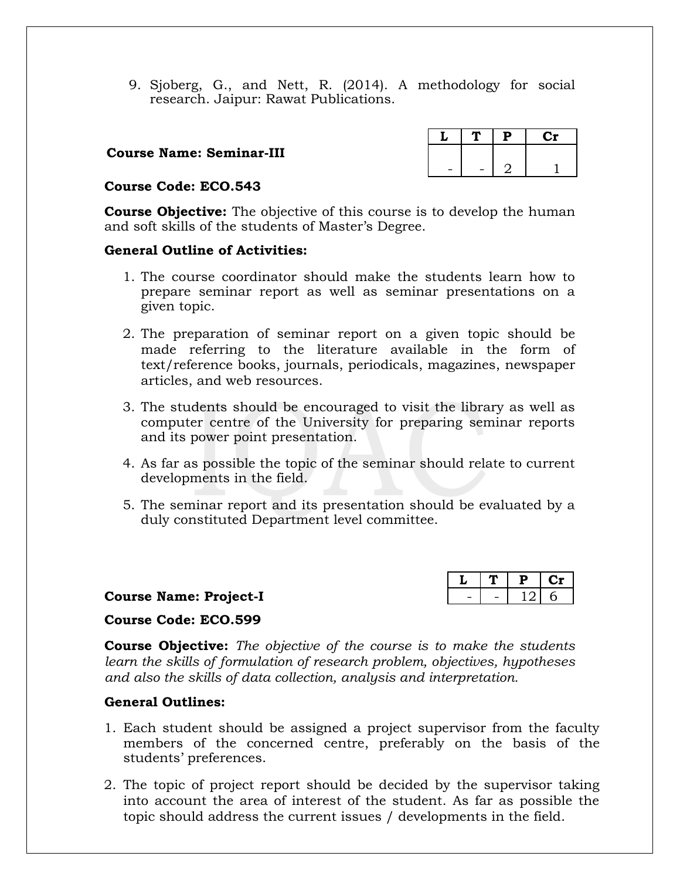9. Sjoberg, G., and Nett, R. (2014). A methodology for social research. Jaipur: Rawat Publications.

**Course Name: Seminar-III**

| L | T | P | Cr |
|---|---|---|---|
| - | - | 2 | 1 |

**Course Code: ECO.543**

**Course Objective:** The objective of this course is to develop the human and soft skills of the students of Master's Degree.

**General Outline of Activities:**

1. The course coordinator should make the students learn how to prepare seminar report as well as seminar presentations on a given topic.
2. The preparation of seminar report on a given topic should be made referring to the literature available in the form of text/reference books, journals, periodicals, magazines, newspaper articles, and web resources.
3. The students should be encouraged to visit the library as well as computer centre of the University for preparing seminar reports and its power point presentation.
4. As far as possible the topic of the seminar should relate to current developments in the field.
5. The seminar report and its presentation should be evaluated by a duly constituted Department level committee.

**Course Name: Project-I**

| L | T | P | Cr |
|---|---|---|---|
| - | - | 12 | 6 |

**Course Code: ECO.599**

**Course Objective:** *The objective of the course is to make the students learn the skills of formulation of research problem, objectives, hypotheses and also the skills of data collection, analysis and interpretation.*

**General Outlines:**

1. Each student should be assigned a project supervisor from the faculty members of the concerned centre, preferably on the basis of the students' preferences.
2. The topic of project report should be decided by the supervisor taking into account the area of interest of the student. As far as possible the topic should address the current issues / developments in the field.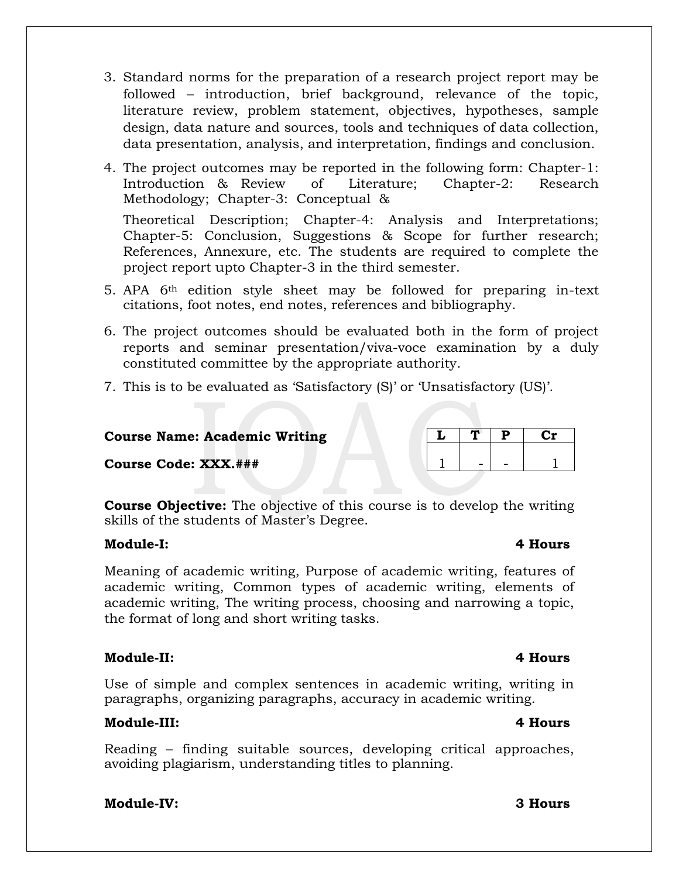3. Standard norms for the preparation of a research project report may be followed – introduction, brief background, relevance of the topic, literature review, problem statement, objectives, hypotheses, sample design, data nature and sources, tools and techniques of data collection, data presentation, analysis, and interpretation, findings and conclusion.
4. The project outcomes may be reported in the following form: Chapter-1: Introduction & Review of Literature; Chapter-2: Research Methodology; Chapter-3: Conceptual & Theoretical Description; Chapter-4: Analysis and Interpretations; Chapter-5: Conclusion, Suggestions & Scope for further research; References, Annexure, etc. The students are required to complete the project report upto Chapter-3 in the third semester.
5. APA 6th edition style sheet may be followed for preparing in-text citations, foot notes, end notes, references and bibliography.
6. The project outcomes should be evaluated both in the form of project reports and seminar presentation/viva-voce examination by a duly constituted committee by the appropriate authority.
7. This is to be evaluated as 'Satisfactory (S)' or 'Unsatisfactory (US)'.

**Course Name: Academic Writing**

**Course Code: XXX.###**

| L | T | P | Cr |
|---|---|---|---|
| 1 | - | - | 1 |

**Course Objective:** The objective of this course is to develop the writing skills of the students of Master's Degree.

**Module-I: 4 Hours**

Meaning of academic writing, Purpose of academic writing, features of academic writing, Common types of academic writing, elements of academic writing, The writing process, choosing and narrowing a topic, the format of long and short writing tasks.

**Module-II: 4 Hours**

Use of simple and complex sentences in academic writing, writing in paragraphs, organizing paragraphs, accuracy in academic writing.

**Module-III: 4 Hours**

Reading – finding suitable sources, developing critical approaches, avoiding plagiarism, understanding titles to planning.

**Module-IV: 3 Hours**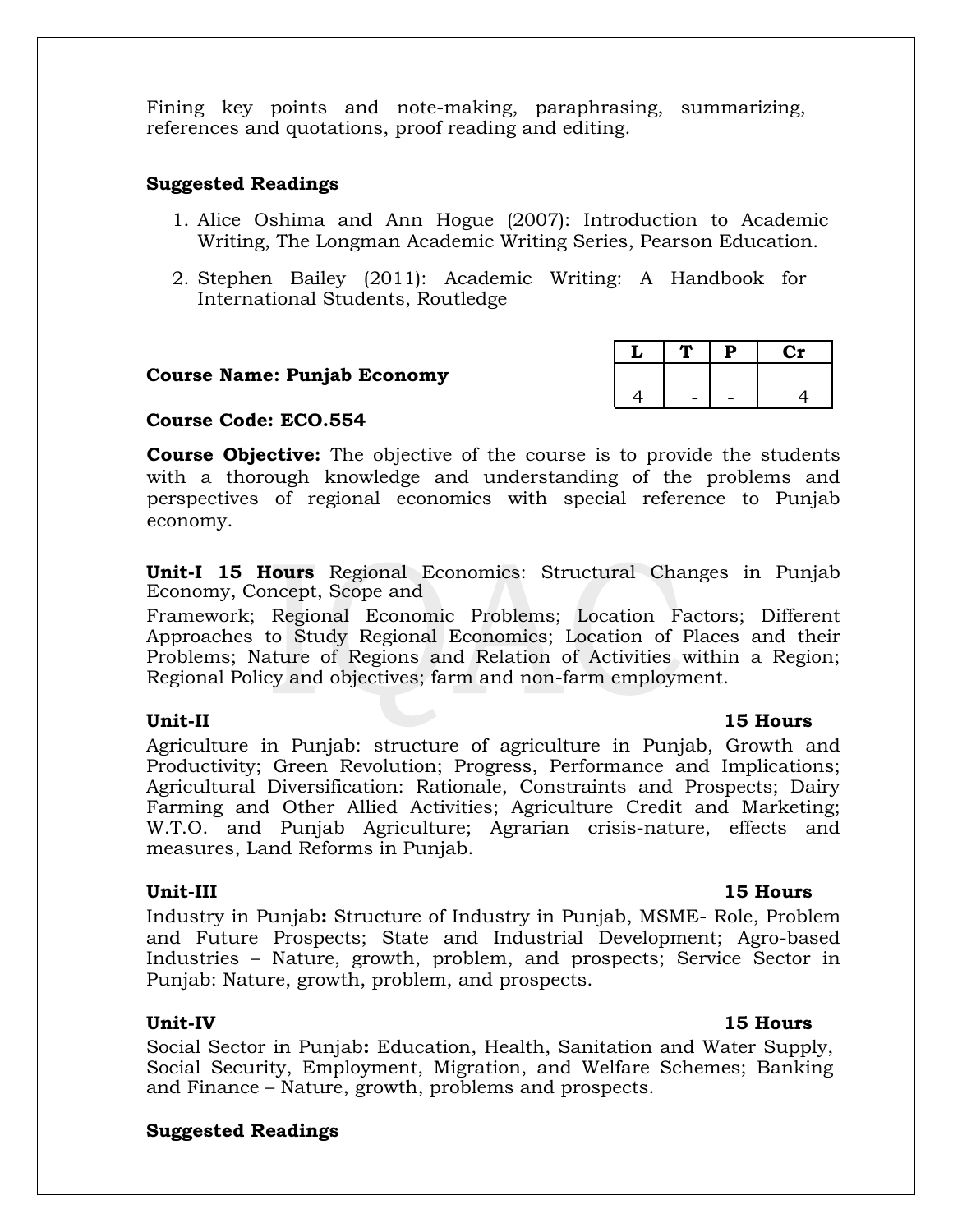Fining key points and note-making, paraphrasing, summarizing, references and quotations, proof reading and editing.

**Suggested Readings**

1. Alice Oshima and Ann Hogue (2007): Introduction to Academic Writing, The Longman Academic Writing Series, Pearson Education.
2. Stephen Bailey (2011): Academic Writing: A Handbook for International Students, Routledge

**Course Name: Punjab Economy**

| L | T | P | Cr |
|---|---|---|---|
| 4 | - | - | 4 |

**Course Code: ECO.554**

**Course Objective:** The objective of the course is to provide the students with a thorough knowledge and understanding of the problems and perspectives of regional economics with special reference to Punjab economy.

**Unit-I 15 Hours** Regional Economics: Structural Changes in Punjab Economy, Concept, Scope and Framework; Regional Economic Problems; Location Factors; Different Approaches to Study Regional Economics; Location of Places and their Problems; Nature of Regions and Relation of Activities within a Region; Regional Policy and objectives; farm and non-farm employment.

**Unit-II** **15 Hours**

Agriculture in Punjab: structure of agriculture in Punjab, Growth and Productivity; Green Revolution; Progress, Performance and Implications; Agricultural Diversification: Rationale, Constraints and Prospects; Dairy Farming and Other Allied Activities; Agriculture Credit and Marketing; W.T.O. and Punjab Agriculture; Agrarian crisis-nature, effects and measures, Land Reforms in Punjab.

**Unit-III** **15 Hours**

Industry in Punjab**:** Structure of Industry in Punjab, MSME- Role, Problem and Future Prospects; State and Industrial Development; Agro-based Industries – Nature, growth, problem, and prospects; Service Sector in Punjab: Nature, growth, problem, and prospects.

**Unit-IV** **15 Hours**

Social Sector in Punjab**:** Education, Health, Sanitation and Water Supply, Social Security, Employment, Migration, and Welfare Schemes; Banking and Finance – Nature, growth, problems and prospects.

**Suggested Readings**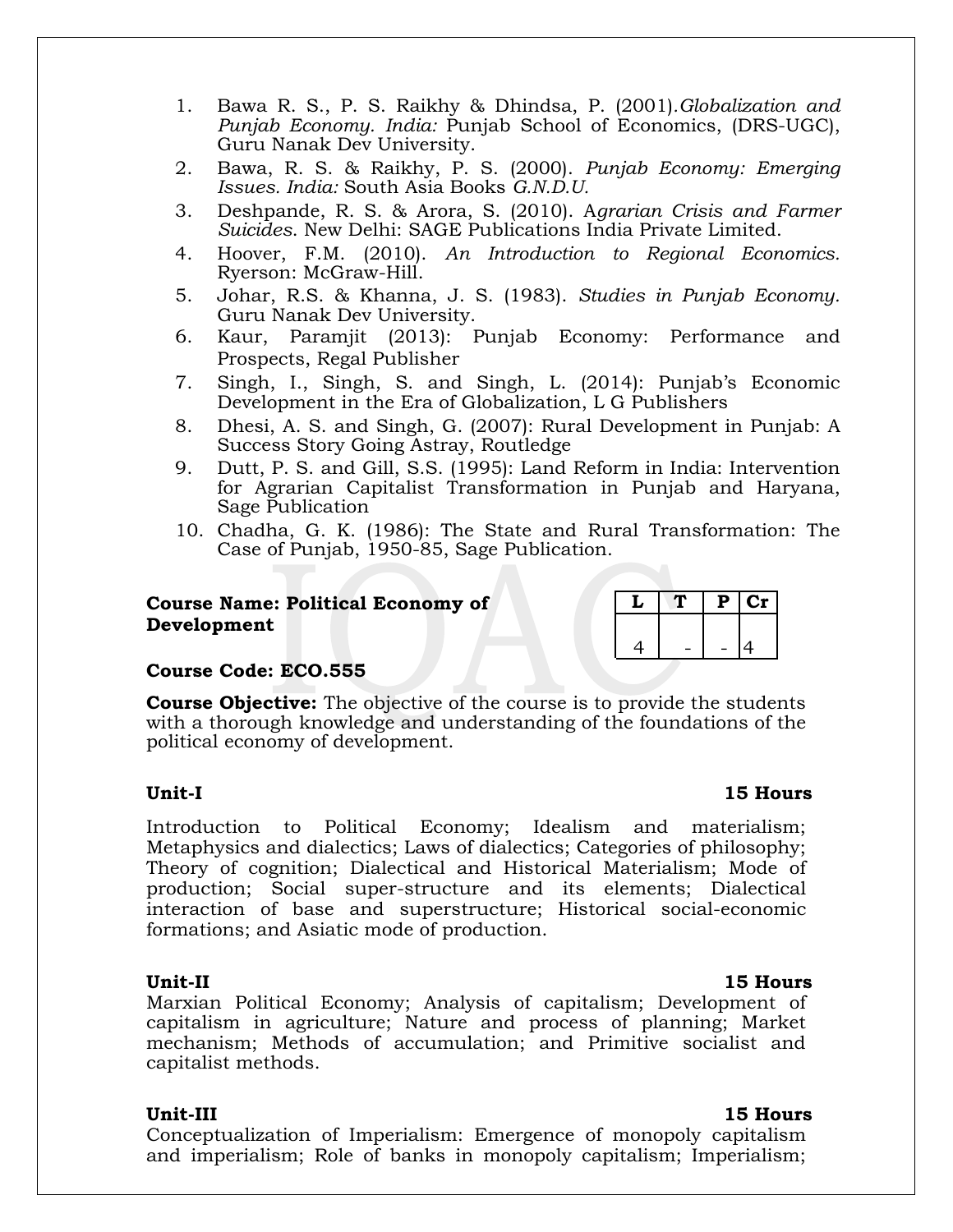1. Bawa R. S., P. S. Raikhy & Dhindsa, P. (2001).*Globalization and Punjab Economy. India:* Punjab School of Economics, (DRS-UGC), Guru Nanak Dev University.
2. Bawa, R. S. & Raikhy, P. S. (2000). *Punjab Economy: Emerging Issues. India:* South Asia Books *G.N.D.U.*
3. Deshpande, R. S. & Arora, S. (2010). A*grarian Crisis and Farmer Suicides*. New Delhi: SAGE Publications India Private Limited.
4. Hoover, F.M. (2010). *An Introduction to Regional Economics.* Ryerson: McGraw-Hill.
5. Johar, R.S. & Khanna, J. S. (1983). *Studies in Punjab Economy.* Guru Nanak Dev University.
6. Kaur, Paramjit (2013): Punjab Economy: Performance and Prospects, Regal Publisher
7. Singh, I., Singh, S. and Singh, L. (2014): Punjab's Economic Development in the Era of Globalization, L G Publishers
8. Dhesi, A. S. and Singh, G. (2007): Rural Development in Punjab: A Success Story Going Astray, Routledge
9. Dutt, P. S. and Gill, S.S. (1995): Land Reform in India: Intervention for Agrarian Capitalist Transformation in Punjab and Haryana, Sage Publication
10. Chadha, G. K. (1986): The State and Rural Transformation: The Case of Punjab, 1950-85, Sage Publication.

**Course Name: Political Economy of Development**

| L | T | P | Cr |
|---|---|---|---|
| 4 | - | - | 4 |

**Course Code: ECO.555**

**Course Objective:** The objective of the course is to provide the students with a thorough knowledge and understanding of the foundations of the political economy of development.

**Unit-I** **15 Hours**

Introduction to Political Economy; Idealism and materialism; Metaphysics and dialectics; Laws of dialectics; Categories of philosophy; Theory of cognition; Dialectical and Historical Materialism; Mode of production; Social super-structure and its elements; Dialectical interaction of base and superstructure; Historical social-economic formations; and Asiatic mode of production.

**Unit-II** **15 Hours**

Marxian Political Economy; Analysis of capitalism; Development of capitalism in agriculture; Nature and process of planning; Market mechanism; Methods of accumulation; and Primitive socialist and capitalist methods.

**Unit-III** **15 Hours**

Conceptualization of Imperialism: Emergence of monopoly capitalism and imperialism; Role of banks in monopoly capitalism; Imperialism;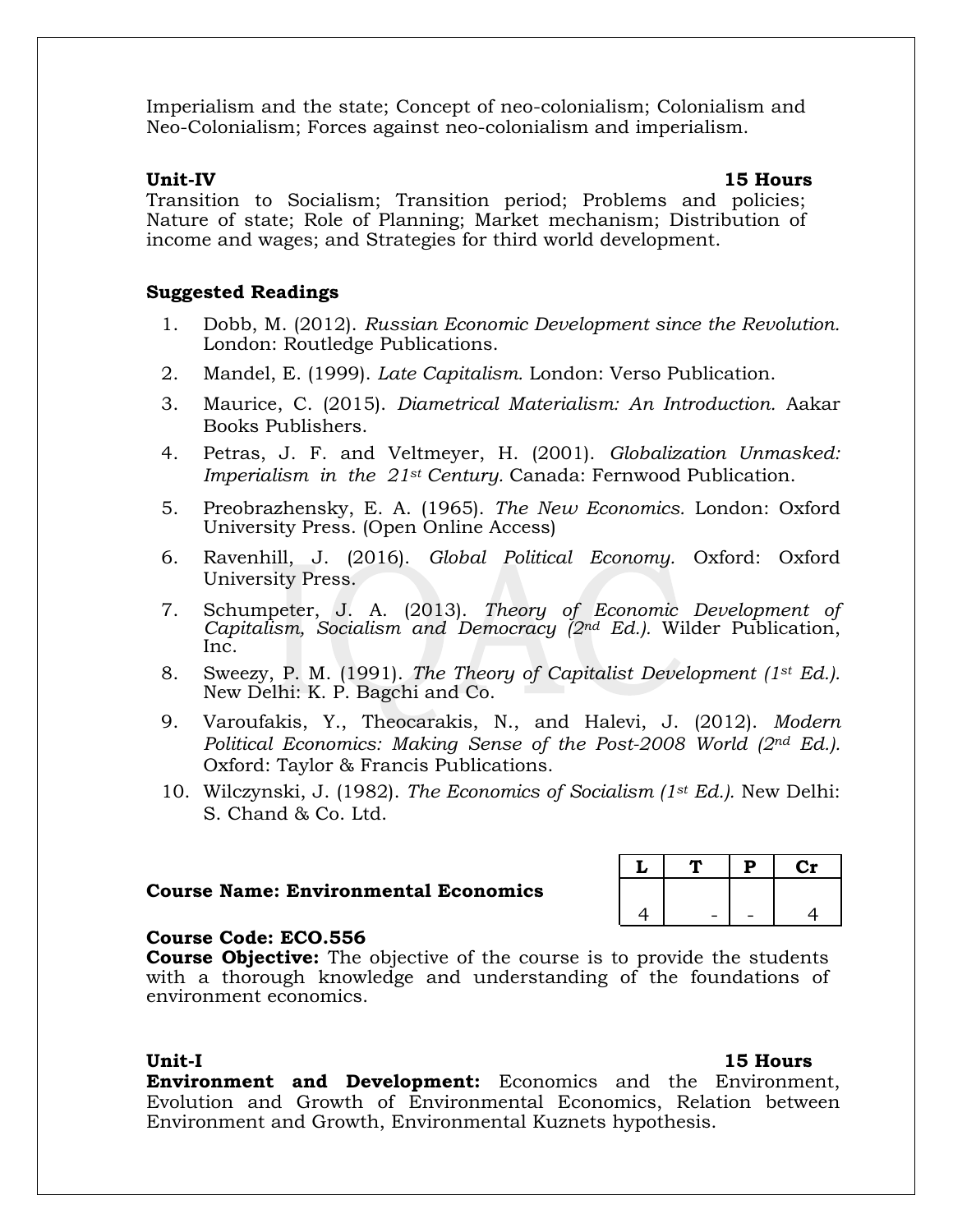Imperialism and the state; Concept of neo-colonialism; Colonialism and Neo-Colonialism; Forces against neo-colonialism and imperialism.

**Unit-IV** **15 Hours**

Transition to Socialism; Transition period; Problems and policies; Nature of state; Role of Planning; Market mechanism; Distribution of income and wages; and Strategies for third world development.

**Suggested Readings**

1. Dobb, M. (2012). *Russian Economic Development since the Revolution.* London: Routledge Publications.
2. Mandel, E. (1999). *Late Capitalism.* London: Verso Publication.
3. Maurice, C. (2015). *Diametrical Materialism: An Introduction.* Aakar Books Publishers.
4. Petras, J. F. and Veltmeyer, H. (2001). *Globalization Unmasked: Imperialism in the 21st Century.* Canada: Fernwood Publication.
5. Preobrazhensky, E. A. (1965). *The New Economics.* London: Oxford University Press. (Open Online Access)
6. Ravenhill, J. (2016). *Global Political Economy.* Oxford: Oxford University Press.
7. Schumpeter, J. A. (2013). *Theory of Economic Development of Capitalism, Socialism and Democracy (2nd Ed.).* Wilder Publication, Inc.
8. Sweezy, P. M. (1991). *The Theory of Capitalist Development (1st Ed.).* New Delhi: K. P. Bagchi and Co.
9. Varoufakis, Y., Theocarakis, N., and Halevi, J. (2012). *Modern Political Economics: Making Sense of the Post-2008 World (2nd Ed.).* Oxford: Taylor & Francis Publications.
10. Wilczynski, J. (1982). *The Economics of Socialism (1st Ed.).* New Delhi: S. Chand & Co. Ltd.

**Course Name: Environmental Economics**

| L | T | P | Cr |
|---|---|---|---|
| 4 | - | - | 4 |

**Course Code: ECO.556**

**Course Objective:** The objective of the course is to provide the students with a thorough knowledge and understanding of the foundations of environment economics.

**Unit-I** **15 Hours**

**Environment and Development:** Economics and the Environment, Evolution and Growth of Environmental Economics, Relation between Environment and Growth, Environmental Kuznets hypothesis.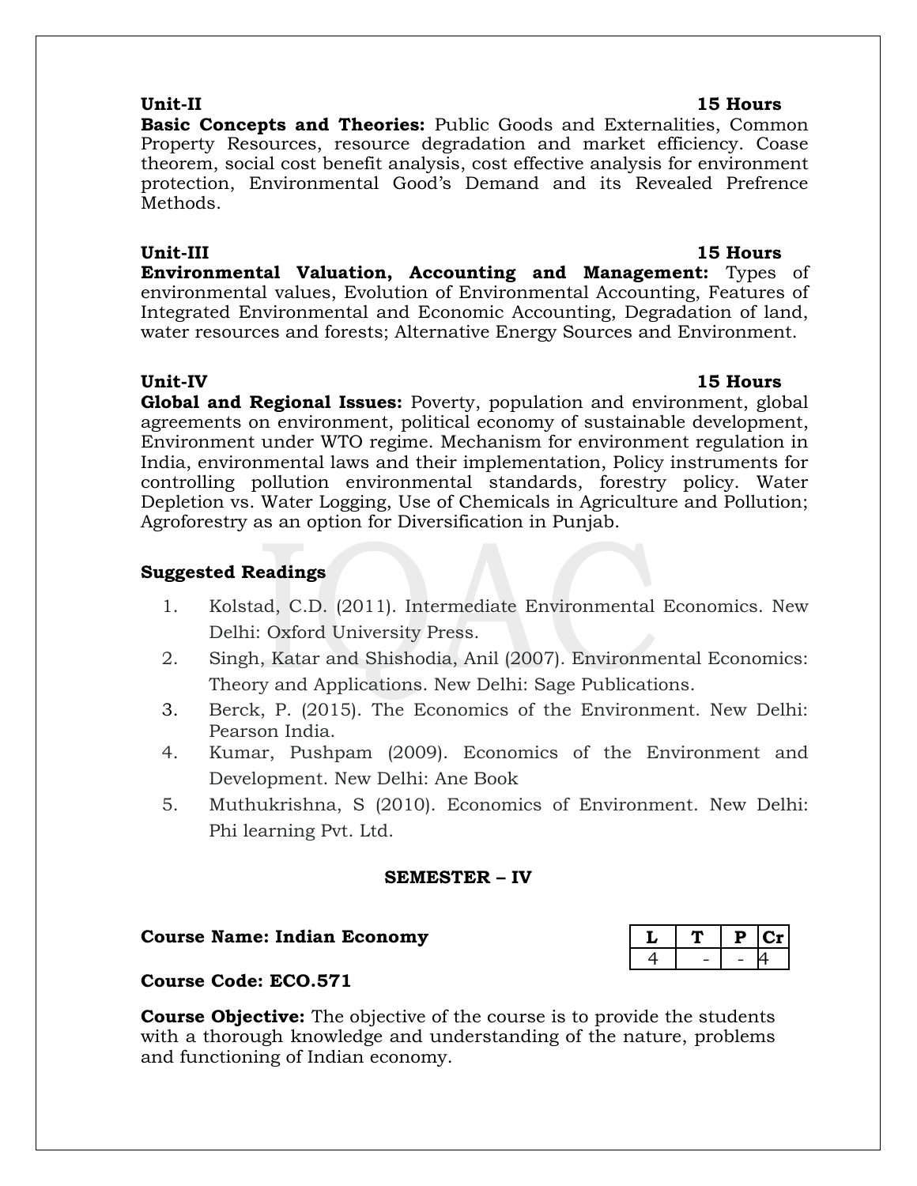**Unit-II** **15 Hours**

**Basic Concepts and Theories:** Public Goods and Externalities, Common Property Resources, resource degradation and market efficiency. Coase theorem, social cost benefit analysis, cost effective analysis for environment protection, Environmental Good's Demand and its Revealed Prefrence Methods.

**Unit-III** **15 Hours**

**Environmental Valuation, Accounting and Management:** Types of environmental values, Evolution of Environmental Accounting, Features of Integrated Environmental and Economic Accounting, Degradation of land, water resources and forests; Alternative Energy Sources and Environment.

**Unit-IV** **15 Hours**

**Global and Regional Issues:** Poverty, population and environment, global agreements on environment, political economy of sustainable development, Environment under WTO regime. Mechanism for environment regulation in India, environmental laws and their implementation, Policy instruments for controlling pollution environmental standards, forestry policy. Water Depletion vs. Water Logging, Use of Chemicals in Agriculture and Pollution; Agroforestry as an option for Diversification in Punjab.

**Suggested Readings**

1. Kolstad, C.D. (2011). Intermediate Environmental Economics. New Delhi: Oxford University Press.
2. Singh, Katar and Shishodia, Anil (2007). Environmental Economics: Theory and Applications. New Delhi: Sage Publications.
3. Berck, P. (2015). The Economics of the Environment. New Delhi: Pearson India.
4. Kumar, Pushpam (2009). Economics of the Environment and Development. New Delhi: Ane Book
5. Muthukrishna, S (2010). Economics of Environment. New Delhi: Phi learning Pvt. Ltd.

## SEMESTER – IV

**Course Name: Indian Economy**

| L | T | P | Cr |
|---|---|---|---|
| 4 | - | - | 4 |

**Course Code: ECO.571**

**Course Objective:** The objective of the course is to provide the students with a thorough knowledge and understanding of the nature, problems and functioning of Indian economy.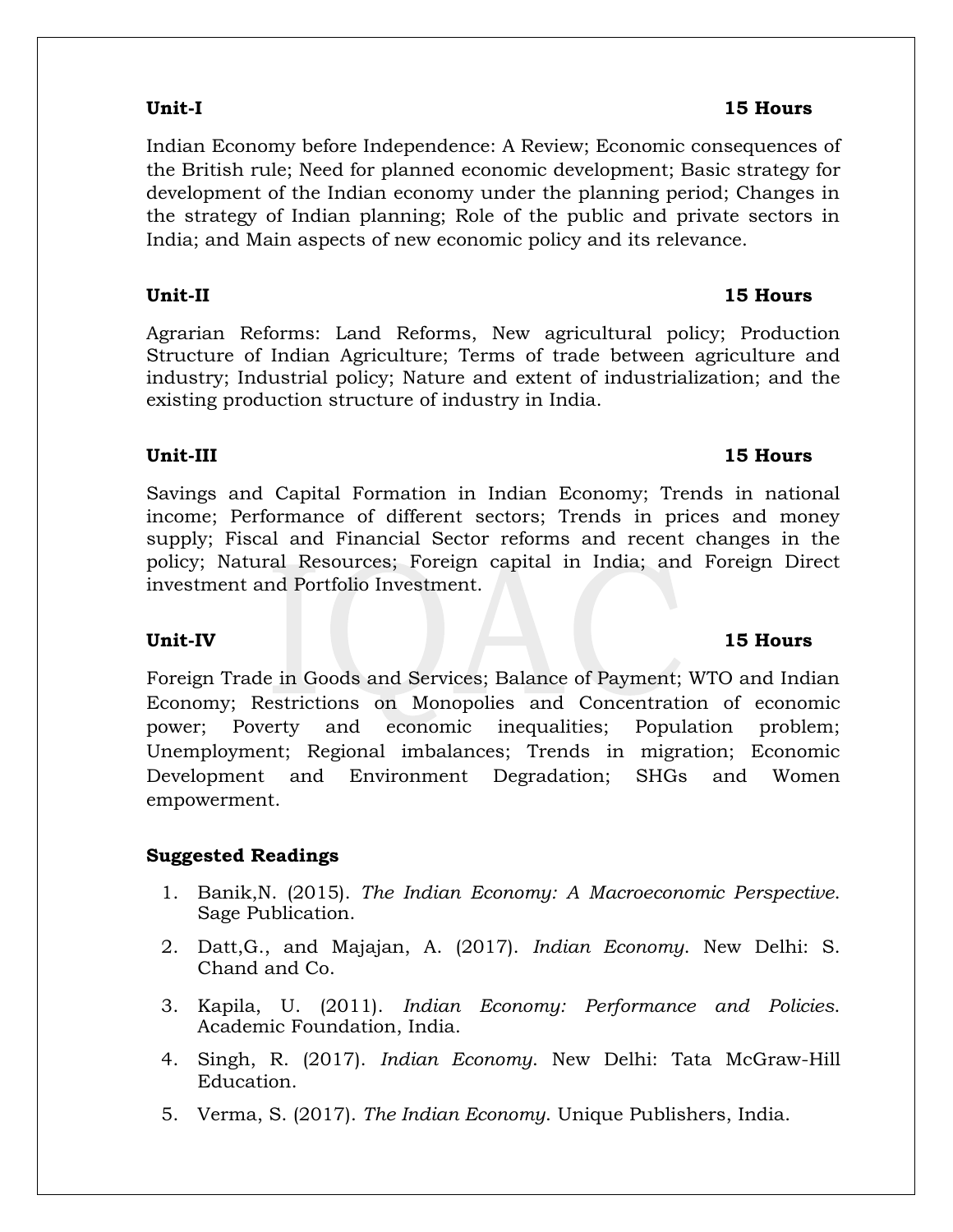**Unit-I** **15 Hours**

Indian Economy before Independence: A Review; Economic consequences of the British rule; Need for planned economic development; Basic strategy for development of the Indian economy under the planning period; Changes in the strategy of Indian planning; Role of the public and private sectors in India; and Main aspects of new economic policy and its relevance.

**Unit-II** **15 Hours**

Agrarian Reforms: Land Reforms, New agricultural policy; Production Structure of Indian Agriculture; Terms of trade between agriculture and industry; Industrial policy; Nature and extent of industrialization; and the existing production structure of industry in India.

**Unit-III** **15 Hours**

Savings and Capital Formation in Indian Economy; Trends in national income; Performance of different sectors; Trends in prices and money supply; Fiscal and Financial Sector reforms and recent changes in the policy; Natural Resources; Foreign capital in India; and Foreign Direct investment and Portfolio Investment.

**Unit-IV** **15 Hours**

Foreign Trade in Goods and Services; Balance of Payment; WTO and Indian Economy; Restrictions on Monopolies and Concentration of economic power; Poverty and economic inequalities; Population problem; Unemployment; Regional imbalances; Trends in migration; Economic Development and Environment Degradation; SHGs and Women empowerment.

**Suggested Readings**

1. Banik,N. (2015). *The Indian Economy: A Macroeconomic Perspective*. Sage Publication.
2. Datt,G., and Majajan, A. (2017). *Indian Economy*. New Delhi: S. Chand and Co.
3. Kapila, U. (2011). *Indian Economy: Performance and Policies*. Academic Foundation, India.
4. Singh, R. (2017). *Indian Economy*. New Delhi: Tata McGraw-Hill Education.
5. Verma, S. (2017). *The Indian Economy*. Unique Publishers, India.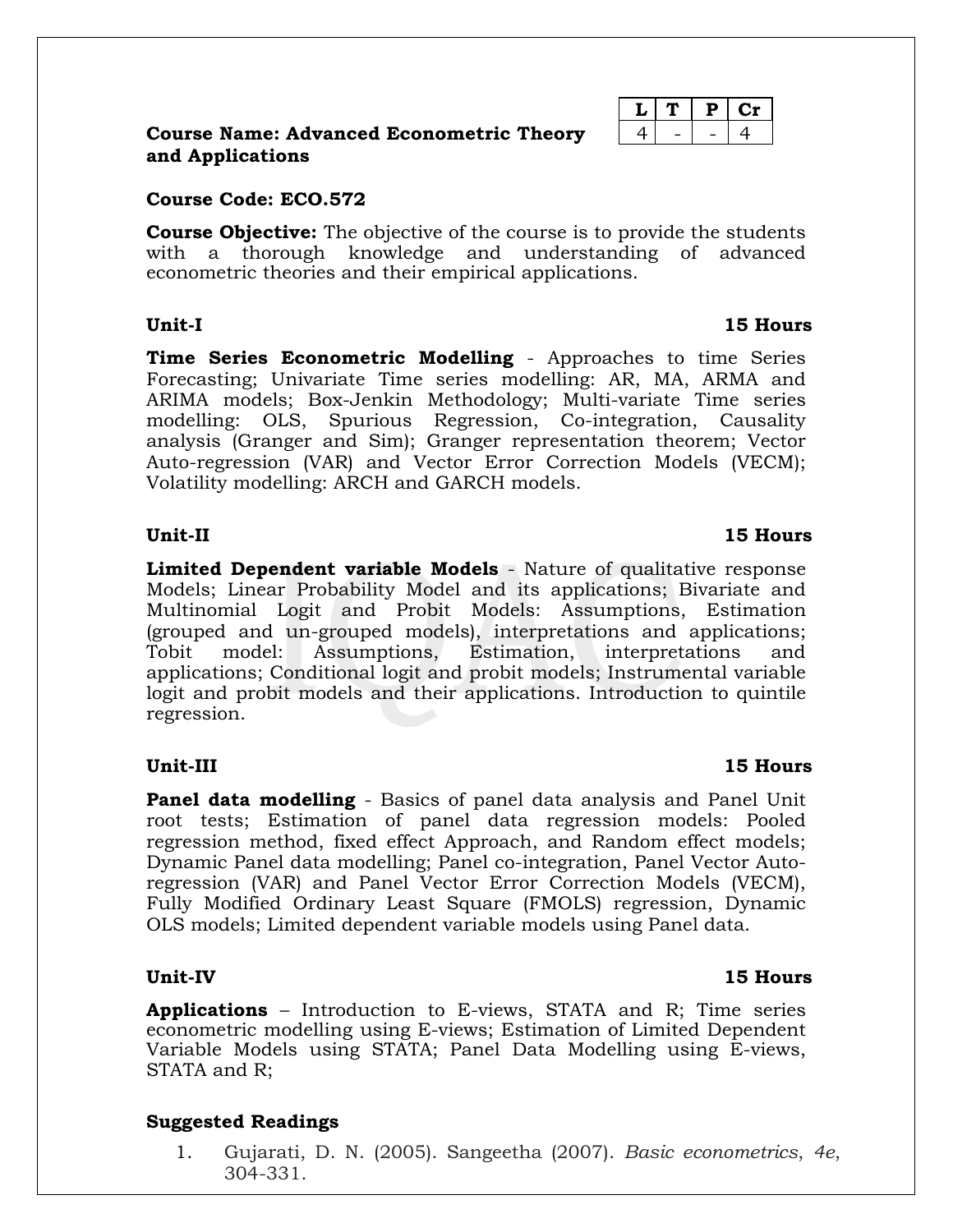| L | T | P | Cr |
|---|---|---|---|
| 4 | - | - | 4 |

**Course Name: Advanced Econometric Theory and Applications**

**Course Code: ECO.572**

**Course Objective:** The objective of the course is to provide the students with a thorough knowledge and understanding of advanced econometric theories and their empirical applications.

**Unit-I** **15 Hours**

**Time Series Econometric Modelling** - Approaches to time Series Forecasting; Univariate Time series modelling: AR, MA, ARMA and ARIMA models; Box-Jenkin Methodology; Multi-variate Time series modelling: OLS, Spurious Regression, Co-integration, Causality analysis (Granger and Sim); Granger representation theorem; Vector Auto-regression (VAR) and Vector Error Correction Models (VECM); Volatility modelling: ARCH and GARCH models.

**Unit-II** **15 Hours**

**Limited Dependent variable Models** - Nature of qualitative response Models; Linear Probability Model and its applications; Bivariate and Multinomial Logit and Probit Models: Assumptions, Estimation (grouped and un-grouped models), interpretations and applications; Tobit model: Assumptions, Estimation, interpretations and applications; Conditional logit and probit models; Instrumental variable logit and probit models and their applications. Introduction to quintile regression.

**Unit-III** **15 Hours**

**Panel data modelling** - Basics of panel data analysis and Panel Unit root tests; Estimation of panel data regression models: Pooled regression method, fixed effect Approach, and Random effect models; Dynamic Panel data modelling; Panel co-integration, Panel Vector Auto-regression (VAR) and Panel Vector Error Correction Models (VECM), Fully Modified Ordinary Least Square (FMOLS) regression, Dynamic OLS models; Limited dependent variable models using Panel data.

**Unit-IV** **15 Hours**

**Applications** – Introduction to E-views, STATA and R; Time series econometric modelling using E-views; Estimation of Limited Dependent Variable Models using STATA; Panel Data Modelling using E-views, STATA and R;

**Suggested Readings**

1. Gujarati, D. N. (2005). Sangeetha (2007). *Basic econometrics*, *4e*, 304-331.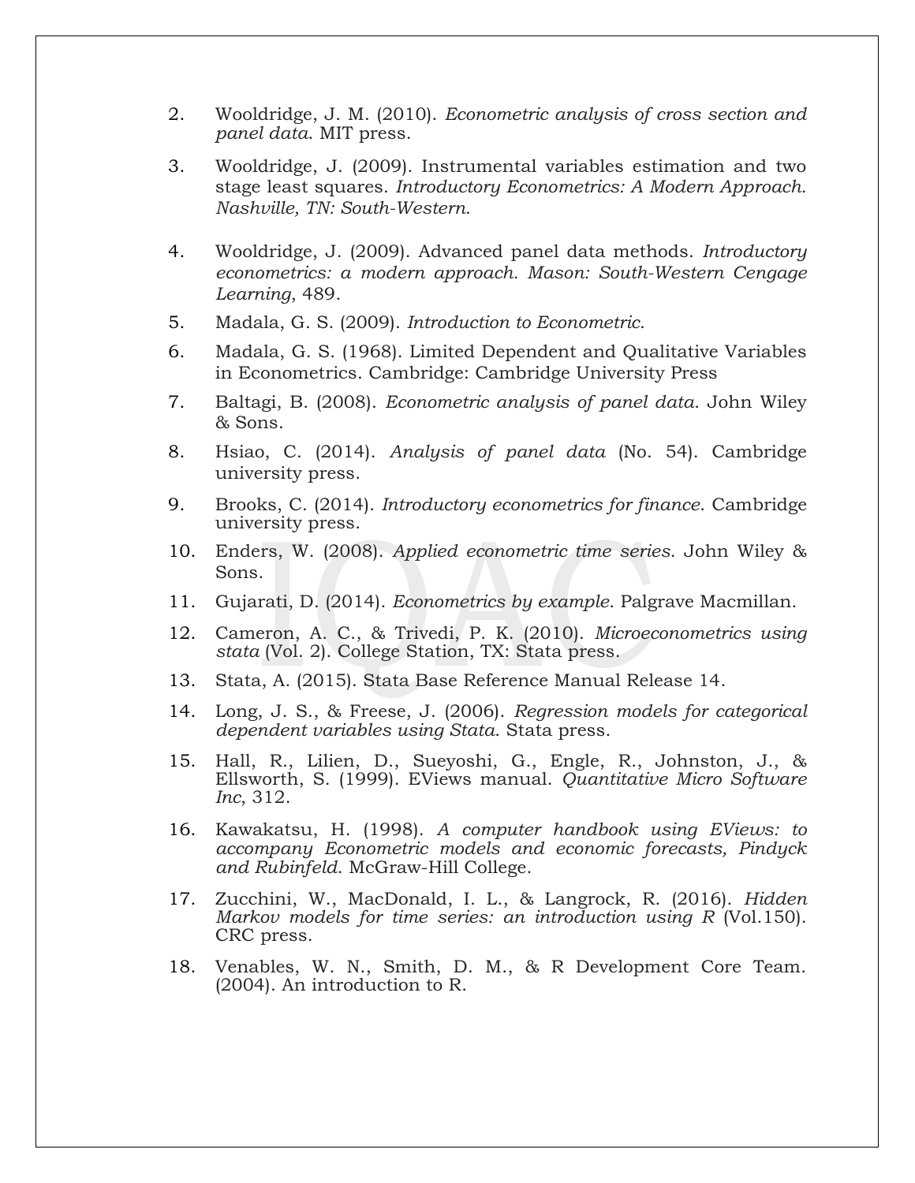2. Wooldridge, J. M. (2010). *Econometric analysis of cross section and panel data*. MIT press.
3. Wooldridge, J. (2009). Instrumental variables estimation and two stage least squares. *Introductory Econometrics: A Modern Approach. Nashville, TN: South-Western*.
4. Wooldridge, J. (2009). Advanced panel data methods. *Introductory econometrics: a modern approach. Mason: South-Western Cengage Learning*, 489.
5. Madala, G. S. (2009). *Introduction to Econometric*.
6. Madala, G. S. (1968). Limited Dependent and Qualitative Variables in Econometrics. Cambridge: Cambridge University Press
7. Baltagi, B. (2008). *Econometric analysis of panel data*. John Wiley & Sons.
8. Hsiao, C. (2014). *Analysis of panel data* (No. 54). Cambridge university press.
9. Brooks, C. (2014). *Introductory econometrics for finance*. Cambridge university press.
10. Enders, W. (2008). *Applied econometric time series*. John Wiley & Sons.
11. Gujarati, D. (2014). *Econometrics by example*. Palgrave Macmillan.
12. Cameron, A. C., & Trivedi, P. K. (2010). *Microeconometrics using stata* (Vol. 2). College Station, TX: Stata press.
13. Stata, A. (2015). Stata Base Reference Manual Release 14.
14. Long, J. S., & Freese, J. (2006). *Regression models for categorical dependent variables using Stata*. Stata press.
15. Hall, R., Lilien, D., Sueyoshi, G., Engle, R., Johnston, J., & Ellsworth, S. (1999). EViews manual. *Quantitative Micro Software Inc*, 312.
16. Kawakatsu, H. (1998). *A computer handbook using EViews: to accompany Econometric models and economic forecasts, Pindyck and Rubinfeld*. McGraw-Hill College.
17. Zucchini, W., MacDonald, I. L., & Langrock, R. (2016). *Hidden Markov models for time series: an introduction using R* (Vol.150). CRC press.
18. Venables, W. N., Smith, D. M., & R Development Core Team. (2004). An introduction to R.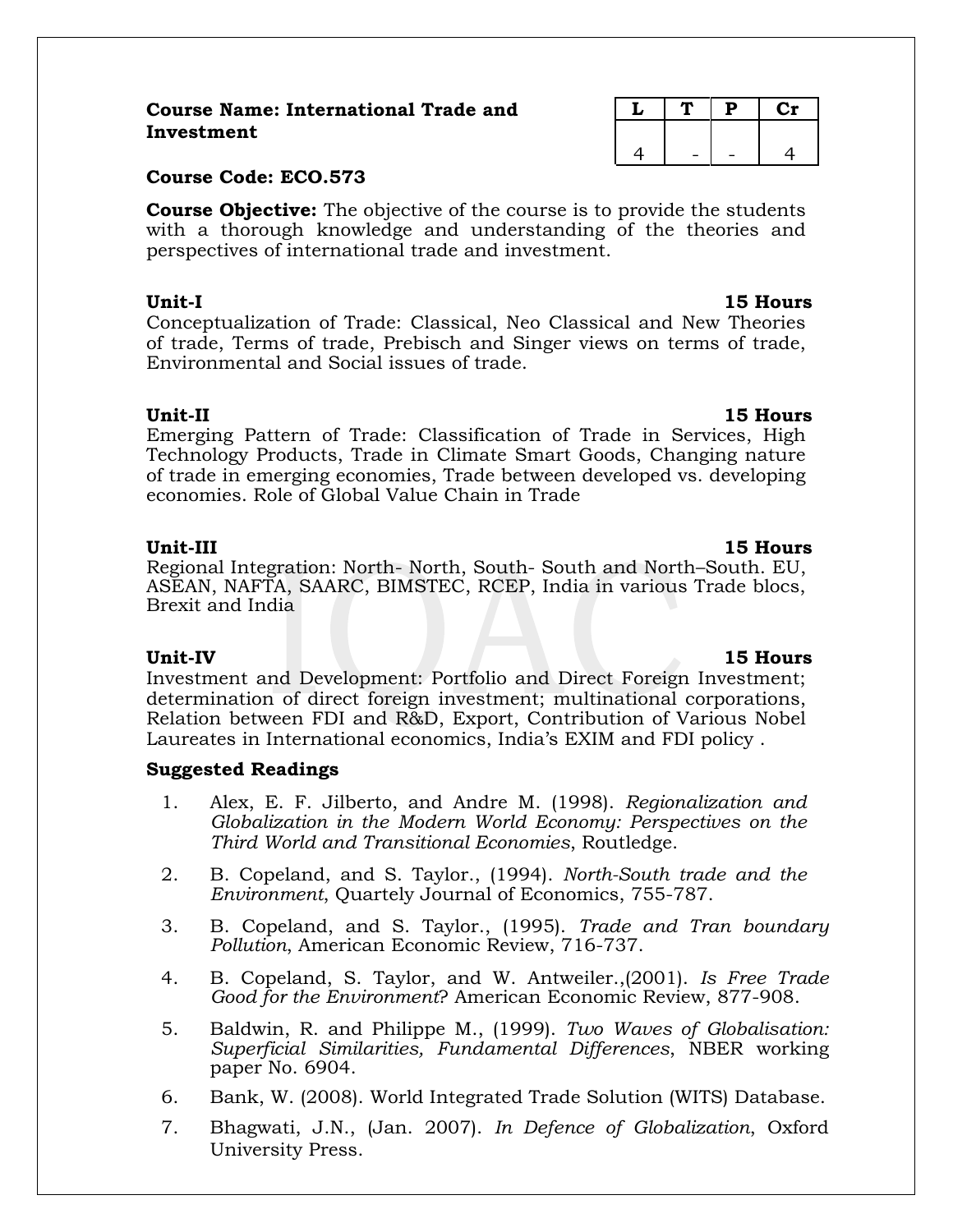**Course Name: International Trade and Investment**

| L | T | P | Cr |
|---|---|---|---|
| 4 | - | - | 4 |

**Course Code: ECO.573**

**Course Objective:** The objective of the course is to provide the students with a thorough knowledge and understanding of the theories and perspectives of international trade and investment.

**Unit-I** **15 Hours**

Conceptualization of Trade: Classical, Neo Classical and New Theories of trade, Terms of trade, Prebisch and Singer views on terms of trade, Environmental and Social issues of trade.

**Unit-II** **15 Hours**

Emerging Pattern of Trade: Classification of Trade in Services, High Technology Products, Trade in Climate Smart Goods, Changing nature of trade in emerging economies, Trade between developed vs. developing economies. Role of Global Value Chain in Trade

**Unit-III** **15 Hours**

Regional Integration: North- North, South- South and North–South. EU, ASEAN, NAFTA, SAARC, BIMSTEC, RCEP, India in various Trade blocs, Brexit and India

**Unit-IV** **15 Hours**

Investment and Development: Portfolio and Direct Foreign Investment; determination of direct foreign investment; multinational corporations, Relation between FDI and R&D, Export, Contribution of Various Nobel Laureates in International economics, India's EXIM and FDI policy .

**Suggested Readings**

1. Alex, E. F. Jilberto, and Andre M. (1998). *Regionalization and Globalization in the Modern World Economy: Perspectives on the Third World and Transitional Economies*, Routledge.
2. B. Copeland, and S. Taylor., (1994). *North-South trade and the Environment*, Quartely Journal of Economics, 755-787.
3. B. Copeland, and S. Taylor., (1995). *Trade and Tran boundary Pollution*, American Economic Review, 716-737.
4. B. Copeland, S. Taylor, and W. Antweiler.,(2001). *Is Free Trade Good for the Environment*? American Economic Review, 877-908.
5. Baldwin, R. and Philippe M., (1999). *Two Waves of Globalisation: Superficial Similarities, Fundamental Differences*, NBER working paper No. 6904.
6. Bank, W. (2008). World Integrated Trade Solution (WITS) Database.
7. Bhagwati, J.N., (Jan. 2007). *In Defence of Globalization*, Oxford University Press.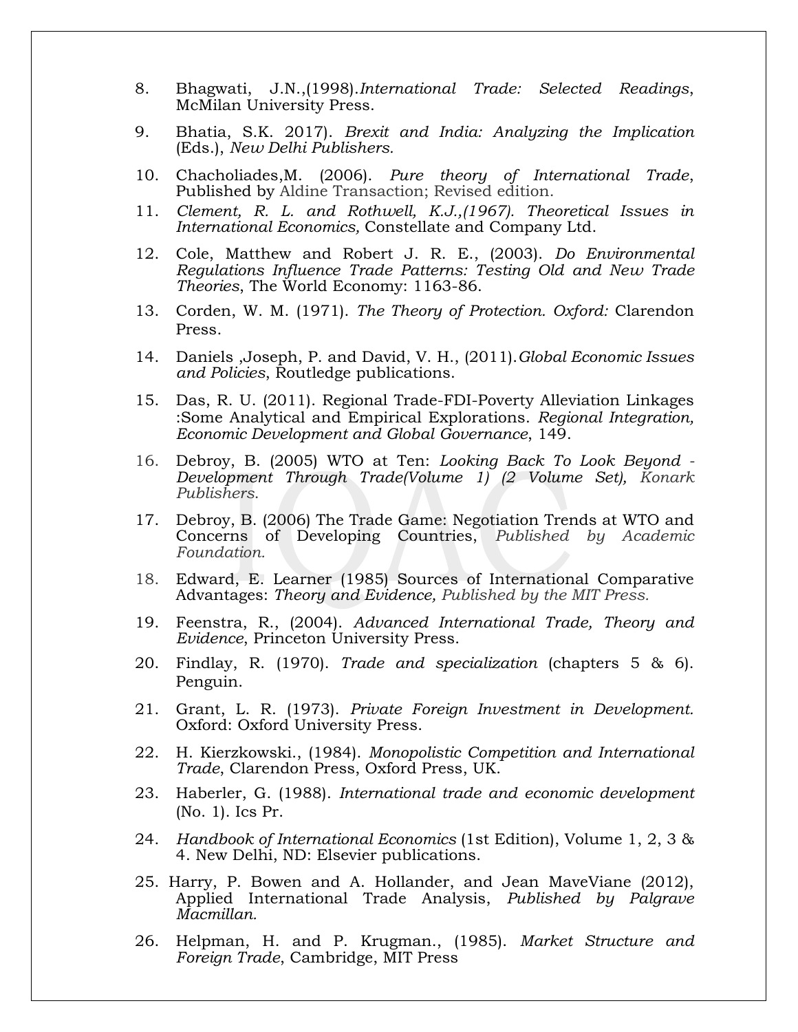8. Bhagwati, J.N.,(1998).*International Trade: Selected Readings*, McMilan University Press.

9. Bhatia, S.K. 2017). *Brexit and India: Analyzing the Implication* (Eds.), *New Delhi Publishers.*

10. Chacholiades,M. (2006). *Pure theory of International Trade*, Published by Aldine Transaction; Revised edition.

11. *Clement, R. L. and Rothwell, K.J.,(1967). Theoretical Issues in International Economics,* Constellate and Company Ltd.

12. Cole, Matthew and Robert J. R. E., (2003). *Do Environmental Regulations Influence Trade Patterns: Testing Old and New Trade Theories*, The World Economy: 1163-86.

13. Corden, W. M. (1971). *The Theory of Protection. Oxford:* Clarendon Press.

14. Daniels ,Joseph, P. and David, V. H., (2011).*Global Economic Issues and Policies*, Routledge publications.

15. Das, R. U. (2011). Regional Trade-FDI-Poverty Alleviation Linkages :Some Analytical and Empirical Explorations. *Regional Integration, Economic Development and Global Governance*, 149.

16. Debroy, B. (2005) WTO at Ten: *Looking Back To Look Beyond - Development Through Trade(Volume 1) (2 Volume Set), Konark Publishers.*

17. Debroy, B. (2006) The Trade Game: Negotiation Trends at WTO and Concerns of Developing Countries, *Published by Academic Foundation.*

18. Edward, E. Learner (1985) Sources of International Comparative Advantages: *Theory and Evidence, Published by the MIT Press.*

19. Feenstra, R., (2004). *Advanced International Trade, Theory and Evidence*, Princeton University Press.

20. Findlay, R. (1970). *Trade and specialization* (chapters 5 & 6). Penguin.

21. Grant, L. R. (1973). *Private Foreign Investment in Development.* Oxford: Oxford University Press.

22. H. Kierzkowski., (1984). *Monopolistic Competition and International Trade*, Clarendon Press, Oxford Press, UK.

23. Haberler, G. (1988). *International trade and economic development* (No. 1). Ics Pr.

24. *Handbook of International Economics* (1st Edition), Volume 1, 2, 3 & 4. New Delhi, ND: Elsevier publications.

25. Harry, P. Bowen and A. Hollander, and Jean MaveViane (2012), Applied International Trade Analysis, *Published by Palgrave Macmillan.*

26. Helpman, H. and P. Krugman., (1985). *Market Structure and Foreign Trade*, Cambridge, MIT Press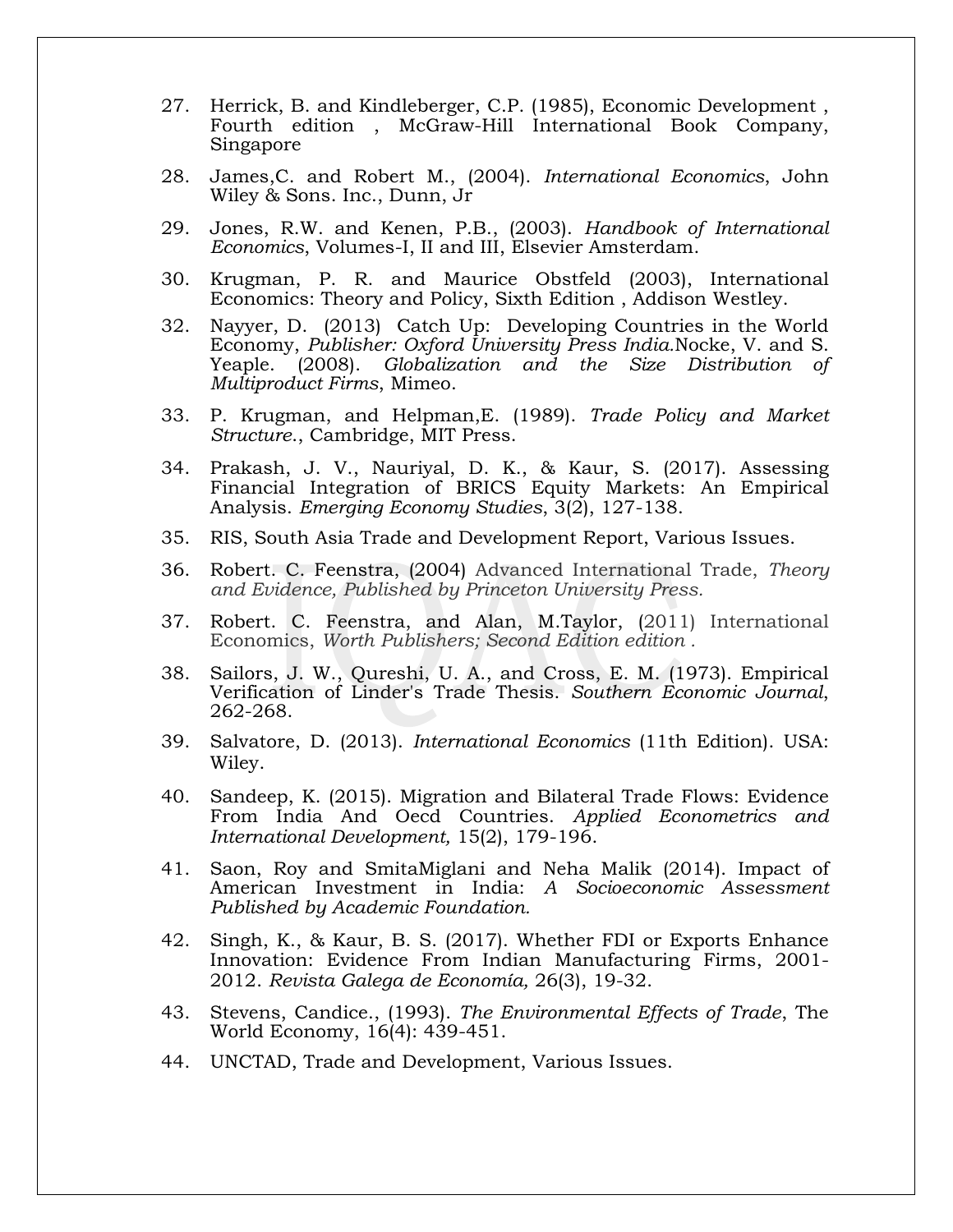27. Herrick, B. and Kindleberger, C.P. (1985), Economic Development , Fourth edition , McGraw-Hill International Book Company, Singapore

28. James,C. and Robert M., (2004). *International Economics*, John Wiley & Sons. Inc., Dunn, Jr

29. Jones, R.W. and Kenen, P.B., (2003). *Handbook of International Economics*, Volumes-I, II and III, Elsevier Amsterdam.

30. Krugman, P. R. and Maurice Obstfeld (2003), International Economics: Theory and Policy, Sixth Edition , Addison Westley.

32. Nayyer, D. (2013) Catch Up: Developing Countries in the World Economy, *Publisher: Oxford University Press India.*Nocke, V. and S. Yeaple. (2008). *Globalization and the Size Distribution of Multiproduct Firms*, Mimeo.

33. P. Krugman, and Helpman,E. (1989). *Trade Policy and Market Structure.*, Cambridge, MIT Press.

34. Prakash, J. V., Nauriyal, D. K., & Kaur, S. (2017). Assessing Financial Integration of BRICS Equity Markets: An Empirical Analysis. *Emerging Economy Studies*, 3(2), 127-138.

35. RIS, South Asia Trade and Development Report, Various Issues.

36. Robert. C. Feenstra, (2004) Advanced International Trade, *Theory and Evidence, Published by Princeton University Press.*

37. Robert. C. Feenstra, and Alan, M.Taylor, (2011) International Economics, *Worth Publishers; Second Edition edition .*

38. Sailors, J. W., Qureshi, U. A., and Cross, E. M. (1973). Empirical Verification of Linder's Trade Thesis. *Southern Economic Journal*, 262-268.

39. Salvatore, D. (2013). *International Economics* (11th Edition). USA: Wiley.

40. Sandeep, K. (2015). Migration and Bilateral Trade Flows: Evidence From India And Oecd Countries. *Applied Econometrics and International Development,* 15(2), 179-196.

41. Saon, Roy and SmitaMiglani and Neha Malik (2014). Impact of American Investment in India: *A Socioeconomic Assessment Published by Academic Foundation.*

42. Singh, K., & Kaur, B. S. (2017). Whether FDI or Exports Enhance Innovation: Evidence From Indian Manufacturing Firms, 2001-2012. *Revista Galega de Economía,* 26(3), 19-32.

43. Stevens, Candice., (1993). *The Environmental Effects of Trade*, The World Economy, 16(4): 439-451.

44. UNCTAD, Trade and Development, Various Issues.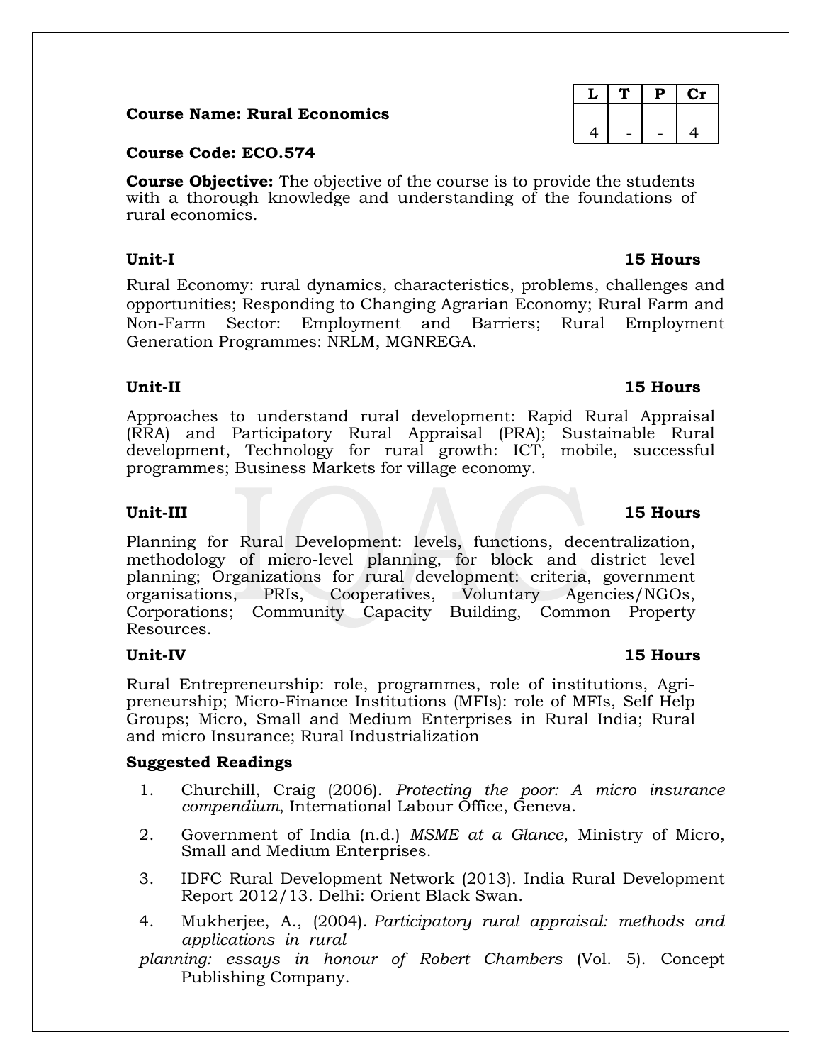**Course Name: Rural Economics**

| L | T | P | Cr |
|---|---|---|---|
| 4 | - | - | 4 |

**Course Code: ECO.574**

**Course Objective:** The objective of the course is to provide the students with a thorough knowledge and understanding of the foundations of rural economics.

**Unit-I** **15 Hours**

Rural Economy: rural dynamics, characteristics, problems, challenges and opportunities; Responding to Changing Agrarian Economy; Rural Farm and Non-Farm Sector: Employment and Barriers; Rural Employment Generation Programmes: NRLM, MGNREGA.

**Unit-II** **15 Hours**

Approaches to understand rural development: Rapid Rural Appraisal (RRA) and Participatory Rural Appraisal (PRA); Sustainable Rural development, Technology for rural growth: ICT, mobile, successful programmes; Business Markets for village economy.

**Unit-III** **15 Hours**

Planning for Rural Development: levels, functions, decentralization, methodology of micro-level planning, for block and district level planning; Organizations for rural development: criteria, government organisations, PRIs, Cooperatives, Voluntary Agencies/NGOs, Corporations; Community Capacity Building, Common Property Resources.

**Unit-IV** **15 Hours**

Rural Entrepreneurship: role, programmes, role of institutions, Agri-preneurship; Micro-Finance Institutions (MFIs): role of MFIs, Self Help Groups; Micro, Small and Medium Enterprises in Rural India; Rural and micro Insurance; Rural Industrialization

**Suggested Readings**

1. Churchill, Craig (2006). *Protecting the poor: A micro insurance compendium*, International Labour Office, Geneva.
2. Government of India (n.d.) *MSME at a Glance*, Ministry of Micro, Small and Medium Enterprises.
3. IDFC Rural Development Network (2013). India Rural Development Report 2012/13. Delhi: Orient Black Swan.
4. Mukherjee, A., (2004). *Participatory rural appraisal: methods and applications in rural planning: essays in honour of Robert Chambers* (Vol. 5). Concept Publishing Company.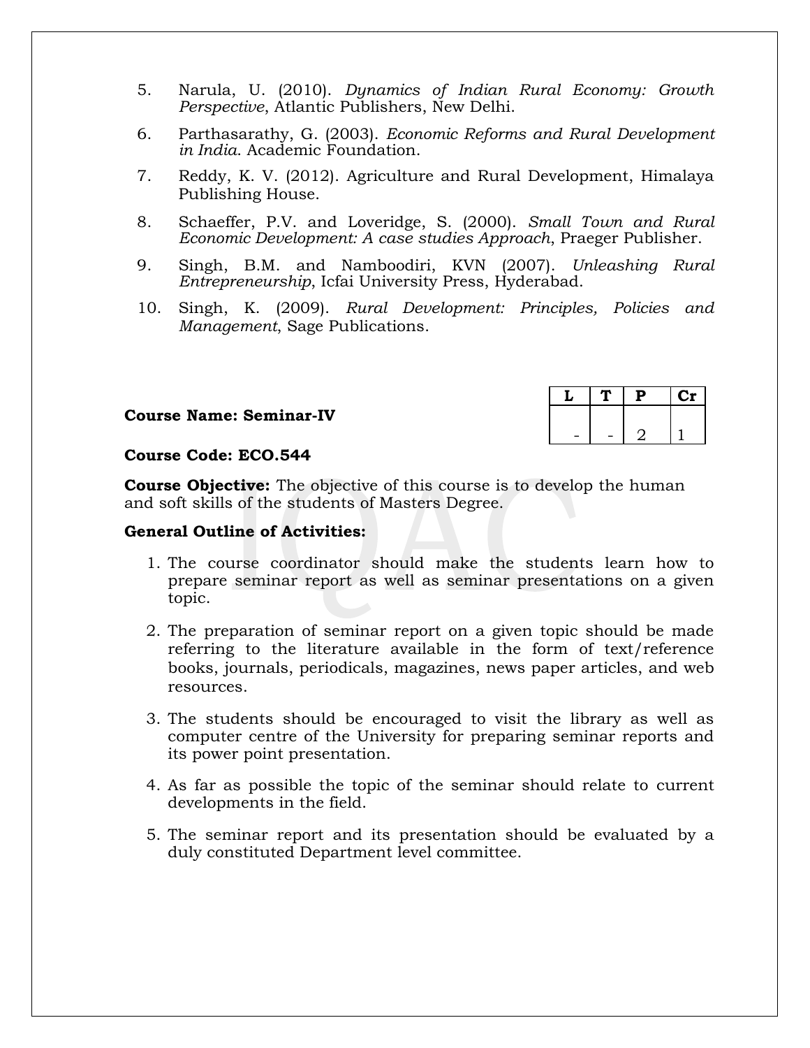5. Narula, U. (2010). *Dynamics of Indian Rural Economy: Growth Perspective*, Atlantic Publishers, New Delhi.
6. Parthasarathy, G. (2003). *Economic Reforms and Rural Development in India*. Academic Foundation.
7. Reddy, K. V. (2012). Agriculture and Rural Development, Himalaya Publishing House.
8. Schaeffer, P.V. and Loveridge, S. (2000). *Small Town and Rural Economic Development: A case studies Approach*, Praeger Publisher.
9. Singh, B.M. and Namboodiri, KVN (2007). *Unleashing Rural Entrepreneurship*, Icfai University Press, Hyderabad.
10. Singh, K. (2009). *Rural Development: Principles, Policies and Management*, Sage Publications.

**Course Name: Seminar-IV**

| L | T | P | Cr |
|---|---|---|---|
| - | - | 2 | 1 |

**Course Code: ECO.544**

**Course Objective:** The objective of this course is to develop the human and soft skills of the students of Masters Degree.

**General Outline of Activities:**

1. The course coordinator should make the students learn how to prepare seminar report as well as seminar presentations on a given topic.
2. The preparation of seminar report on a given topic should be made referring to the literature available in the form of text/reference books, journals, periodicals, magazines, news paper articles, and web resources.
3. The students should be encouraged to visit the library as well as computer centre of the University for preparing seminar reports and its power point presentation.
4. As far as possible the topic of the seminar should relate to current developments in the field.
5. The seminar report and its presentation should be evaluated by a duly constituted Department level committee.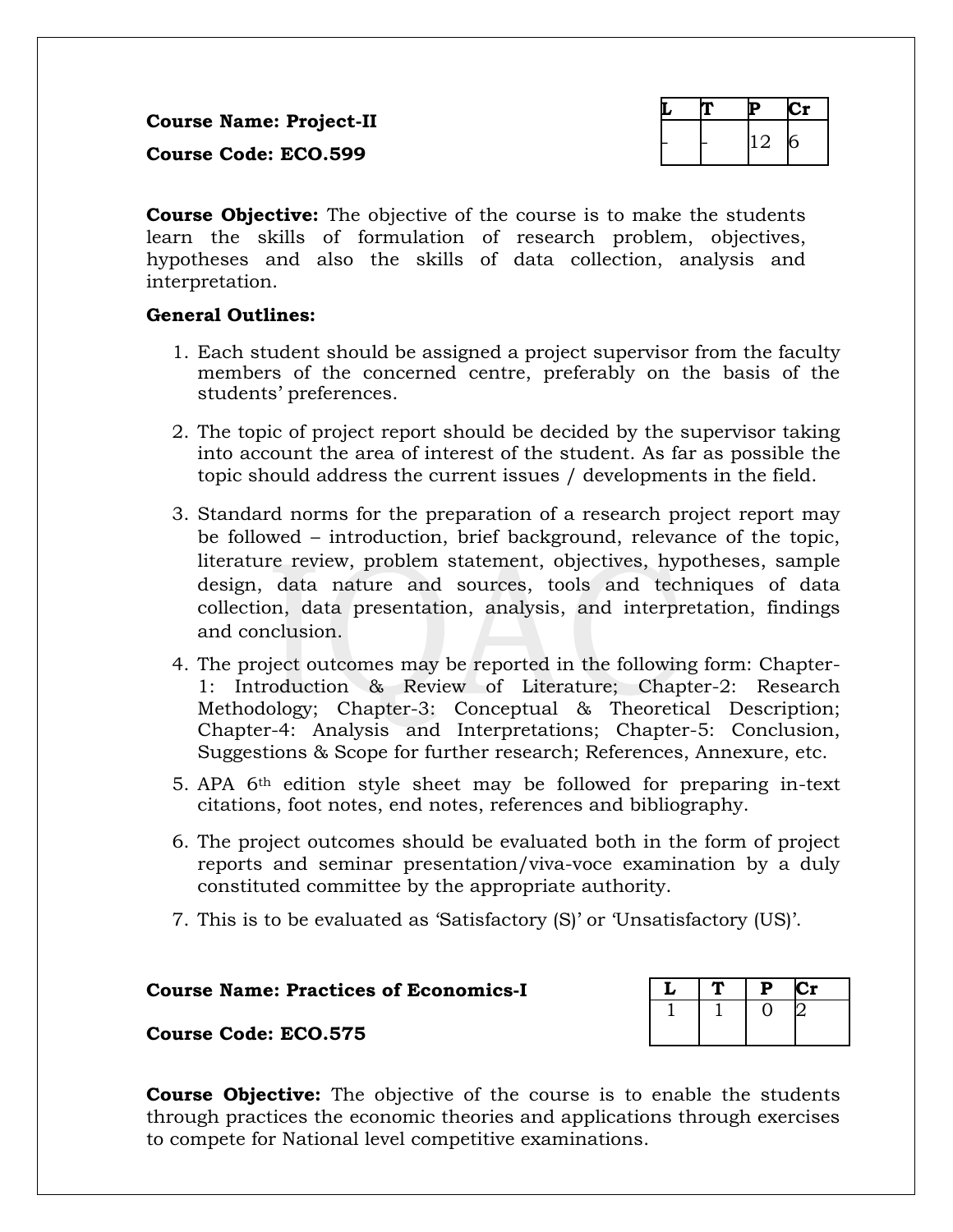**Course Name: Project-II**

**Course Code: ECO.599**

| L | T | P | Cr |
|---|---|---|---|
| - | - | 12 | 6 |

**Course Objective:** The objective of the course is to make the students learn the skills of formulation of research problem, objectives, hypotheses and also the skills of data collection, analysis and interpretation.

**General Outlines:**

1. Each student should be assigned a project supervisor from the faculty members of the concerned centre, preferably on the basis of the students' preferences.
2. The topic of project report should be decided by the supervisor taking into account the area of interest of the student. As far as possible the topic should address the current issues / developments in the field.
3. Standard norms for the preparation of a research project report may be followed – introduction, brief background, relevance of the topic, literature review, problem statement, objectives, hypotheses, sample design, data nature and sources, tools and techniques of data collection, data presentation, analysis, and interpretation, findings and conclusion.
4. The project outcomes may be reported in the following form: Chapter-1: Introduction & Review of Literature; Chapter-2: Research Methodology; Chapter-3: Conceptual & Theoretical Description; Chapter-4: Analysis and Interpretations; Chapter-5: Conclusion, Suggestions & Scope for further research; References, Annexure, etc.
5. APA 6th edition style sheet may be followed for preparing in-text citations, foot notes, end notes, references and bibliography.
6. The project outcomes should be evaluated both in the form of project reports and seminar presentation/viva-voce examination by a duly constituted committee by the appropriate authority.
7. This is to be evaluated as 'Satisfactory (S)' or 'Unsatisfactory (US)'.

**Course Name: Practices of Economics-I**

**Course Code: ECO.575**

| L | T | P | Cr |
|---|---|---|---|
| 1 | 1 | 0 | 2 |

**Course Objective:** The objective of the course is to enable the students through practices the economic theories and applications through exercises to compete for National level competitive examinations.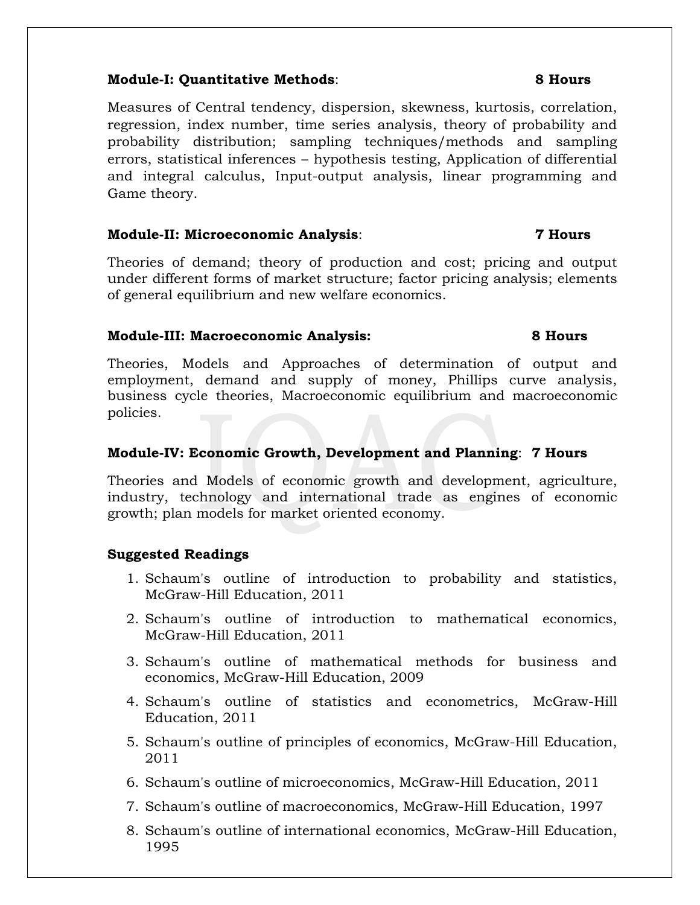**Module-I: Quantitative Methods**: **8 Hours**

Measures of Central tendency, dispersion, skewness, kurtosis, correlation, regression, index number, time series analysis, theory of probability and probability distribution; sampling techniques/methods and sampling errors, statistical inferences – hypothesis testing, Application of differential and integral calculus, Input-output analysis, linear programming and Game theory.

**Module-II: Microeconomic Analysis**: **7 Hours**

Theories of demand; theory of production and cost; pricing and output under different forms of market structure; factor pricing analysis; elements of general equilibrium and new welfare economics.

**Module-III: Macroeconomic Analysis:** **8 Hours**

Theories, Models and Approaches of determination of output and employment, demand and supply of money, Phillips curve analysis, business cycle theories, Macroeconomic equilibrium and macroeconomic policies.

**Module-IV: Economic Growth, Development and Planning**: **7 Hours**

Theories and Models of economic growth and development, agriculture, industry, technology and international trade as engines of economic growth; plan models for market oriented economy.

**Suggested Readings**

1. Schaum's outline of introduction to probability and statistics, McGraw-Hill Education, 2011
2. Schaum's outline of introduction to mathematical economics, McGraw-Hill Education, 2011
3. Schaum's outline of mathematical methods for business and economics, McGraw-Hill Education, 2009
4. Schaum's outline of statistics and econometrics, McGraw-Hill Education, 2011
5. Schaum's outline of principles of economics, McGraw-Hill Education, 2011
6. Schaum's outline of microeconomics, McGraw-Hill Education, 2011
7. Schaum's outline of macroeconomics, McGraw-Hill Education, 1997
8. Schaum's outline of international economics, McGraw-Hill Education, 1995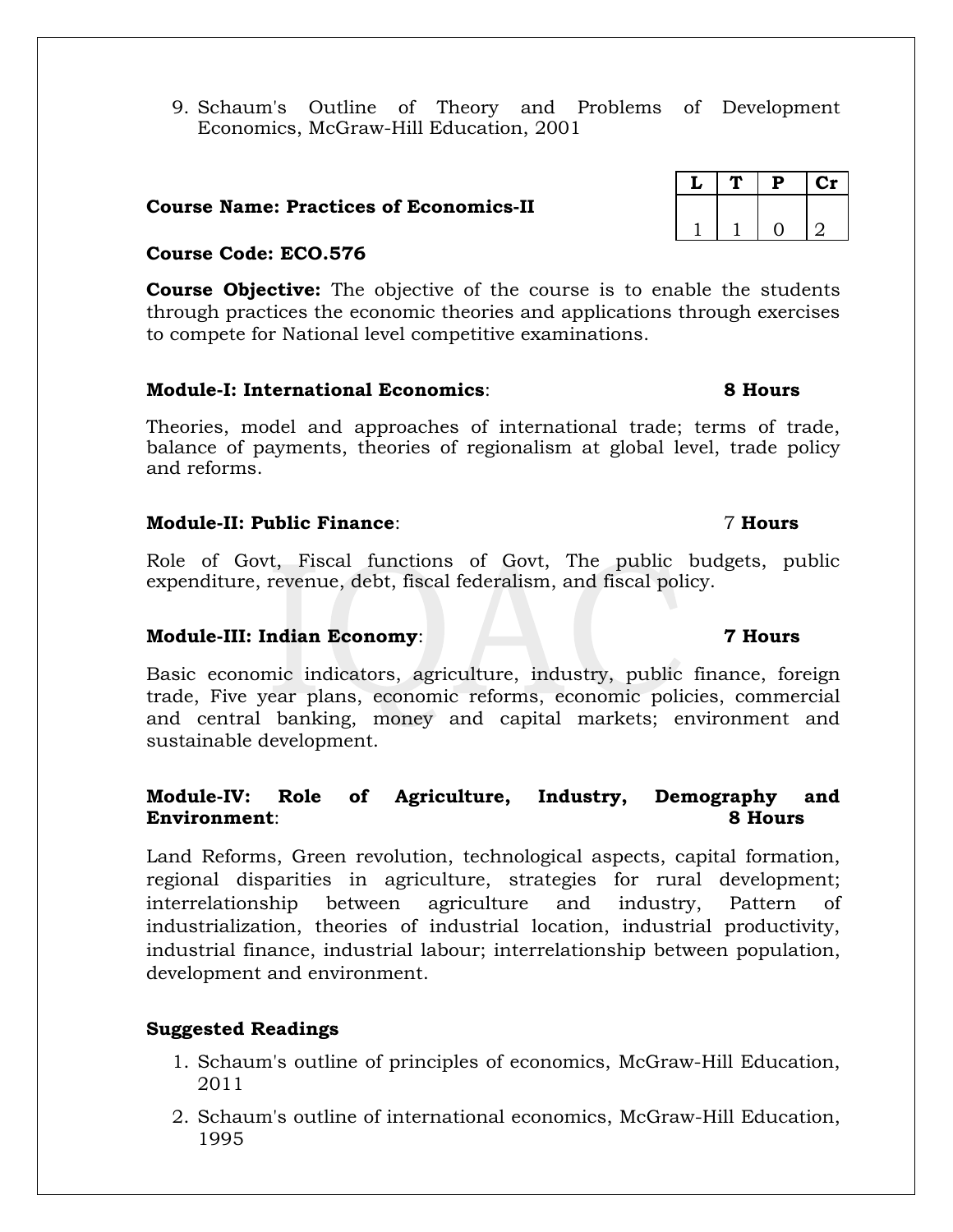9. Schaum's Outline of Theory and Problems of Development Economics, McGraw-Hill Education, 2001

**Course Name: Practices of Economics-II**

| L | T | P | Cr |
|---|---|---|---|
| 1 | 1 | 0 | 2 |

**Course Code: ECO.576**

**Course Objective:** The objective of the course is to enable the students through practices the economic theories and applications through exercises to compete for National level competitive examinations.

**Module-I: International Economics**: **8 Hours**

Theories, model and approaches of international trade; terms of trade, balance of payments, theories of regionalism at global level, trade policy and reforms.

**Module-II: Public Finance**: 7 **Hours**

Role of Govt, Fiscal functions of Govt, The public budgets, public expenditure, revenue, debt, fiscal federalism, and fiscal policy.

**Module-III: Indian Economy**: **7 Hours**

Basic economic indicators, agriculture, industry, public finance, foreign trade, Five year plans, economic reforms, economic policies, commercial and central banking, money and capital markets; environment and sustainable development.

**Module-IV: Role of Agriculture, Industry, Demography and Environment**: **8 Hours**

Land Reforms, Green revolution, technological aspects, capital formation, regional disparities in agriculture, strategies for rural development; interrelationship between agriculture and industry, Pattern of industrialization, theories of industrial location, industrial productivity, industrial finance, industrial labour; interrelationship between population, development and environment.

**Suggested Readings**

1. Schaum's outline of principles of economics, McGraw-Hill Education, 2011
2. Schaum's outline of international economics, McGraw-Hill Education, 1995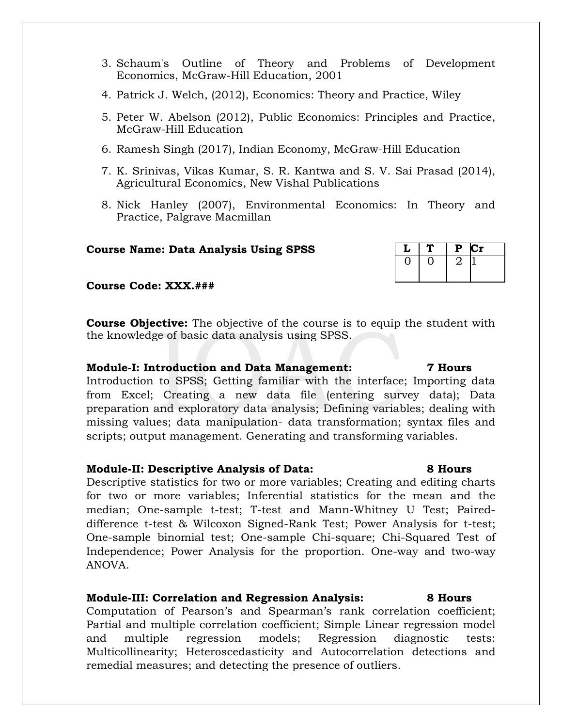3. Schaum's Outline of Theory and Problems of Development Economics, McGraw-Hill Education, 2001
4. Patrick J. Welch, (2012), Economics: Theory and Practice, Wiley
5. Peter W. Abelson (2012), Public Economics: Principles and Practice, McGraw-Hill Education
6. Ramesh Singh (2017), Indian Economy, McGraw-Hill Education
7. K. Srinivas, Vikas Kumar, S. R. Kantwa and S. V. Sai Prasad (2014), Agricultural Economics, New Vishal Publications
8. Nick Hanley (2007), Environmental Economics: In Theory and Practice, Palgrave Macmillan

**Course Name: Data Analysis Using SPSS**

| L | T | P | Cr |
|---|---|---|---|
| 0 | 0 | 2 | 1 |

**Course Code: XXX.###**

**Course Objective:** The objective of the course is to equip the student with the knowledge of basic data analysis using SPSS.

**Module-I: Introduction and Data Management: 7 Hours**

Introduction to SPSS; Getting familiar with the interface; Importing data from Excel; Creating a new data file (entering survey data); Data preparation and exploratory data analysis; Defining variables; dealing with missing values; data manipulation- data transformation; syntax files and scripts; output management. Generating and transforming variables.

**Module-II: Descriptive Analysis of Data: 8 Hours**

Descriptive statistics for two or more variables; Creating and editing charts for two or more variables; Inferential statistics for the mean and the median; One-sample t-test; T-test and Mann-Whitney U Test; Paired-difference t-test & Wilcoxon Signed-Rank Test; Power Analysis for t-test; One-sample binomial test; One-sample Chi-square; Chi-Squared Test of Independence; Power Analysis for the proportion. One-way and two-way ANOVA.

**Module-III: Correlation and Regression Analysis: 8 Hours**

Computation of Pearson's and Spearman's rank correlation coefficient; Partial and multiple correlation coefficient; Simple Linear regression model and multiple regression models; Regression diagnostic tests: Multicollinearity; Heteroscedasticity and Autocorrelation detections and remedial measures; and detecting the presence of outliers.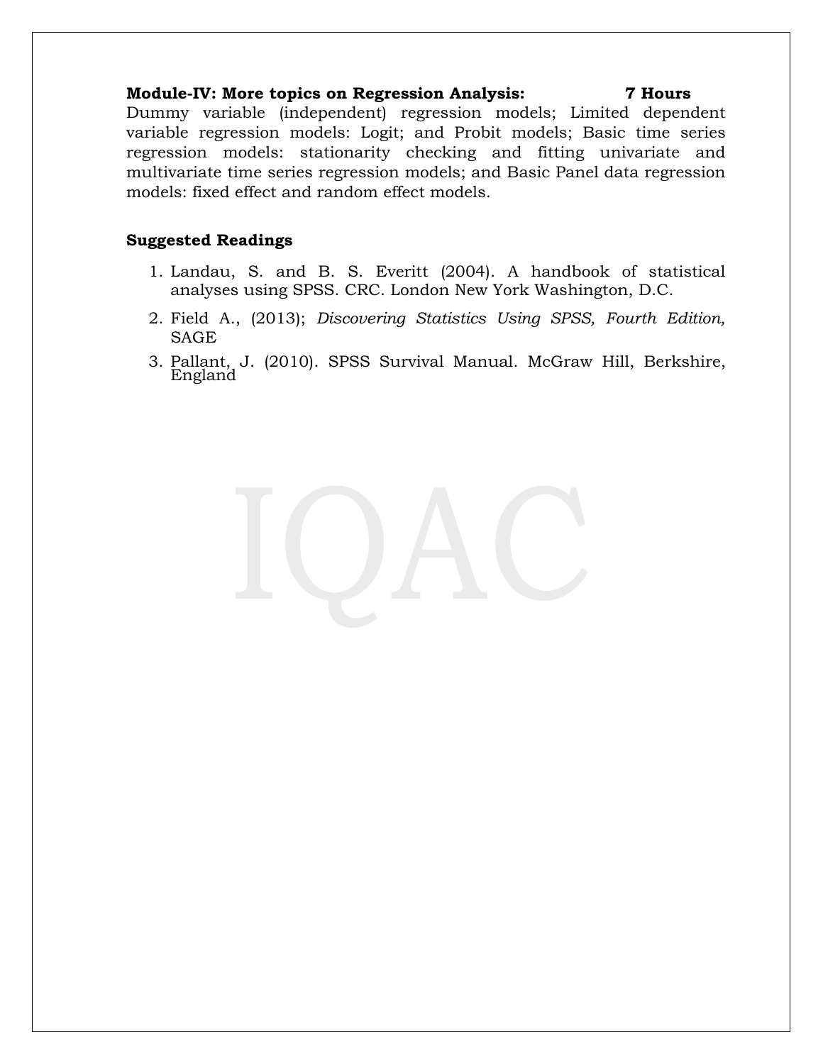**Module-IV: More topics on Regression Analysis: 7 Hours**

Dummy variable (independent) regression models; Limited dependent variable regression models: Logit; and Probit models; Basic time series regression models: stationarity checking and fitting univariate and multivariate time series regression models; and Basic Panel data regression models: fixed effect and random effect models.

**Suggested Readings**

1. Landau, S. and B. S. Everitt (2004). A handbook of statistical analyses using SPSS. CRC. London New York Washington, D.C.
2. Field A., (2013); *Discovering Statistics Using SPSS, Fourth Edition,* SAGE
3. Pallant, J. (2010). SPSS Survival Manual. McGraw Hill, Berkshire, England